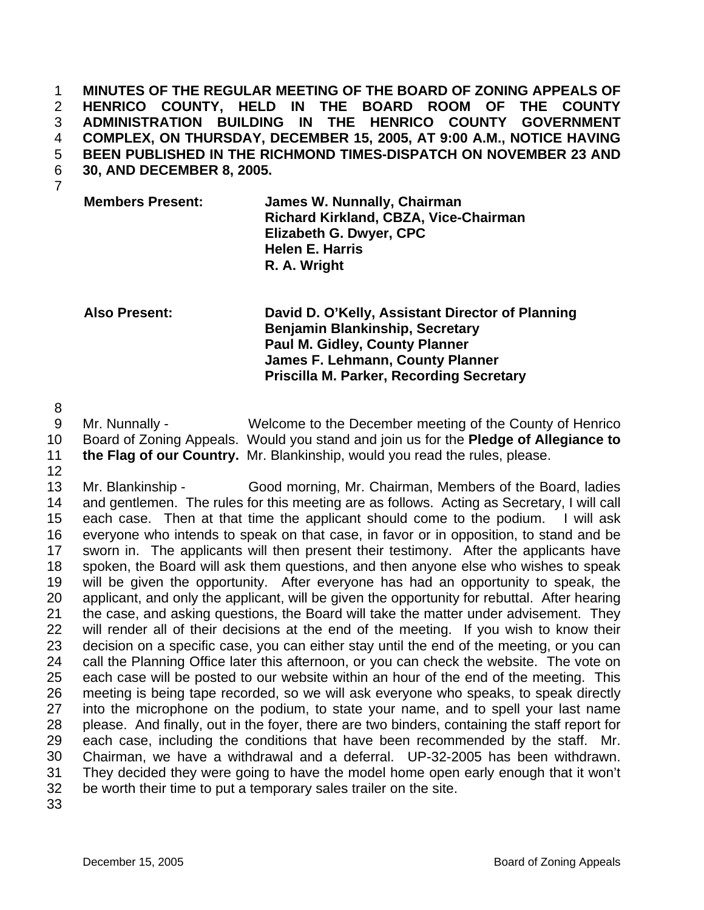**MINUTES OF THE REGULAR MEETING OF THE BOARD OF ZONING APPEALS OF HENRICO COUNTY, HELD IN THE BOARD ROOM OF THE COUNTY ADMINISTRATION BUILDING IN THE HENRICO COUNTY GOVERNMENT COMPLEX, ON THURSDAY, DECEMBER 15, 2005, AT 9:00 A.M., NOTICE HAVING BEEN PUBLISHED IN THE RICHMOND TIMES-DISPATCH ON NOVEMBER 23 AND 30, AND DECEMBER 8, 2005.**

| | |
|---|---|
| **Members Present:** | **James W. Nunnally, Chairman** |
| | **Richard Kirkland, CBZA, Vice-Chairman** |
| | **Elizabeth G. Dwyer, CPC** |
| | **Helen E. Harris** |
| | **R. A. Wright** |
| **Also Present:** | **David D. O'Kelly, Assistant Director of Planning** |
| | **Benjamin Blankinship, Secretary** |
| | **Paul M. Gidley, County Planner** |
| | **James F. Lehmann, County Planner** |
| | **Priscilla M. Parker, Recording Secretary** |

Mr. Nunnally - Welcome to the December meeting of the County of Henrico Board of Zoning Appeals. Would you stand and join us for the **Pledge of Allegiance to the Flag of our Country.** Mr. Blankinship, would you read the rules, please.

Mr. Blankinship - Good morning, Mr. Chairman, Members of the Board, ladies and gentlemen. The rules for this meeting are as follows. Acting as Secretary, I will call each case. Then at that time the applicant should come to the podium. I will ask everyone who intends to speak on that case, in favor or in opposition, to stand and be sworn in. The applicants will then present their testimony. After the applicants have spoken, the Board will ask them questions, and then anyone else who wishes to speak will be given the opportunity. After everyone has had an opportunity to speak, the applicant, and only the applicant, will be given the opportunity for rebuttal. After hearing the case, and asking questions, the Board will take the matter under advisement. They will render all of their decisions at the end of the meeting. If you wish to know their decision on a specific case, you can either stay until the end of the meeting, or you can call the Planning Office later this afternoon, or you can check the website. The vote on each case will be posted to our website within an hour of the end of the meeting. This meeting is being tape recorded, so we will ask everyone who speaks, to speak directly into the microphone on the podium, to state your name, and to spell your last name please. And finally, out in the foyer, there are two binders, containing the staff report for each case, including the conditions that have been recommended by the staff. Mr. Chairman, we have a withdrawal and a deferral. UP-32-2005 has been withdrawn. They decided they were going to have the model home open early enough that it won't be worth their time to put a temporary sales trailer on the site.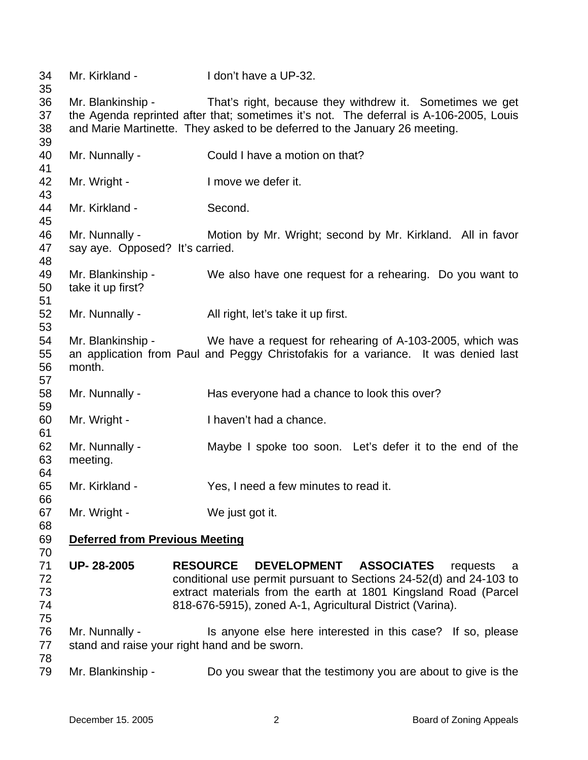Mr. Kirkland - I don't have a UP-32.

Mr. Blankinship - That's right, because they withdrew it. Sometimes we get the Agenda reprinted after that; sometimes it's not. The deferral is A-106-2005, Louis and Marie Martinette. They asked to be deferred to the January 26 meeting.

Mr. Nunnally - Could I have a motion on that?

Mr. Wright - I move we defer it.

Mr. Kirkland - Second.

Mr. Nunnally - Motion by Mr. Wright; second by Mr. Kirkland. All in favor say aye. Opposed? It's carried.

Mr. Blankinship - We also have one request for a rehearing. Do you want to take it up first?

Mr. Nunnally - All right, let's take it up first.

Mr. Blankinship - We have a request for rehearing of A-103-2005, which was an application from Paul and Peggy Christofakis for a variance. It was denied last month.

Mr. Nunnally - Has everyone had a chance to look this over?

Mr. Wright - I haven't had a chance.

Mr. Nunnally - Maybe I spoke too soon. Let's defer it to the end of the meeting.

Mr. Kirkland - Yes, I need a few minutes to read it.

Mr. Wright - We just got it.

**Deferred from Previous Meeting**

**UP- 28-2005** **RESOURCE DEVELOPMENT ASSOCIATES** requests a conditional use permit pursuant to Sections 24-52(d) and 24-103 to extract materials from the earth at 1801 Kingsland Road (Parcel 818-676-5915), zoned A-1, Agricultural District (Varina).

Mr. Nunnally - Is anyone else here interested in this case? If so, please stand and raise your right hand and be sworn.

Mr. Blankinship - Do you swear that the testimony you are about to give is the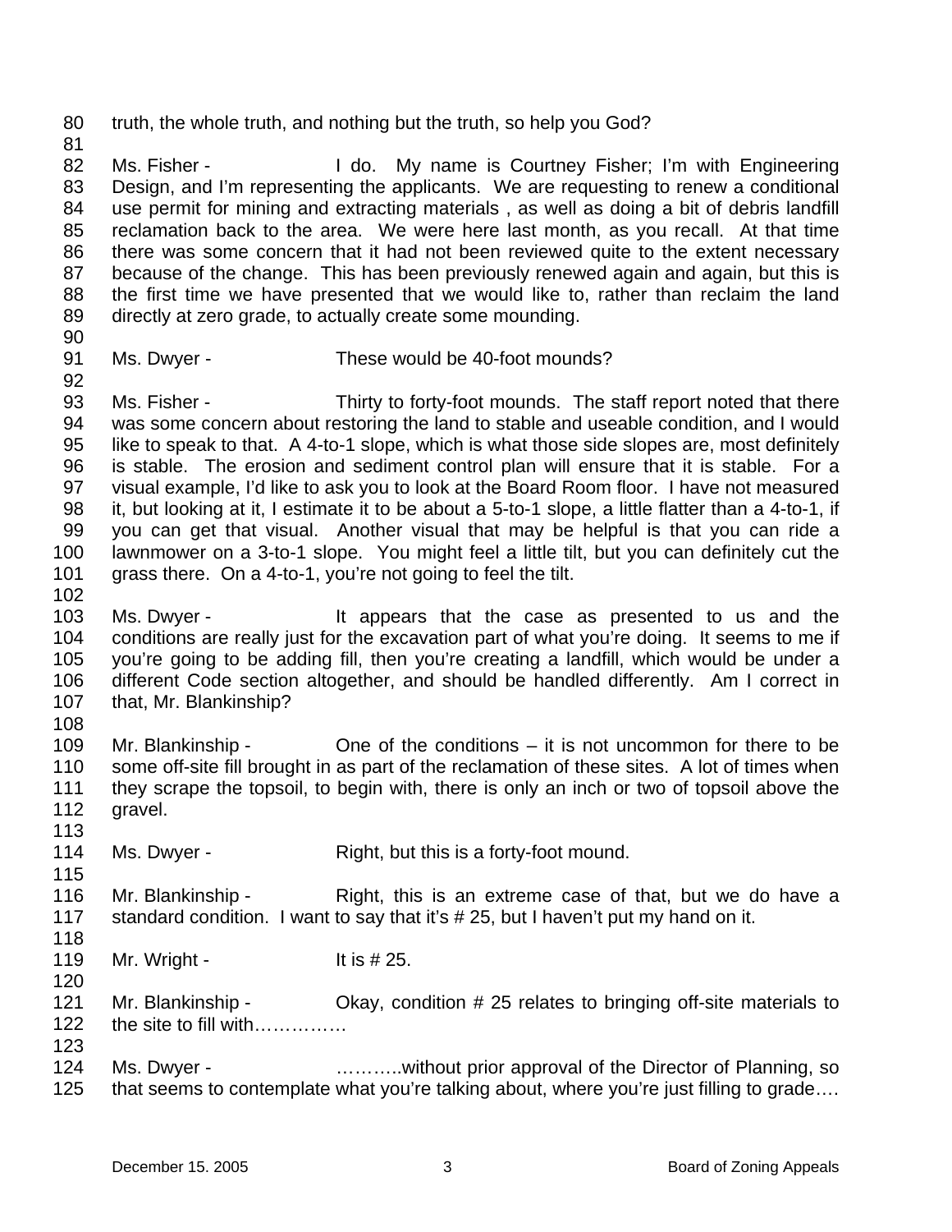truth, the whole truth, and nothing but the truth, so help you God?

Ms. Fisher - I do. My name is Courtney Fisher; I'm with Engineering Design, and I'm representing the applicants. We are requesting to renew a conditional use permit for mining and extracting materials , as well as doing a bit of debris landfill reclamation back to the area. We were here last month, as you recall. At that time there was some concern that it had not been reviewed quite to the extent necessary because of the change. This has been previously renewed again and again, but this is the first time we have presented that we would like to, rather than reclaim the land directly at zero grade, to actually create some mounding.

Ms. Dwyer - These would be 40-foot mounds?

Ms. Fisher - Thirty to forty-foot mounds. The staff report noted that there was some concern about restoring the land to stable and useable condition, and I would like to speak to that. A 4-to-1 slope, which is what those side slopes are, most definitely is stable. The erosion and sediment control plan will ensure that it is stable. For a visual example, I'd like to ask you to look at the Board Room floor. I have not measured it, but looking at it, I estimate it to be about a 5-to-1 slope, a little flatter than a 4-to-1, if you can get that visual. Another visual that may be helpful is that you can ride a lawnmower on a 3-to-1 slope. You might feel a little tilt, but you can definitely cut the grass there. On a 4-to-1, you're not going to feel the tilt.

Ms. Dwyer - It appears that the case as presented to us and the conditions are really just for the excavation part of what you're doing. It seems to me if you're going to be adding fill, then you're creating a landfill, which would be under a different Code section altogether, and should be handled differently. Am I correct in that, Mr. Blankinship?

Mr. Blankinship - One of the conditions – it is not uncommon for there to be some off-site fill brought in as part of the reclamation of these sites. A lot of times when they scrape the topsoil, to begin with, there is only an inch or two of topsoil above the gravel.

Ms. Dwyer - Right, but this is a forty-foot mound.

Mr. Blankinship - Right, this is an extreme case of that, but we do have a standard condition. I want to say that it's # 25, but I haven't put my hand on it.

Mr. Wright - It is # 25.

Mr. Blankinship - Okay, condition # 25 relates to bringing off-site materials to the site to fill with……………

Ms. Dwyer - ………..without prior approval of the Director of Planning, so that seems to contemplate what you're talking about, where you're just filling to grade….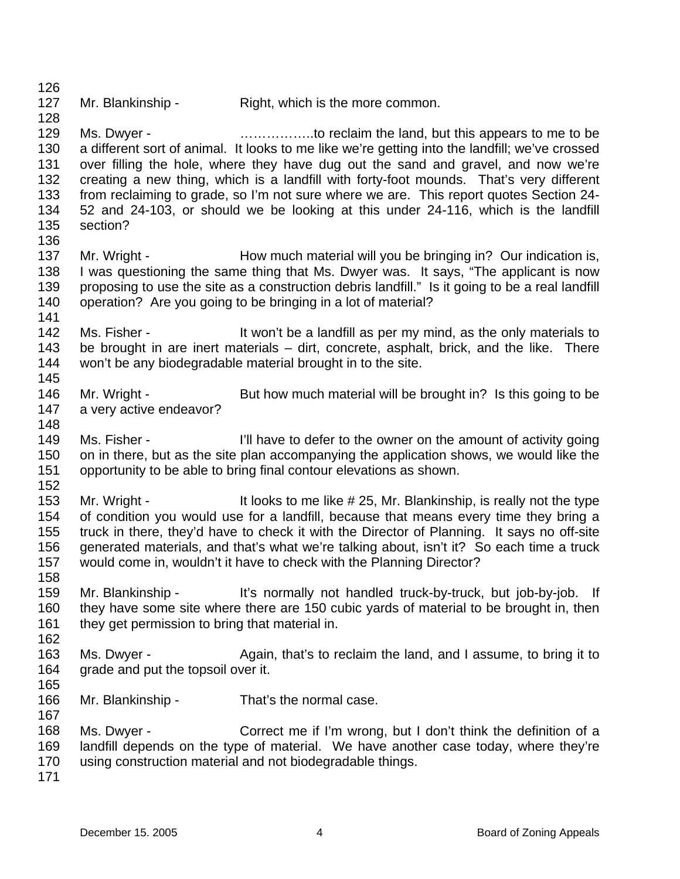Mr. Blankinship - Right, which is the more common.

Ms. Dwyer - ……………..to reclaim the land, but this appears to me to be a different sort of animal. It looks to me like we're getting into the landfill; we've crossed over filling the hole, where they have dug out the sand and gravel, and now we're creating a new thing, which is a landfill with forty-foot mounds. That's very different from reclaiming to grade, so I'm not sure where we are. This report quotes Section 24-52 and 24-103, or should we be looking at this under 24-116, which is the landfill section?

Mr. Wright - How much material will you be bringing in? Our indication is, I was questioning the same thing that Ms. Dwyer was. It says, "The applicant is now proposing to use the site as a construction debris landfill." Is it going to be a real landfill operation? Are you going to be bringing in a lot of material?

Ms. Fisher - It won't be a landfill as per my mind, as the only materials to be brought in are inert materials – dirt, concrete, asphalt, brick, and the like. There won't be any biodegradable material brought in to the site.

Mr. Wright - But how much material will be brought in? Is this going to be a very active endeavor?

Ms. Fisher - I'll have to defer to the owner on the amount of activity going on in there, but as the site plan accompanying the application shows, we would like the opportunity to be able to bring final contour elevations as shown.

Mr. Wright - It looks to me like # 25, Mr. Blankinship, is really not the type of condition you would use for a landfill, because that means every time they bring a truck in there, they'd have to check it with the Director of Planning. It says no off-site generated materials, and that's what we're talking about, isn't it? So each time a truck would come in, wouldn't it have to check with the Planning Director?

Mr. Blankinship - It's normally not handled truck-by-truck, but job-by-job. If they have some site where there are 150 cubic yards of material to be brought in, then they get permission to bring that material in.

Ms. Dwyer - Again, that's to reclaim the land, and I assume, to bring it to grade and put the topsoil over it.

Mr. Blankinship - That's the normal case.

Ms. Dwyer - Correct me if I'm wrong, but I don't think the definition of a landfill depends on the type of material. We have another case today, where they're using construction material and not biodegradable things.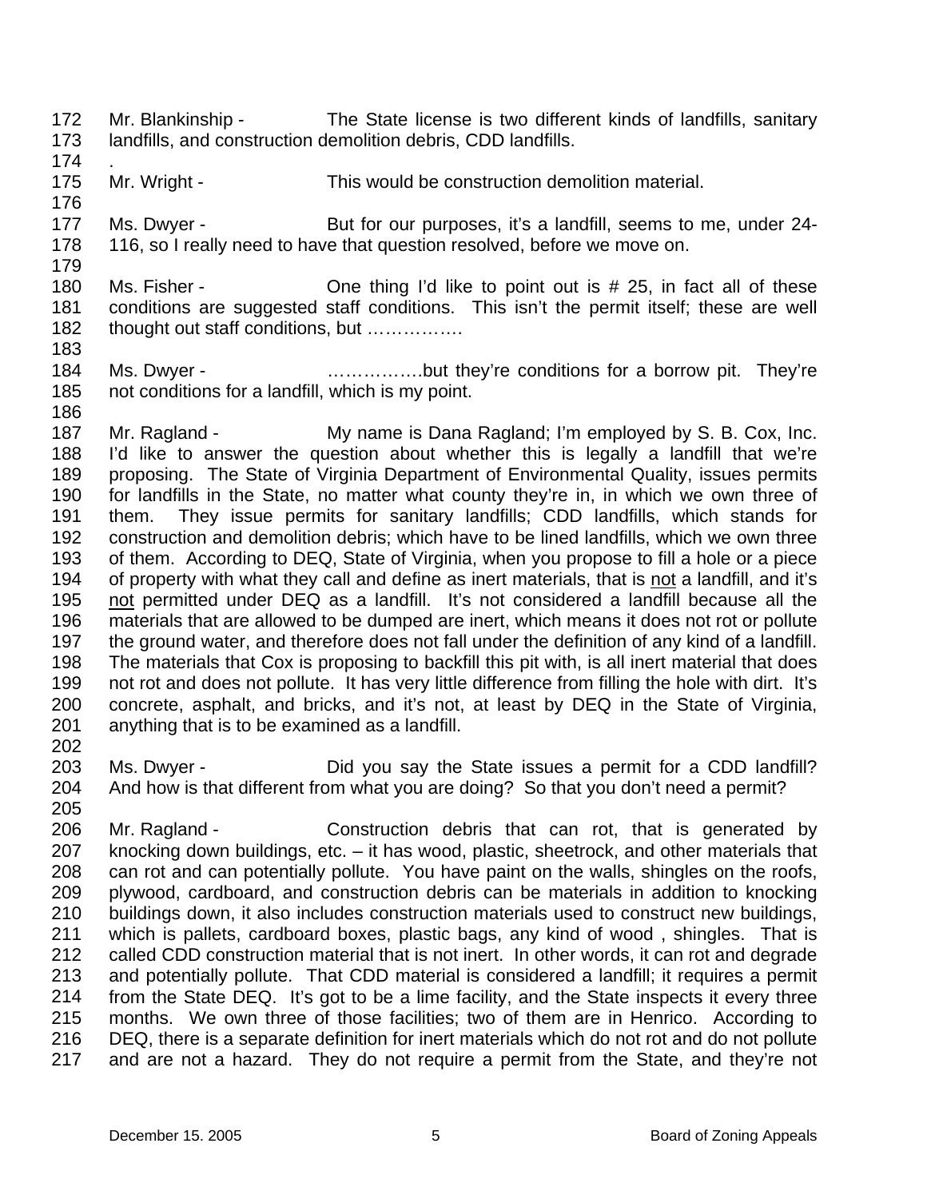172 Mr. Blankinship - The State license is two different kinds of landfills, sanitary
173 landfills, and construction demolition debris, CDD landfills.
174 .
175 Mr. Wright - This would be construction demolition material.
176
177 Ms. Dwyer - But for our purposes, it's a landfill, seems to me, under 24-
178 116, so I really need to have that question resolved, before we move on.
179
180 Ms. Fisher - One thing I'd like to point out is # 25, in fact all of these
181 conditions are suggested staff conditions. This isn't the permit itself; these are well
182 thought out staff conditions, but …………….
183
184 Ms. Dwyer - …………….but they're conditions for a borrow pit. They're
185 not conditions for a landfill, which is my point.
186
187 Mr. Ragland - My name is Dana Ragland; I'm employed by S. B. Cox, Inc.
188 I'd like to answer the question about whether this is legally a landfill that we're
189 proposing. The State of Virginia Department of Environmental Quality, issues permits
190 for landfills in the State, no matter what county they're in, in which we own three of
191 them. They issue permits for sanitary landfills; CDD landfills, which stands for
192 construction and demolition debris; which have to be lined landfills, which we own three
193 of them. According to DEQ, State of Virginia, when you propose to fill a hole or a piece
194 of property with what they call and define as inert materials, that is <u>not</u> a landfill, and it's
195 <u>not</u> permitted under DEQ as a landfill. It's not considered a landfill because all the
196 materials that are allowed to be dumped are inert, which means it does not rot or pollute
197 the ground water, and therefore does not fall under the definition of any kind of a landfill.
198 The materials that Cox is proposing to backfill this pit with, is all inert material that does
199 not rot and does not pollute. It has very little difference from filling the hole with dirt. It's
200 concrete, asphalt, and bricks, and it's not, at least by DEQ in the State of Virginia,
201 anything that is to be examined as a landfill.
202
203 Ms. Dwyer - Did you say the State issues a permit for a CDD landfill?
204 And how is that different from what you are doing? So that you don't need a permit?
205
206 Mr. Ragland - Construction debris that can rot, that is generated by
207 knocking down buildings, etc. – it has wood, plastic, sheetrock, and other materials that
208 can rot and can potentially pollute. You have paint on the walls, shingles on the roofs,
209 plywood, cardboard, and construction debris can be materials in addition to knocking
210 buildings down, it also includes construction materials used to construct new buildings,
211 which is pallets, cardboard boxes, plastic bags, any kind of wood , shingles. That is
212 called CDD construction material that is not inert. In other words, it can rot and degrade
213 and potentially pollute. That CDD material is considered a landfill; it requires a permit
214 from the State DEQ. It's got to be a lime facility, and the State inspects it every three
215 months. We own three of those facilities; two of them are in Henrico. According to
216 DEQ, there is a separate definition for inert materials which do not rot and do not pollute
217 and are not a hazard. They do not require a permit from the State, and they're not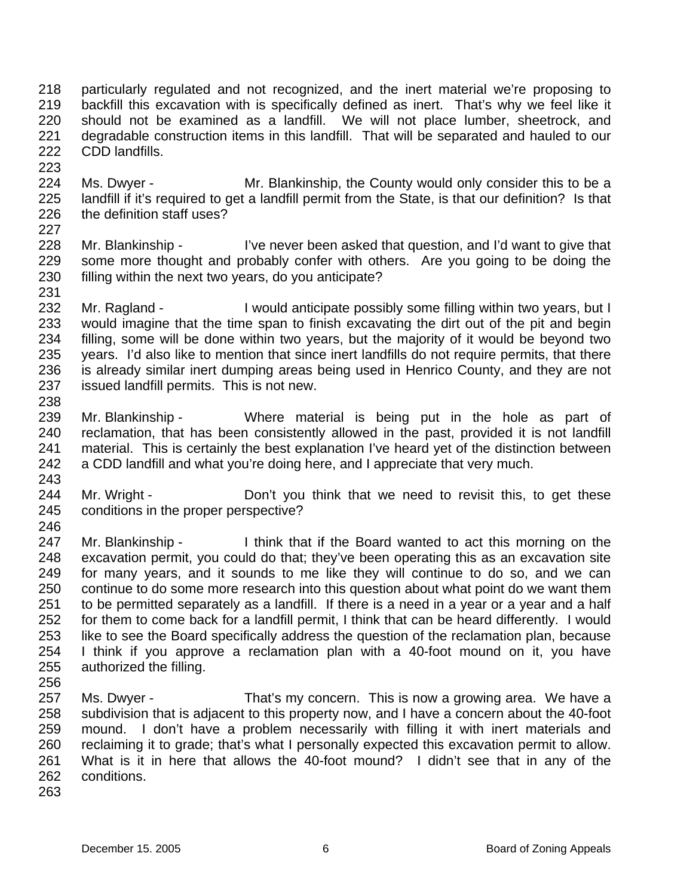particularly regulated and not recognized, and the inert material we're proposing to backfill this excavation with is specifically defined as inert. That's why we feel like it should not be examined as a landfill. We will not place lumber, sheetrock, and degradable construction items in this landfill. That will be separated and hauled to our CDD landfills.

Ms. Dwyer - Mr. Blankinship, the County would only consider this to be a landfill if it's required to get a landfill permit from the State, is that our definition? Is that the definition staff uses?

Mr. Blankinship - I've never been asked that question, and I'd want to give that some more thought and probably confer with others. Are you going to be doing the filling within the next two years, do you anticipate?

Mr. Ragland - I would anticipate possibly some filling within two years, but I would imagine that the time span to finish excavating the dirt out of the pit and begin filling, some will be done within two years, but the majority of it would be beyond two years. I'd also like to mention that since inert landfills do not require permits, that there is already similar inert dumping areas being used in Henrico County, and they are not issued landfill permits. This is not new.

Mr. Blankinship - Where material is being put in the hole as part of reclamation, that has been consistently allowed in the past, provided it is not landfill material. This is certainly the best explanation I've heard yet of the distinction between a CDD landfill and what you're doing here, and I appreciate that very much.

Mr. Wright - Don't you think that we need to revisit this, to get these conditions in the proper perspective?

Mr. Blankinship - I think that if the Board wanted to act this morning on the excavation permit, you could do that; they've been operating this as an excavation site for many years, and it sounds to me like they will continue to do so, and we can continue to do some more research into this question about what point do we want them to be permitted separately as a landfill. If there is a need in a year or a year and a half for them to come back for a landfill permit, I think that can be heard differently. I would like to see the Board specifically address the question of the reclamation plan, because I think if you approve a reclamation plan with a 40-foot mound on it, you have authorized the filling.

Ms. Dwyer - That's my concern. This is now a growing area. We have a subdivision that is adjacent to this property now, and I have a concern about the 40-foot mound. I don't have a problem necessarily with filling it with inert materials and reclaiming it to grade; that's what I personally expected this excavation permit to allow. What is it in here that allows the 40-foot mound? I didn't see that in any of the conditions.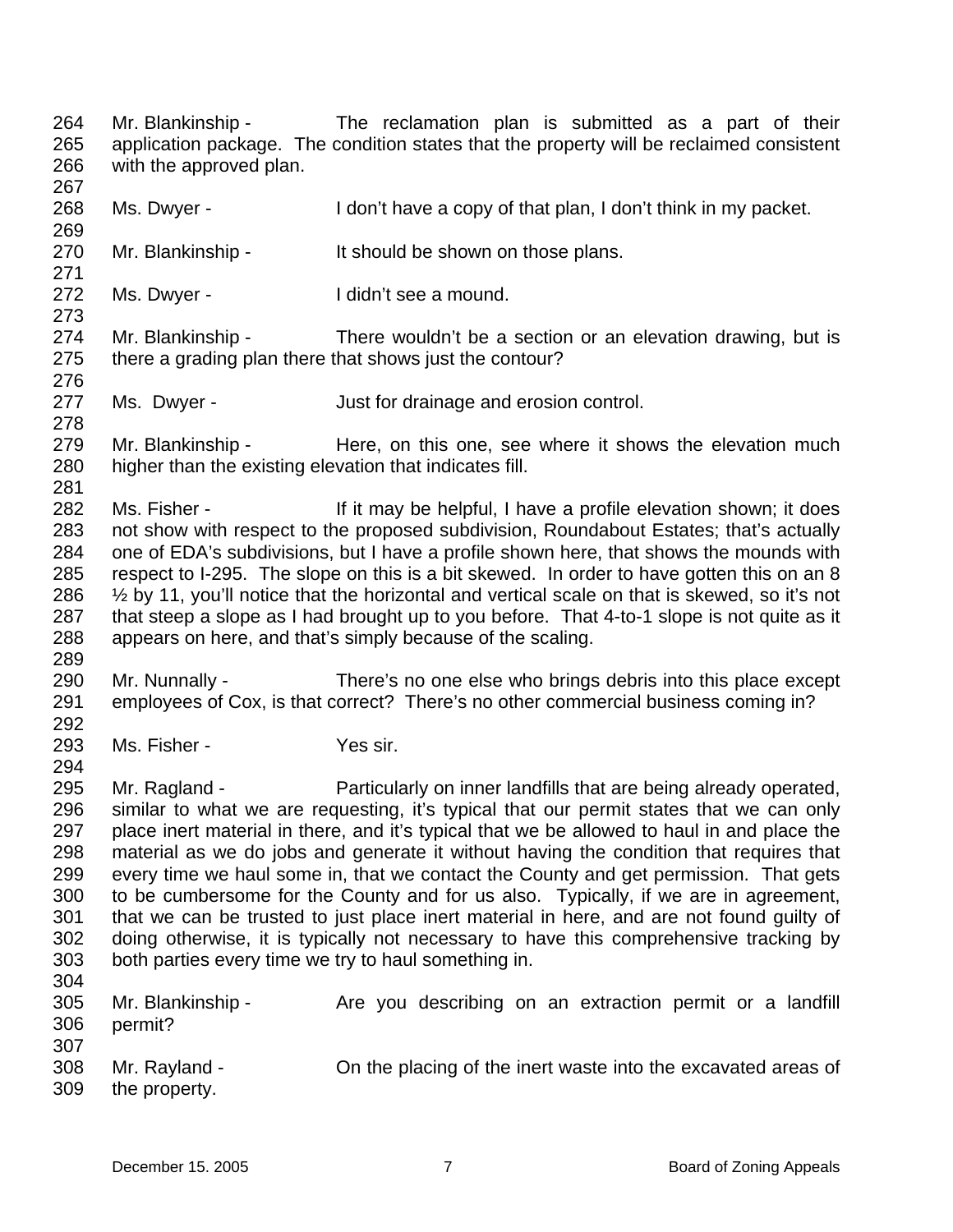264 Mr. Blankinship - The reclamation plan is submitted as a part of their
265 application package. The condition states that the property will be reclaimed consistent
266 with the approved plan.
267
268 Ms. Dwyer - I don't have a copy of that plan, I don't think in my packet.
269
270 Mr. Blankinship - It should be shown on those plans.
271
272 Ms. Dwyer - I didn't see a mound.
273
274 Mr. Blankinship - There wouldn't be a section or an elevation drawing, but is
275 there a grading plan there that shows just the contour?
276
277 Ms. Dwyer - Just for drainage and erosion control.
278
279 Mr. Blankinship - Here, on this one, see where it shows the elevation much
280 higher than the existing elevation that indicates fill.
281
282 Ms. Fisher - If it may be helpful, I have a profile elevation shown; it does
283 not show with respect to the proposed subdivision, Roundabout Estates; that's actually
284 one of EDA's subdivisions, but I have a profile shown here, that shows the mounds with
285 respect to I-295. The slope on this is a bit skewed. In order to have gotten this on an 8
286 ½ by 11, you'll notice that the horizontal and vertical scale on that is skewed, so it's not
287 that steep a slope as I had brought up to you before. That 4-to-1 slope is not quite as it
288 appears on here, and that's simply because of the scaling.
289
290 Mr. Nunnally - There's no one else who brings debris into this place except
291 employees of Cox, is that correct? There's no other commercial business coming in?
292
293 Ms. Fisher - Yes sir.
294
295 Mr. Ragland - Particularly on inner landfills that are being already operated,
296 similar to what we are requesting, it's typical that our permit states that we can only
297 place inert material in there, and it's typical that we be allowed to haul in and place the
298 material as we do jobs and generate it without having the condition that requires that
299 every time we haul some in, that we contact the County and get permission. That gets
300 to be cumbersome for the County and for us also. Typically, if we are in agreement,
301 that we can be trusted to just place inert material in here, and are not found guilty of
302 doing otherwise, it is typically not necessary to have this comprehensive tracking by
303 both parties every time we try to haul something in.
304
305 Mr. Blankinship - Are you describing on an extraction permit or a landfill
306 permit?
307
308 Mr. Rayland - On the placing of the inert waste into the excavated areas of
309 the property.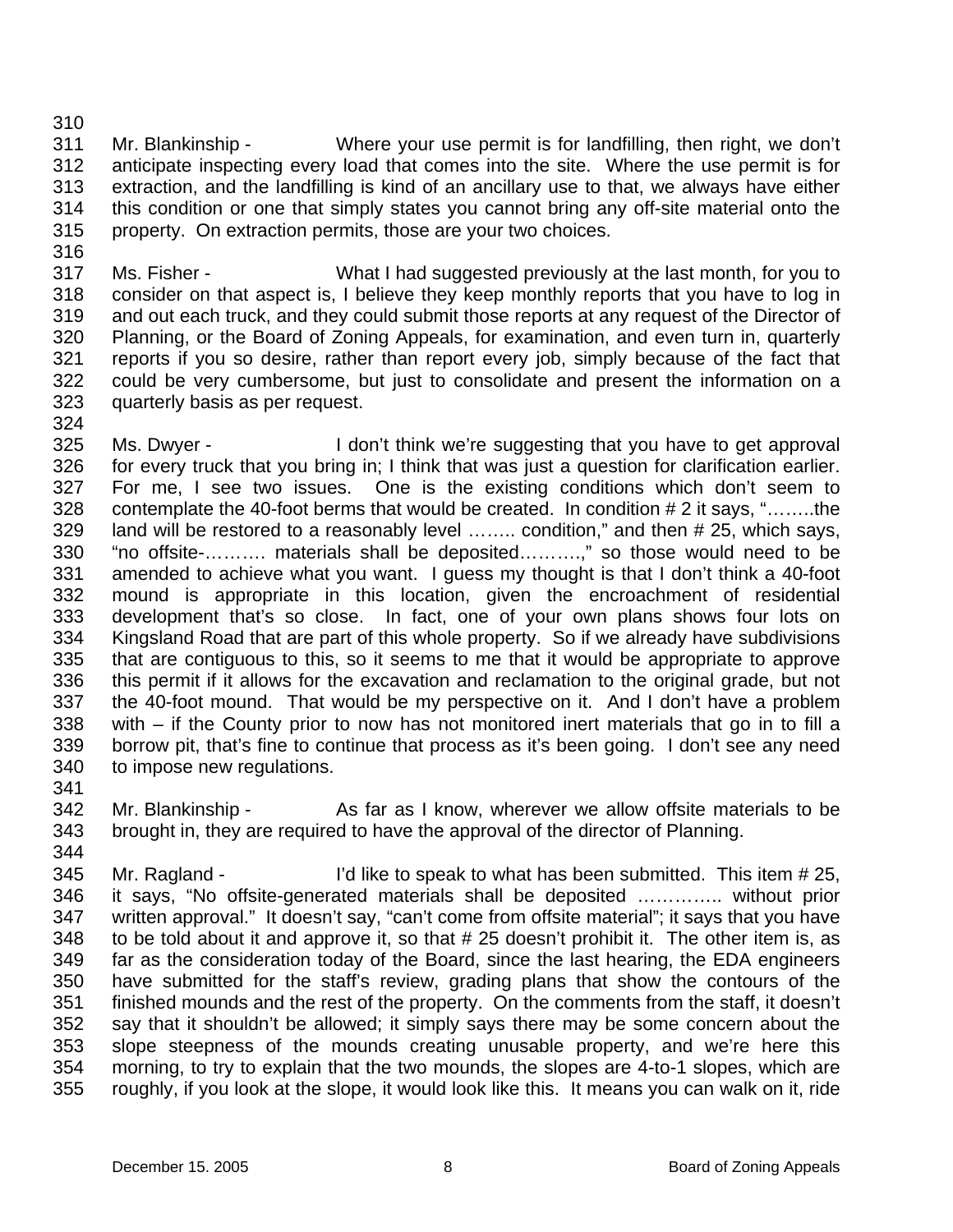Mr. Blankinship - Where your use permit is for landfilling, then right, we don't anticipate inspecting every load that comes into the site. Where the use permit is for extraction, and the landfilling is kind of an ancillary use to that, we always have either this condition or one that simply states you cannot bring any off-site material onto the property. On extraction permits, those are your two choices.

Ms. Fisher - What I had suggested previously at the last month, for you to consider on that aspect is, I believe they keep monthly reports that you have to log in and out each truck, and they could submit those reports at any request of the Director of Planning, or the Board of Zoning Appeals, for examination, and even turn in, quarterly reports if you so desire, rather than report every job, simply because of the fact that could be very cumbersome, but just to consolidate and present the information on a quarterly basis as per request.

Ms. Dwyer - I don't think we're suggesting that you have to get approval for every truck that you bring in; I think that was just a question for clarification earlier. For me, I see two issues. One is the existing conditions which don't seem to contemplate the 40-foot berms that would be created. In condition # 2 it says, "……..the land will be restored to a reasonably level …….. condition," and then # 25, which says, "no offsite-………. materials shall be deposited……….," so those would need to be amended to achieve what you want. I guess my thought is that I don't think a 40-foot mound is appropriate in this location, given the encroachment of residential development that's so close. In fact, one of your own plans shows four lots on Kingsland Road that are part of this whole property. So if we already have subdivisions that are contiguous to this, so it seems to me that it would be appropriate to approve this permit if it allows for the excavation and reclamation to the original grade, but not the 40-foot mound. That would be my perspective on it. And I don't have a problem with – if the County prior to now has not monitored inert materials that go in to fill a borrow pit, that's fine to continue that process as it's been going. I don't see any need to impose new regulations.

Mr. Blankinship - As far as I know, wherever we allow offsite materials to be brought in, they are required to have the approval of the director of Planning.

Mr. Ragland - I'd like to speak to what has been submitted. This item # 25, it says, "No offsite-generated materials shall be deposited ………….. without prior written approval." It doesn't say, "can't come from offsite material"; it says that you have to be told about it and approve it, so that # 25 doesn't prohibit it. The other item is, as far as the consideration today of the Board, since the last hearing, the EDA engineers have submitted for the staff's review, grading plans that show the contours of the finished mounds and the rest of the property. On the comments from the staff, it doesn't say that it shouldn't be allowed; it simply says there may be some concern about the slope steepness of the mounds creating unusable property, and we're here this morning, to try to explain that the two mounds, the slopes are 4-to-1 slopes, which are roughly, if you look at the slope, it would look like this. It means you can walk on it, ride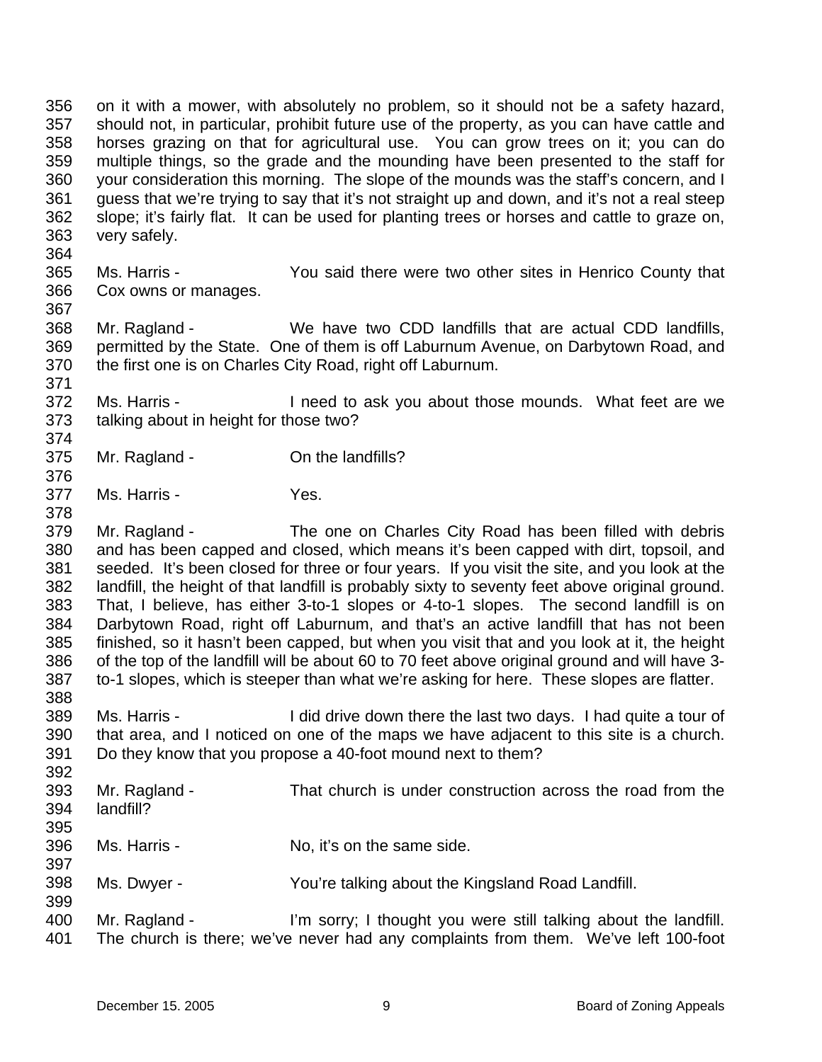on it with a mower, with absolutely no problem, so it should not be a safety hazard, should not, in particular, prohibit future use of the property, as you can have cattle and horses grazing on that for agricultural use. You can grow trees on it; you can do multiple things, so the grade and the mounding have been presented to the staff for your consideration this morning. The slope of the mounds was the staff's concern, and I guess that we're trying to say that it's not straight up and down, and it's not a real steep slope; it's fairly flat. It can be used for planting trees or horses and cattle to graze on, very safely.

Ms. Harris - You said there were two other sites in Henrico County that Cox owns or manages.

Mr. Ragland - We have two CDD landfills that are actual CDD landfills, permitted by the State. One of them is off Laburnum Avenue, on Darbytown Road, and the first one is on Charles City Road, right off Laburnum.

Ms. Harris - I need to ask you about those mounds. What feet are we talking about in height for those two?

Mr. Ragland - On the landfills?

Ms. Harris - Yes.

Mr. Ragland - The one on Charles City Road has been filled with debris and has been capped and closed, which means it's been capped with dirt, topsoil, and seeded. It's been closed for three or four years. If you visit the site, and you look at the landfill, the height of that landfill is probably sixty to seventy feet above original ground. That, I believe, has either 3-to-1 slopes or 4-to-1 slopes. The second landfill is on Darbytown Road, right off Laburnum, and that's an active landfill that has not been finished, so it hasn't been capped, but when you visit that and you look at it, the height of the top of the landfill will be about 60 to 70 feet above original ground and will have 3-to-1 slopes, which is steeper than what we're asking for here. These slopes are flatter.

Ms. Harris - I did drive down there the last two days. I had quite a tour of that area, and I noticed on one of the maps we have adjacent to this site is a church. Do they know that you propose a 40-foot mound next to them?

Mr. Ragland - That church is under construction across the road from the landfill?

Ms. Harris - No, it's on the same side.

Ms. Dwyer - You're talking about the Kingsland Road Landfill.

Mr. Ragland - I'm sorry; I thought you were still talking about the landfill. The church is there; we've never had any complaints from them. We've left 100-foot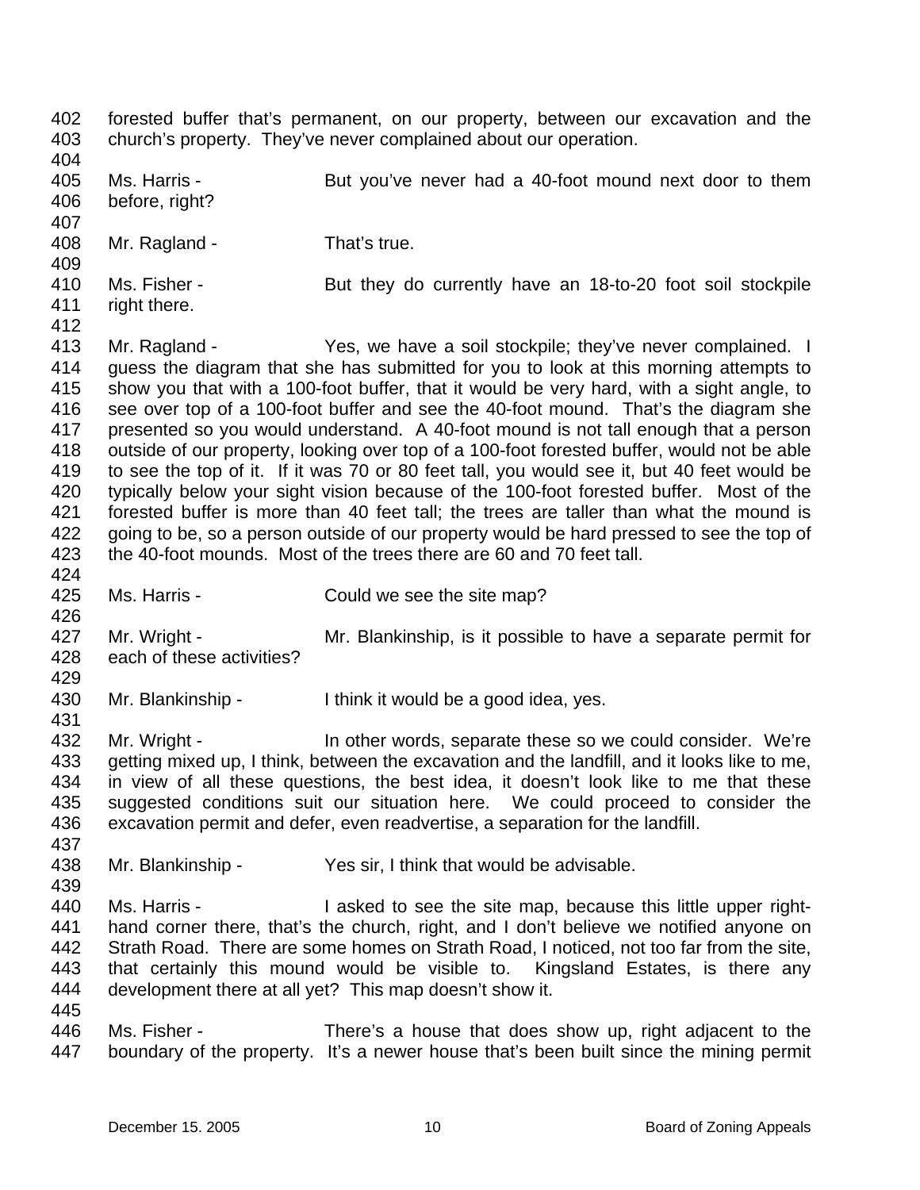forested buffer that's permanent, on our property, between our excavation and the church's property. They've never complained about our operation.

Ms. Harris - But you've never had a 40-foot mound next door to them before, right?

Mr. Ragland - That's true.

Ms. Fisher - But they do currently have an 18-to-20 foot soil stockpile right there.

Mr. Ragland - Yes, we have a soil stockpile; they've never complained. I guess the diagram that she has submitted for you to look at this morning attempts to show you that with a 100-foot buffer, that it would be very hard, with a sight angle, to see over top of a 100-foot buffer and see the 40-foot mound. That's the diagram she presented so you would understand. A 40-foot mound is not tall enough that a person outside of our property, looking over top of a 100-foot forested buffer, would not be able to see the top of it. If it was 70 or 80 feet tall, you would see it, but 40 feet would be typically below your sight vision because of the 100-foot forested buffer. Most of the forested buffer is more than 40 feet tall; the trees are taller than what the mound is going to be, so a person outside of our property would be hard pressed to see the top of the 40-foot mounds. Most of the trees there are 60 and 70 feet tall.

Ms. Harris - Could we see the site map?

Mr. Wright - Mr. Blankinship, is it possible to have a separate permit for each of these activities?

Mr. Blankinship - I think it would be a good idea, yes.

Mr. Wright - In other words, separate these so we could consider. We're getting mixed up, I think, between the excavation and the landfill, and it looks like to me, in view of all these questions, the best idea, it doesn't look like to me that these suggested conditions suit our situation here. We could proceed to consider the excavation permit and defer, even readvertise, a separation for the landfill.

Mr. Blankinship - Yes sir, I think that would be advisable.

Ms. Harris - I asked to see the site map, because this little upper right-hand corner there, that's the church, right, and I don't believe we notified anyone on Strath Road. There are some homes on Strath Road, I noticed, not too far from the site, that certainly this mound would be visible to. Kingsland Estates, is there any development there at all yet? This map doesn't show it.

Ms. Fisher - There's a house that does show up, right adjacent to the boundary of the property. It's a newer house that's been built since the mining permit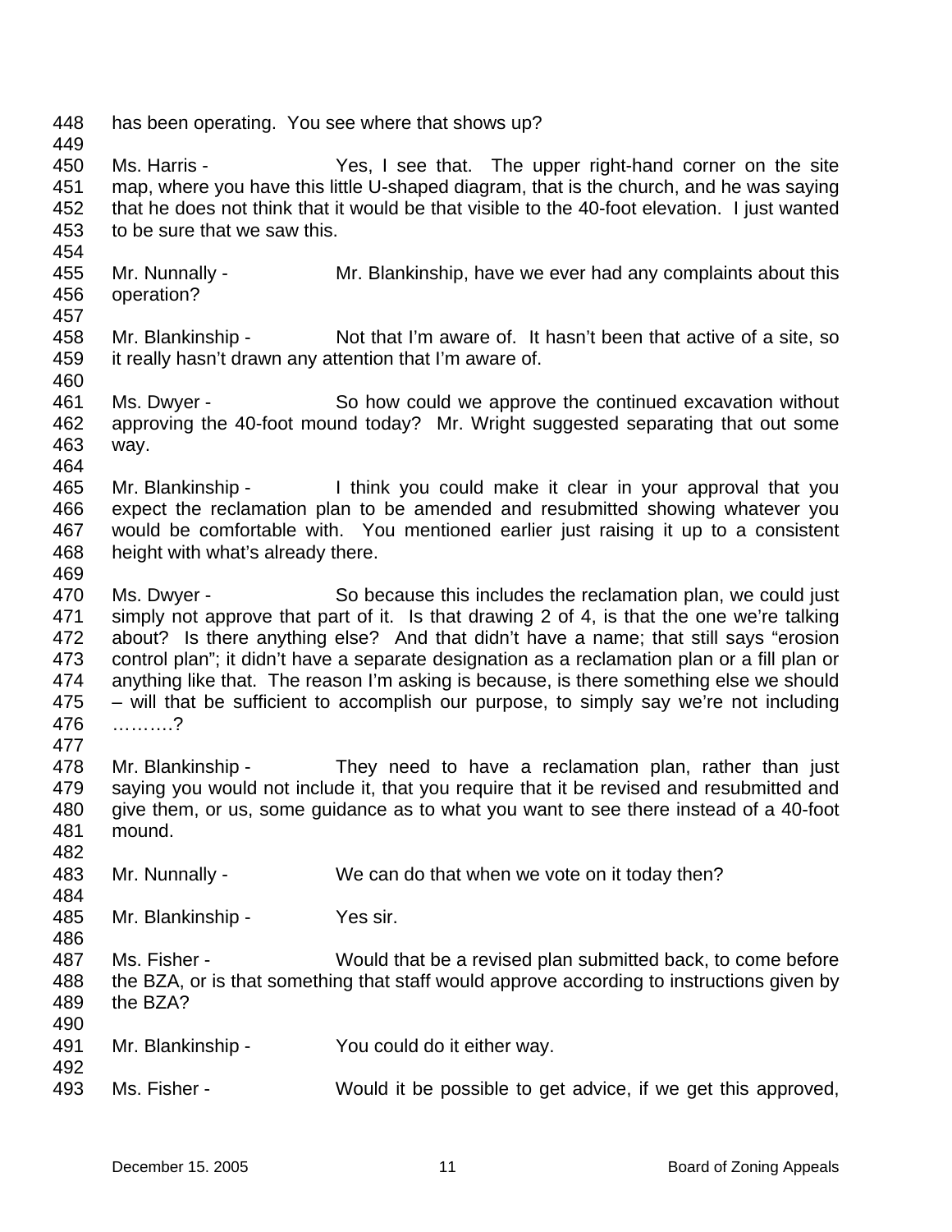has been operating. You see where that shows up?

Ms. Harris - Yes, I see that. The upper right-hand corner on the site map, where you have this little U-shaped diagram, that is the church, and he was saying that he does not think that it would be that visible to the 40-foot elevation. I just wanted to be sure that we saw this.

Mr. Nunnally - Mr. Blankinship, have we ever had any complaints about this operation?

Mr. Blankinship - Not that I'm aware of. It hasn't been that active of a site, so it really hasn't drawn any attention that I'm aware of.

Ms. Dwyer - So how could we approve the continued excavation without approving the 40-foot mound today? Mr. Wright suggested separating that out some way.

Mr. Blankinship - I think you could make it clear in your approval that you expect the reclamation plan to be amended and resubmitted showing whatever you would be comfortable with. You mentioned earlier just raising it up to a consistent height with what's already there.

Ms. Dwyer - So because this includes the reclamation plan, we could just simply not approve that part of it. Is that drawing 2 of 4, is that the one we're talking about? Is there anything else? And that didn't have a name; that still says "erosion control plan"; it didn't have a separate designation as a reclamation plan or a fill plan or anything like that. The reason I'm asking is because, is there something else we should – will that be sufficient to accomplish our purpose, to simply say we're not including ……….?

Mr. Blankinship - They need to have a reclamation plan, rather than just saying you would not include it, that you require that it be revised and resubmitted and give them, or us, some guidance as to what you want to see there instead of a 40-foot mound.

Mr. Nunnally - We can do that when we vote on it today then?

Mr. Blankinship - Yes sir.

Ms. Fisher - Would that be a revised plan submitted back, to come before the BZA, or is that something that staff would approve according to instructions given by the BZA?

Mr. Blankinship - You could do it either way.

Ms. Fisher - Would it be possible to get advice, if we get this approved,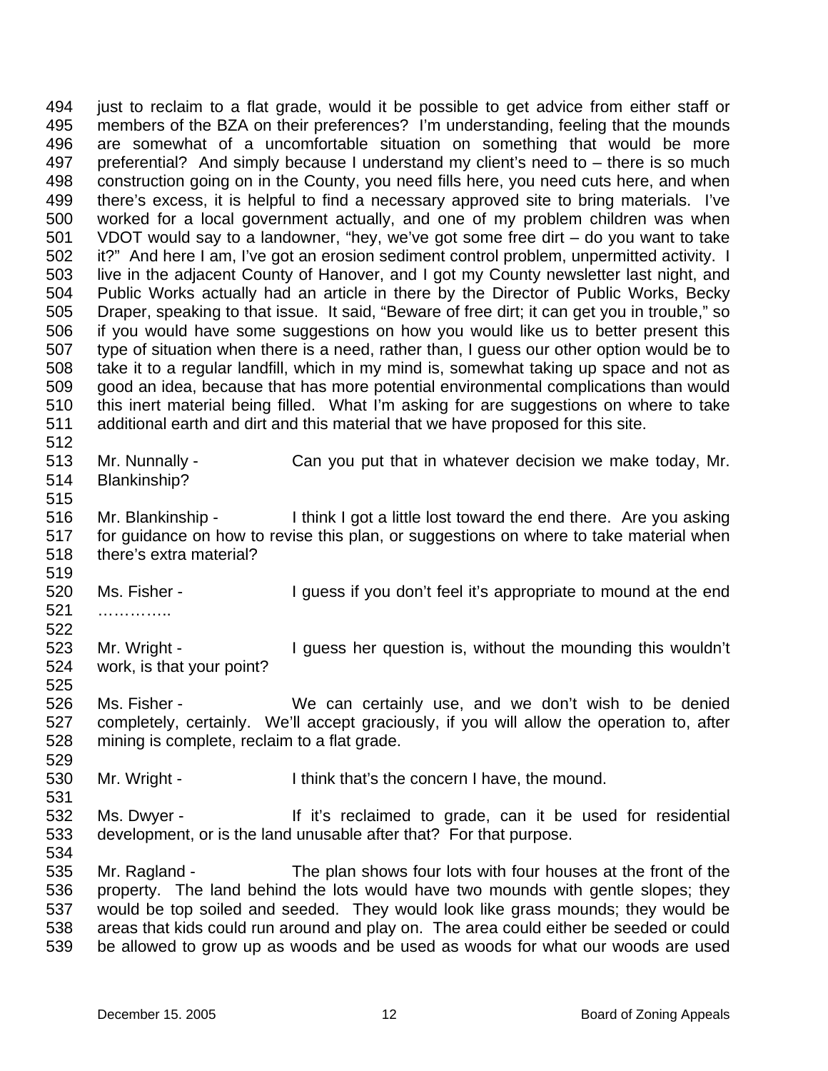494 just to reclaim to a flat grade, would it be possible to get advice from either staff or
495 members of the BZA on their preferences? I'm understanding, feeling that the mounds
496 are somewhat of a uncomfortable situation on something that would be more
497 preferential? And simply because I understand my client's need to – there is so much
498 construction going on in the County, you need fills here, you need cuts here, and when
499 there's excess, it is helpful to find a necessary approved site to bring materials. I've
500 worked for a local government actually, and one of my problem children was when
501 VDOT would say to a landowner, "hey, we've got some free dirt – do you want to take
502 it?" And here I am, I've got an erosion sediment control problem, unpermitted activity. I
503 live in the adjacent County of Hanover, and I got my County newsletter last night, and
504 Public Works actually had an article in there by the Director of Public Works, Becky
505 Draper, speaking to that issue. It said, "Beware of free dirt; it can get you in trouble," so
506 if you would have some suggestions on how you would like us to better present this
507 type of situation when there is a need, rather than, I guess our other option would be to
508 take it to a regular landfill, which in my mind is, somewhat taking up space and not as
509 good an idea, because that has more potential environmental complications than would
510 this inert material being filled. What I'm asking for are suggestions on where to take
511 additional earth and dirt and this material that we have proposed for this site.
512
513 Mr. Nunnally - Can you put that in whatever decision we make today, Mr.
514 Blankinship?
515
516 Mr. Blankinship - I think I got a little lost toward the end there. Are you asking
517 for guidance on how to revise this plan, or suggestions on where to take material when
518 there's extra material?
519
520 Ms. Fisher - I guess if you don't feel it's appropriate to mound at the end
521 …………..
522
523 Mr. Wright - I guess her question is, without the mounding this wouldn't
524 work, is that your point?
525
526 Ms. Fisher - We can certainly use, and we don't wish to be denied
527 completely, certainly. We'll accept graciously, if you will allow the operation to, after
528 mining is complete, reclaim to a flat grade.
529
530 Mr. Wright - I think that's the concern I have, the mound.
531
532 Ms. Dwyer - If it's reclaimed to grade, can it be used for residential
533 development, or is the land unusable after that? For that purpose.
534
535 Mr. Ragland - The plan shows four lots with four houses at the front of the
536 property. The land behind the lots would have two mounds with gentle slopes; they
537 would be top soiled and seeded. They would look like grass mounds; they would be
538 areas that kids could run around and play on. The area could either be seeded or could
539 be allowed to grow up as woods and be used as woods for what our woods are used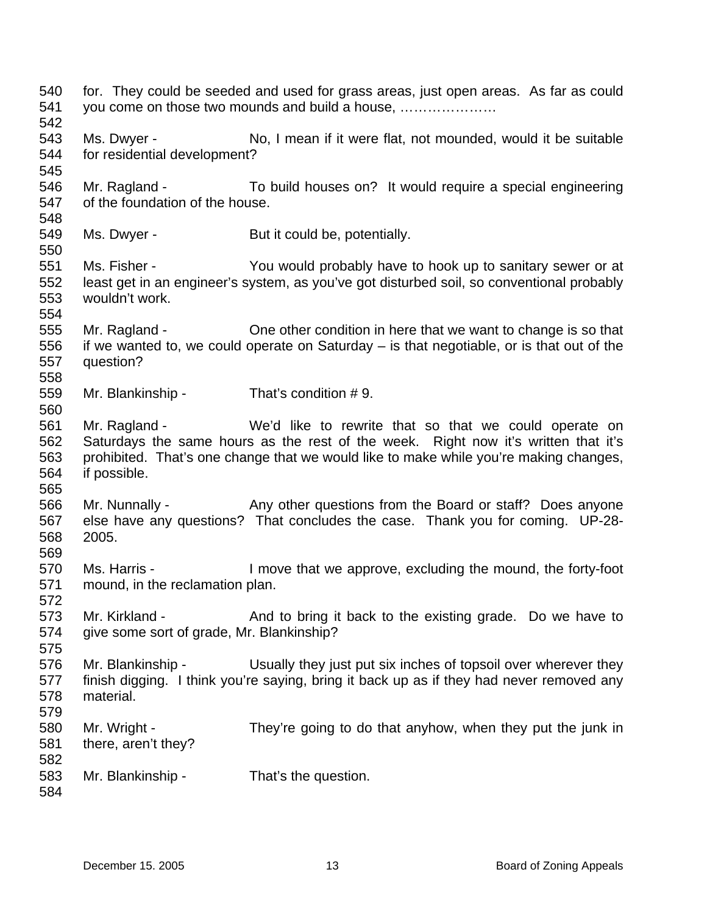for. They could be seeded and used for grass areas, just open areas. As far as could you come on those two mounds and build a house, …………………

Ms. Dwyer - No, I mean if it were flat, not mounded, would it be suitable for residential development?

Mr. Ragland - To build houses on? It would require a special engineering of the foundation of the house.

Ms. Dwyer - But it could be, potentially.

Ms. Fisher - You would probably have to hook up to sanitary sewer or at least get in an engineer's system, as you've got disturbed soil, so conventional probably wouldn't work.

Mr. Ragland - One other condition in here that we want to change is so that if we wanted to, we could operate on Saturday – is that negotiable, or is that out of the question?

Mr. Blankinship - That's condition # 9.

Mr. Ragland - We'd like to rewrite that so that we could operate on Saturdays the same hours as the rest of the week. Right now it's written that it's prohibited. That's one change that we would like to make while you're making changes, if possible.

Mr. Nunnally - Any other questions from the Board or staff? Does anyone else have any questions? That concludes the case. Thank you for coming. UP-28-2005.

Ms. Harris - I move that we approve, excluding the mound, the forty-foot mound, in the reclamation plan.

Mr. Kirkland - And to bring it back to the existing grade. Do we have to give some sort of grade, Mr. Blankinship?

Mr. Blankinship - Usually they just put six inches of topsoil over wherever they finish digging. I think you're saying, bring it back up as if they had never removed any material.

Mr. Wright - They're going to do that anyhow, when they put the junk in there, aren't they?

Mr. Blankinship - That's the question.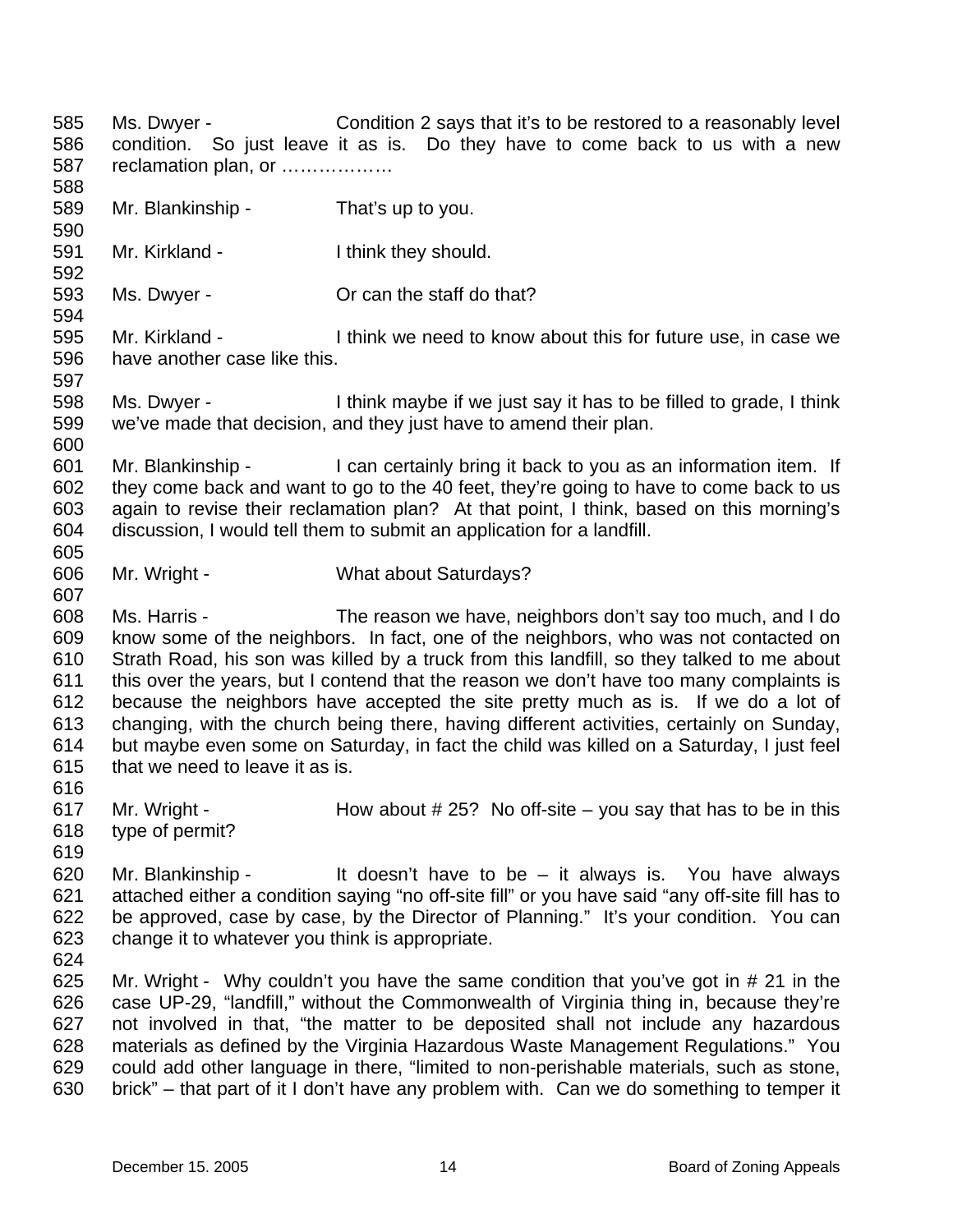585 Ms. Dwyer - Condition 2 says that it's to be restored to a reasonably level
586 condition. So just leave it as is. Do they have to come back to us with a new
587 reclamation plan, or ………………
588
589 Mr. Blankinship - That's up to you.
590
591 Mr. Kirkland - I think they should.
592
593 Ms. Dwyer - Or can the staff do that?
594
595 Mr. Kirkland - I think we need to know about this for future use, in case we
596 have another case like this.
597
598 Ms. Dwyer - I think maybe if we just say it has to be filled to grade, I think
599 we've made that decision, and they just have to amend their plan.
600
601 Mr. Blankinship - I can certainly bring it back to you as an information item. If
602 they come back and want to go to the 40 feet, they're going to have to come back to us
603 again to revise their reclamation plan? At that point, I think, based on this morning's
604 discussion, I would tell them to submit an application for a landfill.
605
606 Mr. Wright - What about Saturdays?
607
608 Ms. Harris - The reason we have, neighbors don't say too much, and I do
609 know some of the neighbors. In fact, one of the neighbors, who was not contacted on
610 Strath Road, his son was killed by a truck from this landfill, so they talked to me about
611 this over the years, but I contend that the reason we don't have too many complaints is
612 because the neighbors have accepted the site pretty much as is. If we do a lot of
613 changing, with the church being there, having different activities, certainly on Sunday,
614 but maybe even some on Saturday, in fact the child was killed on a Saturday, I just feel
615 that we need to leave it as is.
616
617 Mr. Wright - How about # 25? No off-site – you say that has to be in this
618 type of permit?
619
620 Mr. Blankinship - It doesn't have to be – it always is. You have always
621 attached either a condition saying "no off-site fill" or you have said "any off-site fill has to
622 be approved, case by case, by the Director of Planning." It's your condition. You can
623 change it to whatever you think is appropriate.
624
625 Mr. Wright - Why couldn't you have the same condition that you've got in # 21 in the
626 case UP-29, "landfill," without the Commonwealth of Virginia thing in, because they're
627 not involved in that, "the matter to be deposited shall not include any hazardous
628 materials as defined by the Virginia Hazardous Waste Management Regulations." You
629 could add other language in there, "limited to non-perishable materials, such as stone,
630 brick" – that part of it I don't have any problem with. Can we do something to temper it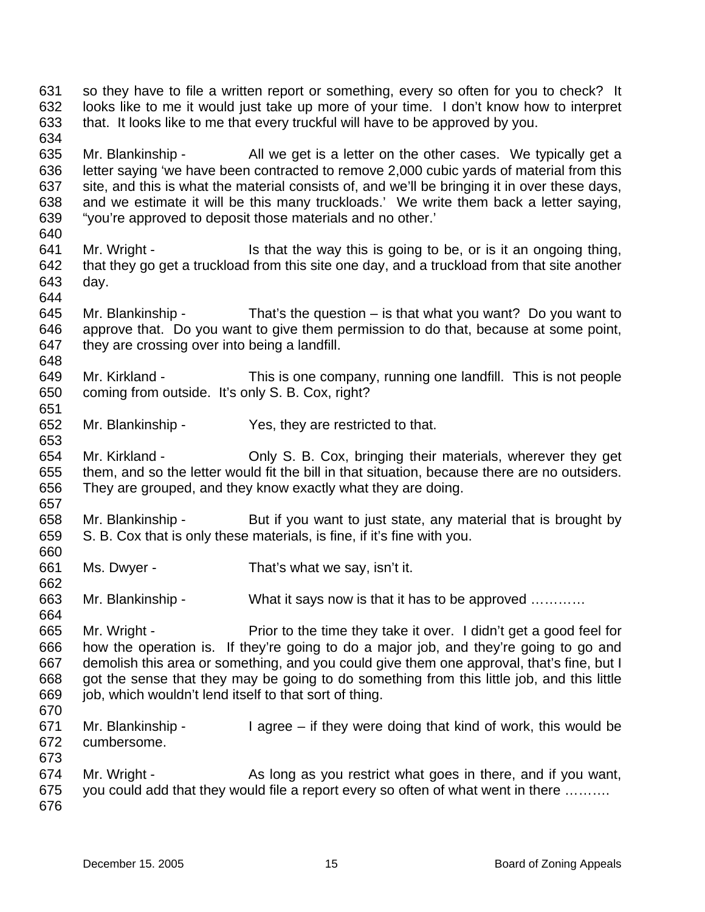631 so they have to file a written report or something, every so often for you to check? It
632 looks like to me it would just take up more of your time. I don't know how to interpret
633 that. It looks like to me that every truckful will have to be approved by you.
634
635 Mr. Blankinship - All we get is a letter on the other cases. We typically get a
636 letter saying 'we have been contracted to remove 2,000 cubic yards of material from this
637 site, and this is what the material consists of, and we'll be bringing it in over these days,
638 and we estimate it will be this many truckloads.' We write them back a letter saying,
639 "you're approved to deposit those materials and no other.'
640
641 Mr. Wright - Is that the way this is going to be, or is it an ongoing thing,
642 that they go get a truckload from this site one day, and a truckload from that site another
643 day.
644
645 Mr. Blankinship - That's the question – is that what you want? Do you want to
646 approve that. Do you want to give them permission to do that, because at some point,
647 they are crossing over into being a landfill.
648
649 Mr. Kirkland - This is one company, running one landfill. This is not people
650 coming from outside. It's only S. B. Cox, right?
651
652 Mr. Blankinship - Yes, they are restricted to that.
653
654 Mr. Kirkland - Only S. B. Cox, bringing their materials, wherever they get
655 them, and so the letter would fit the bill in that situation, because there are no outsiders.
656 They are grouped, and they know exactly what they are doing.
657
658 Mr. Blankinship - But if you want to just state, any material that is brought by
659 S. B. Cox that is only these materials, is fine, if it's fine with you.
660
661 Ms. Dwyer - That's what we say, isn't it.
662
663 Mr. Blankinship - What it says now is that it has to be approved …………
664
665 Mr. Wright - Prior to the time they take it over. I didn't get a good feel for
666 how the operation is. If they're going to do a major job, and they're going to go and
667 demolish this area or something, and you could give them one approval, that's fine, but I
668 got the sense that they may be going to do something from this little job, and this little
669 job, which wouldn't lend itself to that sort of thing.
670
671 Mr. Blankinship - I agree – if they were doing that kind of work, this would be
672 cumbersome.
673
674 Mr. Wright - As long as you restrict what goes in there, and if you want,
675 you could add that they would file a report every so often of what went in there ……….
676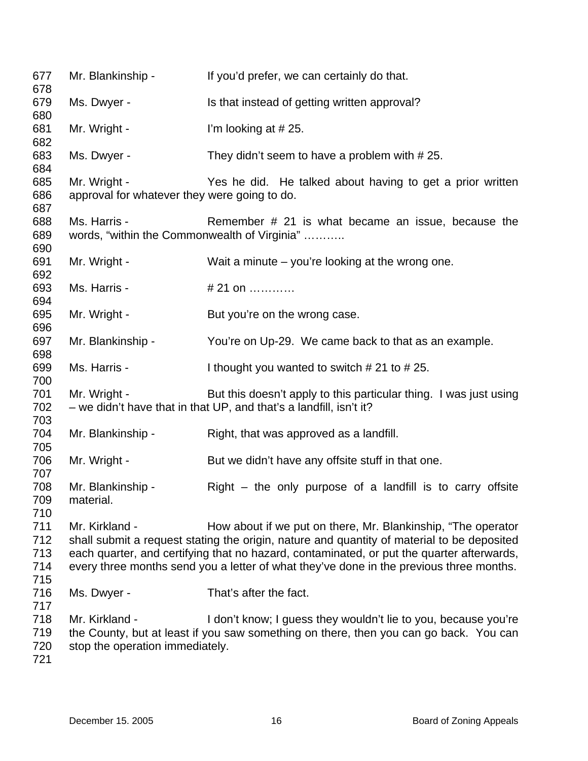677 Mr. Blankinship - If you'd prefer, we can certainly do that.
678
679 Ms. Dwyer - Is that instead of getting written approval?
680
681 Mr. Wright - I'm looking at # 25.
682
683 Ms. Dwyer - They didn't seem to have a problem with # 25.
684
685 Mr. Wright - Yes he did. He talked about having to get a prior written
686 approval for whatever they were going to do.
687
688 Ms. Harris - Remember # 21 is what became an issue, because the
689 words, "within the Commonwealth of Virginia" ………..
690
691 Mr. Wright - Wait a minute – you're looking at the wrong one.
692
693 Ms. Harris - # 21 on …………
694
695 Mr. Wright - But you're on the wrong case.
696
697 Mr. Blankinship - You're on Up-29. We came back to that as an example.
698
699 Ms. Harris - I thought you wanted to switch # 21 to # 25.
700
701 Mr. Wright - But this doesn't apply to this particular thing. I was just using
702 – we didn't have that in that UP, and that's a landfill, isn't it?
703
704 Mr. Blankinship - Right, that was approved as a landfill.
705
706 Mr. Wright - But we didn't have any offsite stuff in that one.
707
708 Mr. Blankinship - Right – the only purpose of a landfill is to carry offsite
709 material.
710
711 Mr. Kirkland - How about if we put on there, Mr. Blankinship, "The operator
712 shall submit a request stating the origin, nature and quantity of material to be deposited
713 each quarter, and certifying that no hazard, contaminated, or put the quarter afterwards,
714 every three months send you a letter of what they've done in the previous three months.
715
716 Ms. Dwyer - That's after the fact.
717
718 Mr. Kirkland - I don't know; I guess they wouldn't lie to you, because you're
719 the County, but at least if you saw something on there, then you can go back. You can
720 stop the operation immediately.
721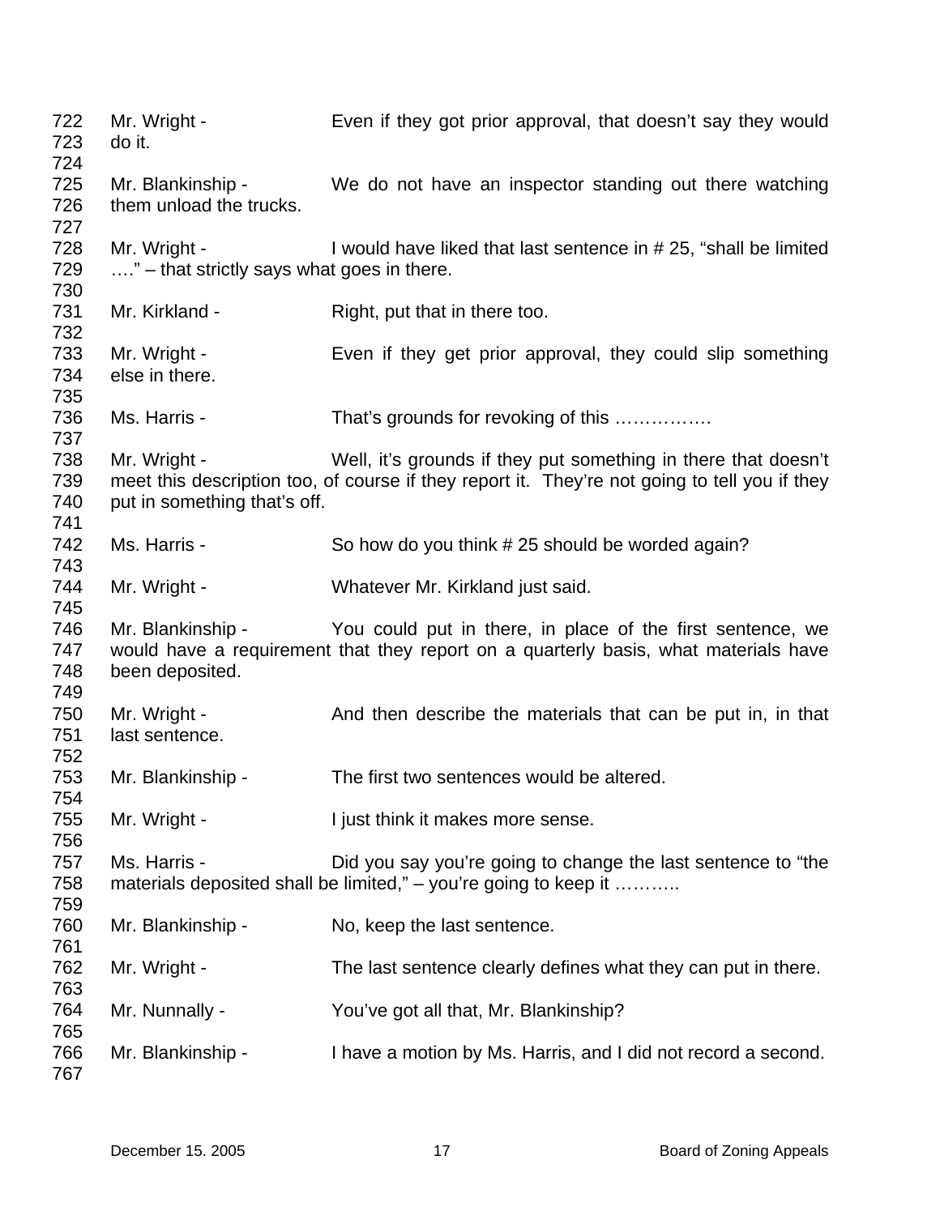722 Mr. Wright - Even if they got prior approval, that doesn't say they would
723 do it.
724
725 Mr. Blankinship - We do not have an inspector standing out there watching
726 them unload the trucks.
727
728 Mr. Wright - I would have liked that last sentence in # 25, "shall be limited
729 …." – that strictly says what goes in there.
730
731 Mr. Kirkland - Right, put that in there too.
732
733 Mr. Wright - Even if they get prior approval, they could slip something
734 else in there.
735
736 Ms. Harris - That's grounds for revoking of this …………….
737
738 Mr. Wright - Well, it's grounds if they put something in there that doesn't
739 meet this description too, of course if they report it. They're not going to tell you if they
740 put in something that's off.
741
742 Ms. Harris - So how do you think # 25 should be worded again?
743
744 Mr. Wright - Whatever Mr. Kirkland just said.
745
746 Mr. Blankinship - You could put in there, in place of the first sentence, we
747 would have a requirement that they report on a quarterly basis, what materials have
748 been deposited.
749
750 Mr. Wright - And then describe the materials that can be put in, in that
751 last sentence.
752
753 Mr. Blankinship - The first two sentences would be altered.
754
755 Mr. Wright - I just think it makes more sense.
756
757 Ms. Harris - Did you say you're going to change the last sentence to "the
758 materials deposited shall be limited," – you're going to keep it ………..
759
760 Mr. Blankinship - No, keep the last sentence.
761
762 Mr. Wright - The last sentence clearly defines what they can put in there.
763
764 Mr. Nunnally - You've got all that, Mr. Blankinship?
765
766 Mr. Blankinship - I have a motion by Ms. Harris, and I did not record a second.
767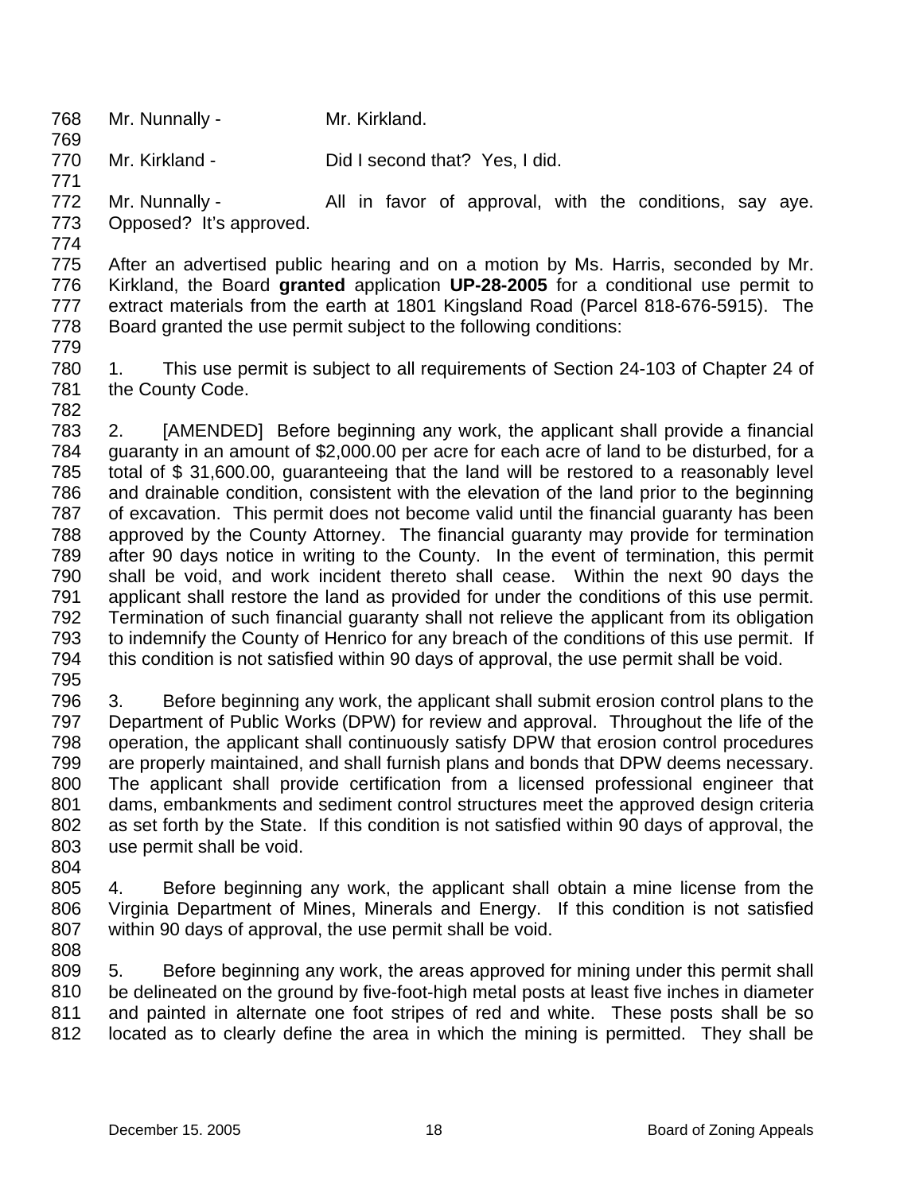Mr. Nunnally - Mr. Kirkland.

Mr. Kirkland - Did I second that? Yes, I did.

Mr. Nunnally - All in favor of approval, with the conditions, say aye. Opposed? It's approved.

After an advertised public hearing and on a motion by Ms. Harris, seconded by Mr. Kirkland, the Board **granted** application **UP-28-2005** for a conditional use permit to extract materials from the earth at 1801 Kingsland Road (Parcel 818-676-5915). The Board granted the use permit subject to the following conditions:

1. This use permit is subject to all requirements of Section 24-103 of Chapter 24 of the County Code.

2. [AMENDED] Before beginning any work, the applicant shall provide a financial guaranty in an amount of $2,000.00 per acre for each acre of land to be disturbed, for a total of $ 31,600.00, guaranteeing that the land will be restored to a reasonably level and drainable condition, consistent with the elevation of the land prior to the beginning of excavation. This permit does not become valid until the financial guaranty has been approved by the County Attorney. The financial guaranty may provide for termination after 90 days notice in writing to the County. In the event of termination, this permit shall be void, and work incident thereto shall cease. Within the next 90 days the applicant shall restore the land as provided for under the conditions of this use permit. Termination of such financial guaranty shall not relieve the applicant from its obligation to indemnify the County of Henrico for any breach of the conditions of this use permit. If this condition is not satisfied within 90 days of approval, the use permit shall be void.

3. Before beginning any work, the applicant shall submit erosion control plans to the Department of Public Works (DPW) for review and approval. Throughout the life of the operation, the applicant shall continuously satisfy DPW that erosion control procedures are properly maintained, and shall furnish plans and bonds that DPW deems necessary. The applicant shall provide certification from a licensed professional engineer that dams, embankments and sediment control structures meet the approved design criteria as set forth by the State. If this condition is not satisfied within 90 days of approval, the use permit shall be void.

4. Before beginning any work, the applicant shall obtain a mine license from the Virginia Department of Mines, Minerals and Energy. If this condition is not satisfied within 90 days of approval, the use permit shall be void.

5. Before beginning any work, the areas approved for mining under this permit shall be delineated on the ground by five-foot-high metal posts at least five inches in diameter and painted in alternate one foot stripes of red and white. These posts shall be so located as to clearly define the area in which the mining is permitted. They shall be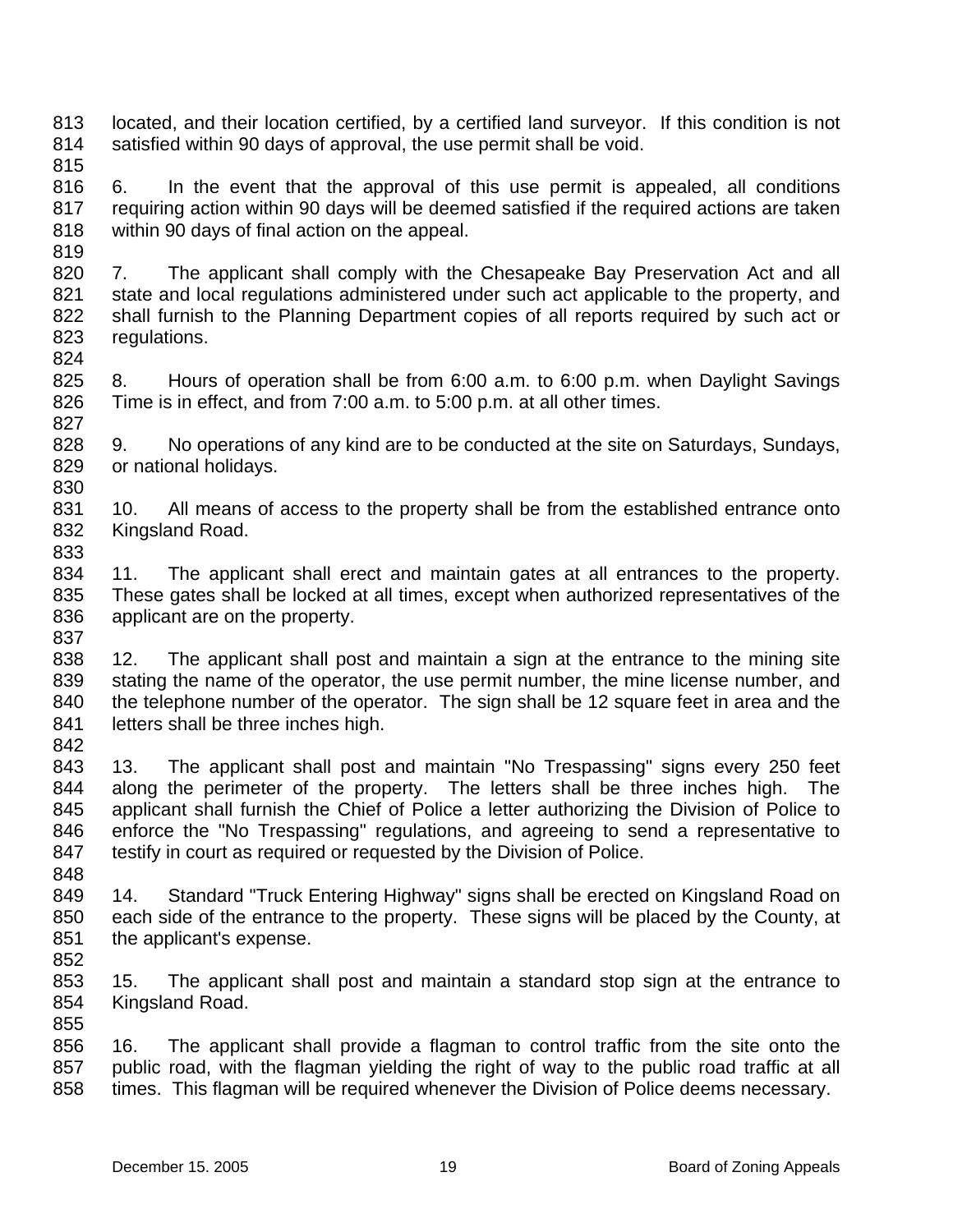located, and their location certified, by a certified land surveyor. If this condition is not satisfied within 90 days of approval, the use permit shall be void.

6. In the event that the approval of this use permit is appealed, all conditions requiring action within 90 days will be deemed satisfied if the required actions are taken within 90 days of final action on the appeal.

7. The applicant shall comply with the Chesapeake Bay Preservation Act and all state and local regulations administered under such act applicable to the property, and shall furnish to the Planning Department copies of all reports required by such act or regulations.

8. Hours of operation shall be from 6:00 a.m. to 6:00 p.m. when Daylight Savings Time is in effect, and from 7:00 a.m. to 5:00 p.m. at all other times.

9. No operations of any kind are to be conducted at the site on Saturdays, Sundays, or national holidays.

10. All means of access to the property shall be from the established entrance onto Kingsland Road.

11. The applicant shall erect and maintain gates at all entrances to the property. These gates shall be locked at all times, except when authorized representatives of the applicant are on the property.

12. The applicant shall post and maintain a sign at the entrance to the mining site stating the name of the operator, the use permit number, the mine license number, and the telephone number of the operator. The sign shall be 12 square feet in area and the letters shall be three inches high.

13. The applicant shall post and maintain "No Trespassing" signs every 250 feet along the perimeter of the property. The letters shall be three inches high. The applicant shall furnish the Chief of Police a letter authorizing the Division of Police to enforce the "No Trespassing" regulations, and agreeing to send a representative to testify in court as required or requested by the Division of Police.

14. Standard "Truck Entering Highway" signs shall be erected on Kingsland Road on each side of the entrance to the property. These signs will be placed by the County, at the applicant's expense.

15. The applicant shall post and maintain a standard stop sign at the entrance to Kingsland Road.

16. The applicant shall provide a flagman to control traffic from the site onto the public road, with the flagman yielding the right of way to the public road traffic at all times. This flagman will be required whenever the Division of Police deems necessary.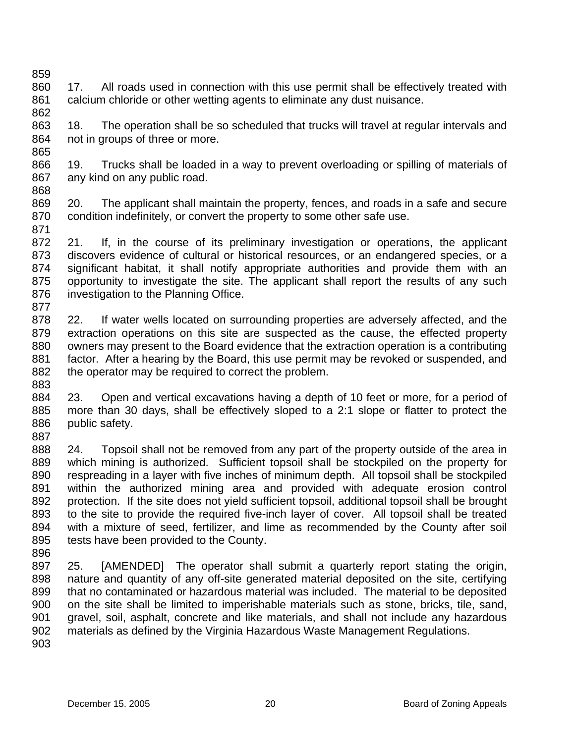17. All roads used in connection with this use permit shall be effectively treated with calcium chloride or other wetting agents to eliminate any dust nuisance.

18. The operation shall be so scheduled that trucks will travel at regular intervals and not in groups of three or more.

19. Trucks shall be loaded in a way to prevent overloading or spilling of materials of any kind on any public road.

20. The applicant shall maintain the property, fences, and roads in a safe and secure condition indefinitely, or convert the property to some other safe use.

21. If, in the course of its preliminary investigation or operations, the applicant discovers evidence of cultural or historical resources, or an endangered species, or a significant habitat, it shall notify appropriate authorities and provide them with an opportunity to investigate the site. The applicant shall report the results of any such investigation to the Planning Office.

22. If water wells located on surrounding properties are adversely affected, and the extraction operations on this site are suspected as the cause, the effected property owners may present to the Board evidence that the extraction operation is a contributing factor. After a hearing by the Board, this use permit may be revoked or suspended, and the operator may be required to correct the problem.

23. Open and vertical excavations having a depth of 10 feet or more, for a period of more than 30 days, shall be effectively sloped to a 2:1 slope or flatter to protect the public safety.

24. Topsoil shall not be removed from any part of the property outside of the area in which mining is authorized. Sufficient topsoil shall be stockpiled on the property for respreading in a layer with five inches of minimum depth. All topsoil shall be stockpiled within the authorized mining area and provided with adequate erosion control protection. If the site does not yield sufficient topsoil, additional topsoil shall be brought to the site to provide the required five-inch layer of cover. All topsoil shall be treated with a mixture of seed, fertilizer, and lime as recommended by the County after soil tests have been provided to the County.

25. [AMENDED] The operator shall submit a quarterly report stating the origin, nature and quantity of any off-site generated material deposited on the site, certifying that no contaminated or hazardous material was included. The material to be deposited on the site shall be limited to imperishable materials such as stone, bricks, tile, sand, gravel, soil, asphalt, concrete and like materials, and shall not include any hazardous materials as defined by the Virginia Hazardous Waste Management Regulations.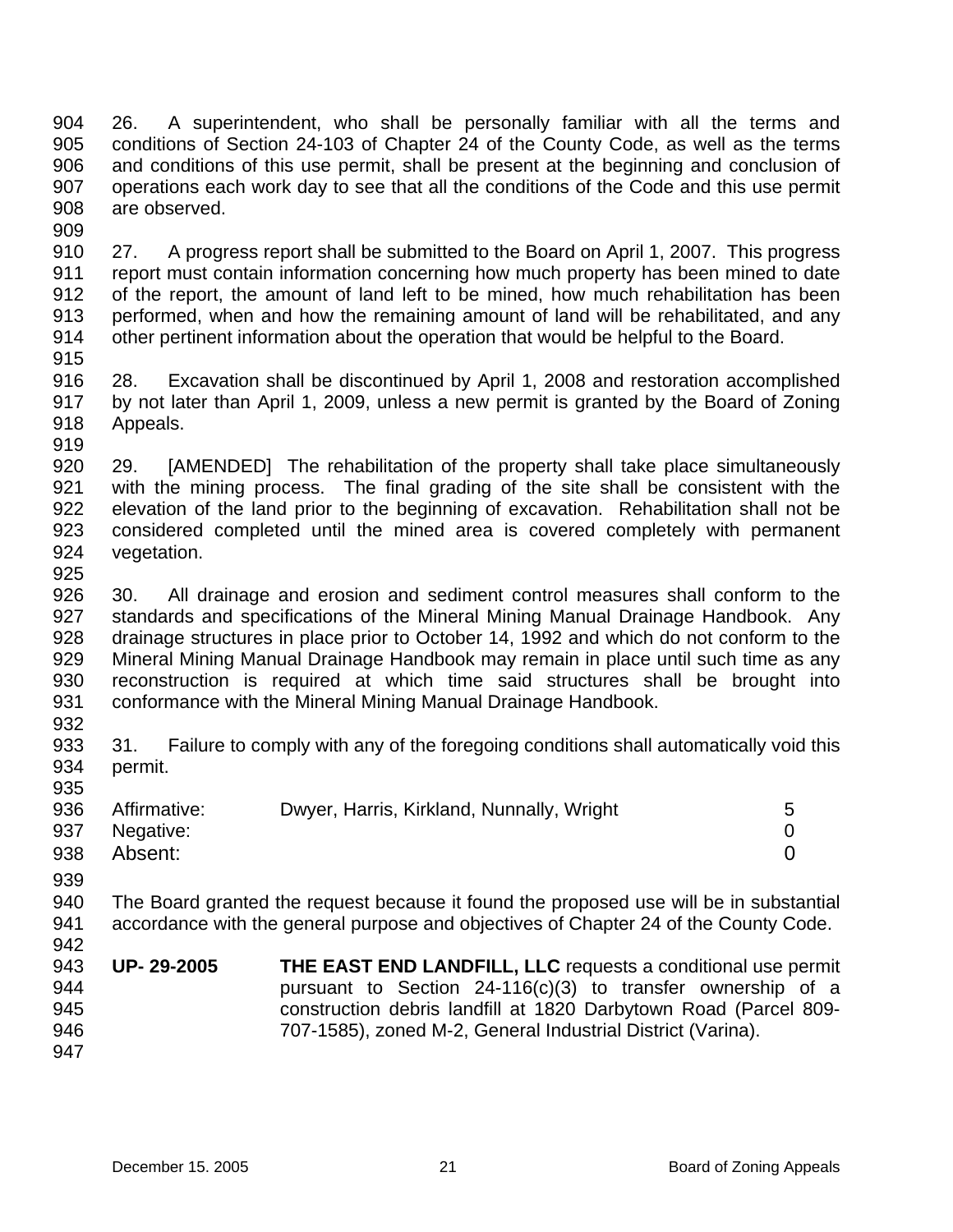26. A superintendent, who shall be personally familiar with all the terms and conditions of Section 24-103 of Chapter 24 of the County Code, as well as the terms and conditions of this use permit, shall be present at the beginning and conclusion of operations each work day to see that all the conditions of the Code and this use permit are observed.

27. A progress report shall be submitted to the Board on April 1, 2007. This progress report must contain information concerning how much property has been mined to date of the report, the amount of land left to be mined, how much rehabilitation has been performed, when and how the remaining amount of land will be rehabilitated, and any other pertinent information about the operation that would be helpful to the Board.

28. Excavation shall be discontinued by April 1, 2008 and restoration accomplished by not later than April 1, 2009, unless a new permit is granted by the Board of Zoning Appeals.

29. [AMENDED] The rehabilitation of the property shall take place simultaneously with the mining process. The final grading of the site shall be consistent with the elevation of the land prior to the beginning of excavation. Rehabilitation shall not be considered completed until the mined area is covered completely with permanent vegetation.

30. All drainage and erosion and sediment control measures shall conform to the standards and specifications of the Mineral Mining Manual Drainage Handbook. Any drainage structures in place prior to October 14, 1992 and which do not conform to the Mineral Mining Manual Drainage Handbook may remain in place until such time as any reconstruction is required at which time said structures shall be brought into conformance with the Mineral Mining Manual Drainage Handbook.

31. Failure to comply with any of the foregoing conditions shall automatically void this permit.

| | | |
|---|---|---|
| Affirmative: | Dwyer, Harris, Kirkland, Nunnally, Wright | 5 |
| Negative: | | 0 |
| Absent: | | 0 |

The Board granted the request because it found the proposed use will be in substantial accordance with the general purpose and objectives of Chapter 24 of the County Code.

**UP- 29-2005** **THE EAST END LANDFILL, LLC** requests a conditional use permit pursuant to Section 24-116(c)(3) to transfer ownership of a construction debris landfill at 1820 Darbytown Road (Parcel 809-707-1585), zoned M-2, General Industrial District (Varina).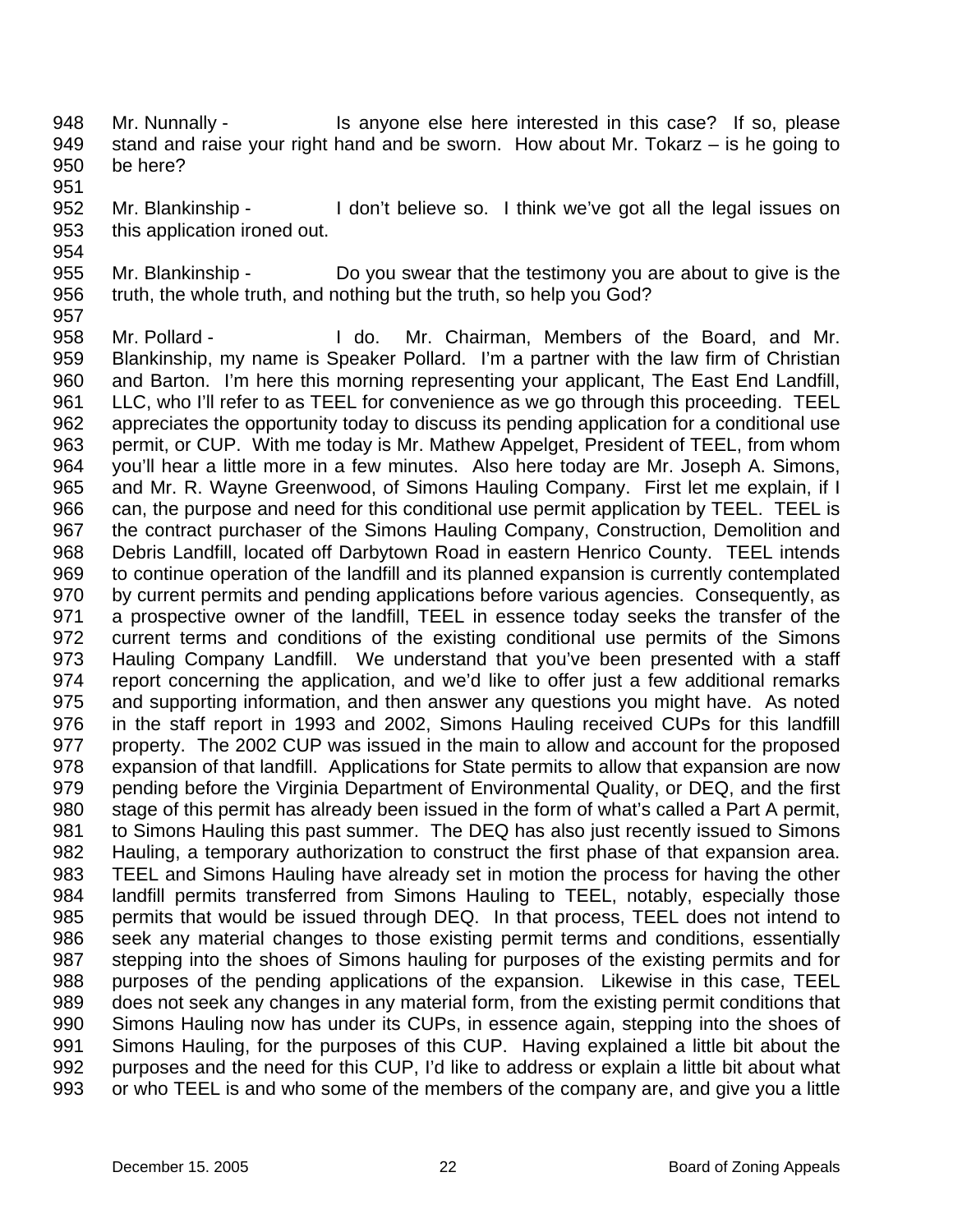948 Mr. Nunnally - Is anyone else here interested in this case? If so, please
949 stand and raise your right hand and be sworn. How about Mr. Tokarz – is he going to
950 be here?
951
952 Mr. Blankinship - I don't believe so. I think we've got all the legal issues on
953 this application ironed out.
954
955 Mr. Blankinship - Do you swear that the testimony you are about to give is the
956 truth, the whole truth, and nothing but the truth, so help you God?
957
958 Mr. Pollard - I do. Mr. Chairman, Members of the Board, and Mr.
959 Blankinship, my name is Speaker Pollard. I'm a partner with the law firm of Christian
960 and Barton. I'm here this morning representing your applicant, The East End Landfill,
961 LLC, who I'll refer to as TEEL for convenience as we go through this proceeding. TEEL
962 appreciates the opportunity today to discuss its pending application for a conditional use
963 permit, or CUP. With me today is Mr. Mathew Appelget, President of TEEL, from whom
964 you'll hear a little more in a few minutes. Also here today are Mr. Joseph A. Simons,
965 and Mr. R. Wayne Greenwood, of Simons Hauling Company. First let me explain, if I
966 can, the purpose and need for this conditional use permit application by TEEL. TEEL is
967 the contract purchaser of the Simons Hauling Company, Construction, Demolition and
968 Debris Landfill, located off Darbytown Road in eastern Henrico County. TEEL intends
969 to continue operation of the landfill and its planned expansion is currently contemplated
970 by current permits and pending applications before various agencies. Consequently, as
971 a prospective owner of the landfill, TEEL in essence today seeks the transfer of the
972 current terms and conditions of the existing conditional use permits of the Simons
973 Hauling Company Landfill. We understand that you've been presented with a staff
974 report concerning the application, and we'd like to offer just a few additional remarks
975 and supporting information, and then answer any questions you might have. As noted
976 in the staff report in 1993 and 2002, Simons Hauling received CUPs for this landfill
977 property. The 2002 CUP was issued in the main to allow and account for the proposed
978 expansion of that landfill. Applications for State permits to allow that expansion are now
979 pending before the Virginia Department of Environmental Quality, or DEQ, and the first
980 stage of this permit has already been issued in the form of what's called a Part A permit,
981 to Simons Hauling this past summer. The DEQ has also just recently issued to Simons
982 Hauling, a temporary authorization to construct the first phase of that expansion area.
983 TEEL and Simons Hauling have already set in motion the process for having the other
984 landfill permits transferred from Simons Hauling to TEEL, notably, especially those
985 permits that would be issued through DEQ. In that process, TEEL does not intend to
986 seek any material changes to those existing permit terms and conditions, essentially
987 stepping into the shoes of Simons hauling for purposes of the existing permits and for
988 purposes of the pending applications of the expansion. Likewise in this case, TEEL
989 does not seek any changes in any material form, from the existing permit conditions that
990 Simons Hauling now has under its CUPs, in essence again, stepping into the shoes of
991 Simons Hauling, for the purposes of this CUP. Having explained a little bit about the
992 purposes and the need for this CUP, I'd like to address or explain a little bit about what
993 or who TEEL is and who some of the members of the company are, and give you a little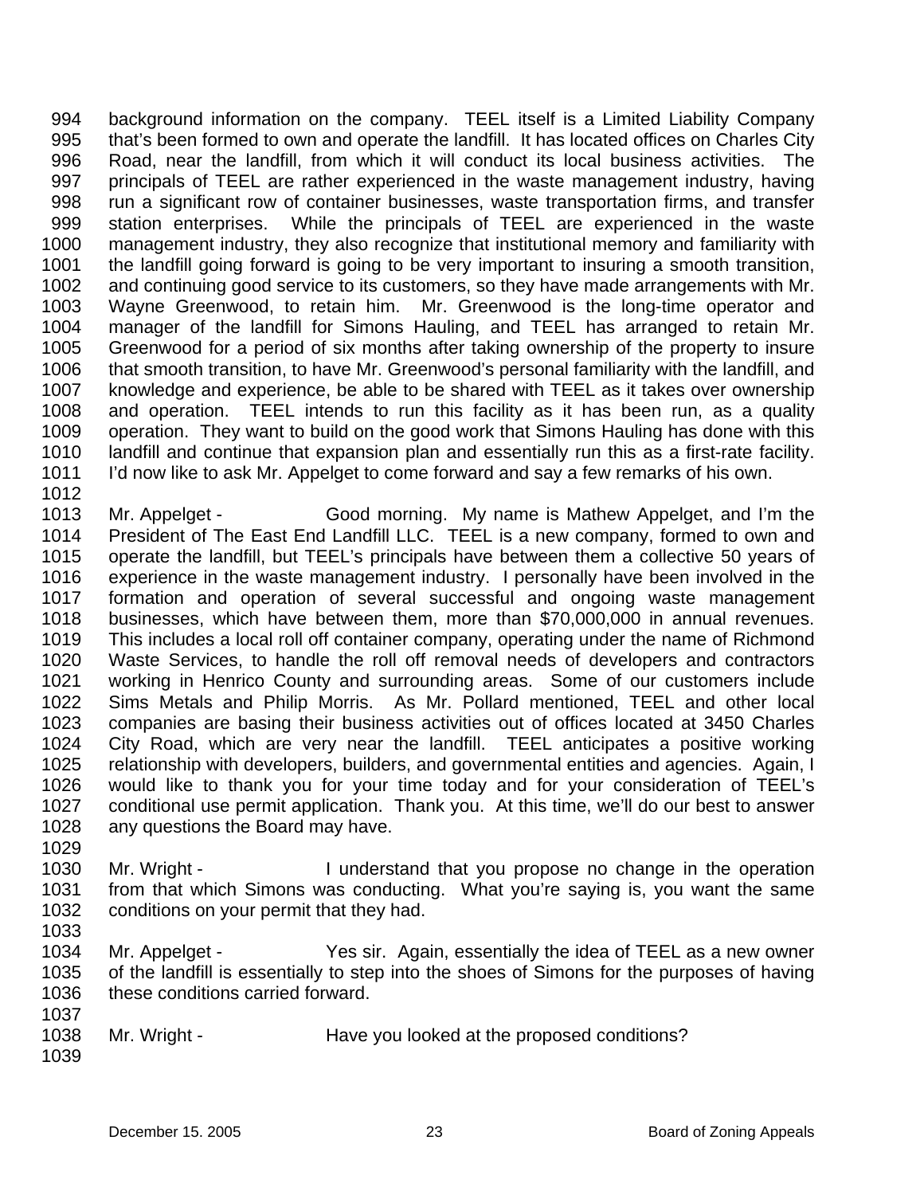background information on the company. TEEL itself is a Limited Liability Company that's been formed to own and operate the landfill. It has located offices on Charles City Road, near the landfill, from which it will conduct its local business activities. The principals of TEEL are rather experienced in the waste management industry, having run a significant row of container businesses, waste transportation firms, and transfer station enterprises. While the principals of TEEL are experienced in the waste management industry, they also recognize that institutional memory and familiarity with the landfill going forward is going to be very important to insuring a smooth transition, and continuing good service to its customers, so they have made arrangements with Mr. Wayne Greenwood, to retain him. Mr. Greenwood is the long-time operator and manager of the landfill for Simons Hauling, and TEEL has arranged to retain Mr. Greenwood for a period of six months after taking ownership of the property to insure that smooth transition, to have Mr. Greenwood's personal familiarity with the landfill, and knowledge and experience, be able to be shared with TEEL as it takes over ownership and operation. TEEL intends to run this facility as it has been run, as a quality operation. They want to build on the good work that Simons Hauling has done with this landfill and continue that expansion plan and essentially run this as a first-rate facility. I'd now like to ask Mr. Appelget to come forward and say a few remarks of his own.

Mr. Appelget - Good morning. My name is Mathew Appelget, and I'm the President of The East End Landfill LLC. TEEL is a new company, formed to own and operate the landfill, but TEEL's principals have between them a collective 50 years of experience in the waste management industry. I personally have been involved in the formation and operation of several successful and ongoing waste management businesses, which have between them, more than $70,000,000 in annual revenues. This includes a local roll off container company, operating under the name of Richmond Waste Services, to handle the roll off removal needs of developers and contractors working in Henrico County and surrounding areas. Some of our customers include Sims Metals and Philip Morris. As Mr. Pollard mentioned, TEEL and other local companies are basing their business activities out of offices located at 3450 Charles City Road, which are very near the landfill. TEEL anticipates a positive working relationship with developers, builders, and governmental entities and agencies. Again, I would like to thank you for your time today and for your consideration of TEEL's conditional use permit application. Thank you. At this time, we'll do our best to answer any questions the Board may have.

Mr. Wright - I understand that you propose no change in the operation from that which Simons was conducting. What you're saying is, you want the same conditions on your permit that they had.

Mr. Appelget - Yes sir. Again, essentially the idea of TEEL as a new owner of the landfill is essentially to step into the shoes of Simons for the purposes of having these conditions carried forward.

Mr. Wright - Have you looked at the proposed conditions?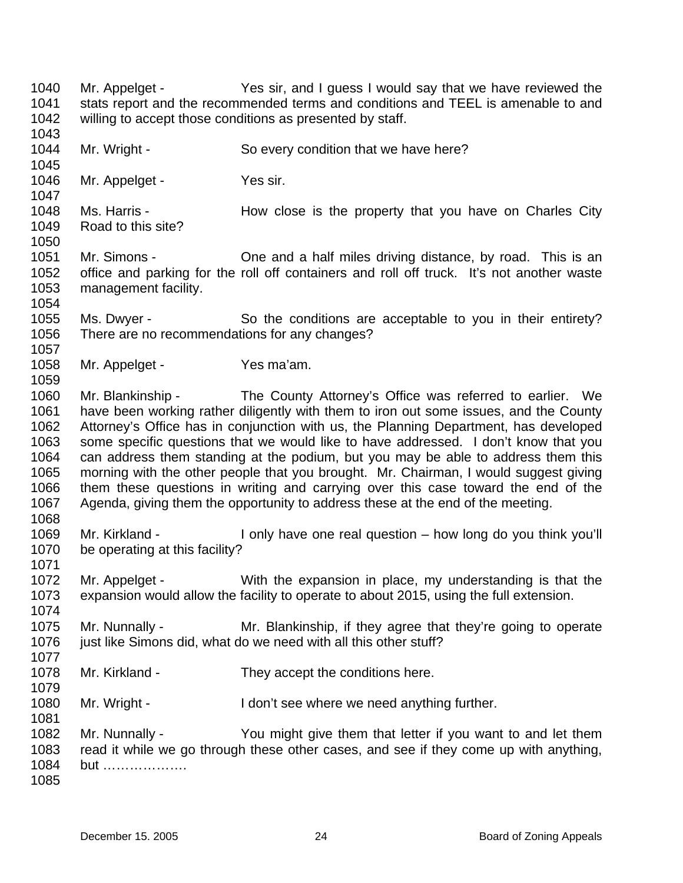1040 Mr. Appelget - Yes sir, and I guess I would say that we have reviewed the
1041 stats report and the recommended terms and conditions and TEEL is amenable to and
1042 willing to accept those conditions as presented by staff.
1043
1044 Mr. Wright - So every condition that we have here?
1045
1046 Mr. Appelget - Yes sir.
1047
1048 Ms. Harris - How close is the property that you have on Charles City
1049 Road to this site?
1050
1051 Mr. Simons - One and a half miles driving distance, by road. This is an
1052 office and parking for the roll off containers and roll off truck. It's not another waste
1053 management facility.
1054
1055 Ms. Dwyer - So the conditions are acceptable to you in their entirety?
1056 There are no recommendations for any changes?
1057
1058 Mr. Appelget - Yes ma'am.
1059
1060 Mr. Blankinship - The County Attorney's Office was referred to earlier. We
1061 have been working rather diligently with them to iron out some issues, and the County
1062 Attorney's Office has in conjunction with us, the Planning Department, has developed
1063 some specific questions that we would like to have addressed. I don't know that you
1064 can address them standing at the podium, but you may be able to address them this
1065 morning with the other people that you brought. Mr. Chairman, I would suggest giving
1066 them these questions in writing and carrying over this case toward the end of the
1067 Agenda, giving them the opportunity to address these at the end of the meeting.
1068
1069 Mr. Kirkland - I only have one real question – how long do you think you'll
1070 be operating at this facility?
1071
1072 Mr. Appelget - With the expansion in place, my understanding is that the
1073 expansion would allow the facility to operate to about 2015, using the full extension.
1074
1075 Mr. Nunnally - Mr. Blankinship, if they agree that they're going to operate
1076 just like Simons did, what do we need with all this other stuff?
1077
1078 Mr. Kirkland - They accept the conditions here.
1079
1080 Mr. Wright - I don't see where we need anything further.
1081
1082 Mr. Nunnally - You might give them that letter if you want to and let them
1083 read it while we go through these other cases, and see if they come up with anything,
1084 but ……………….
1085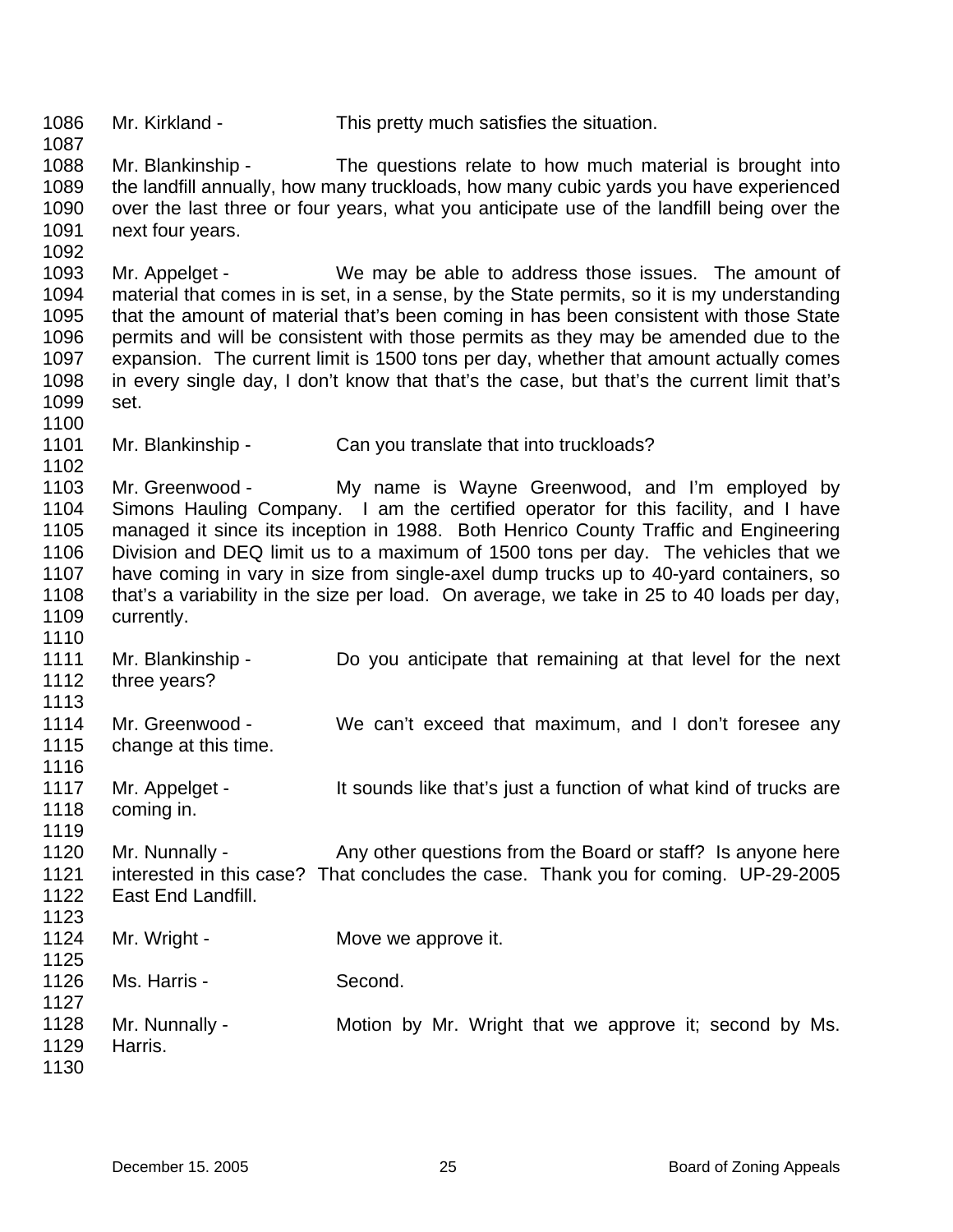1086 Mr. Kirkland - This pretty much satisfies the situation.
1087
1088 Mr. Blankinship - The questions relate to how much material is brought into
1089 the landfill annually, how many truckloads, how many cubic yards you have experienced
1090 over the last three or four years, what you anticipate use of the landfill being over the
1091 next four years.
1092
1093 Mr. Appelget - We may be able to address those issues. The amount of
1094 material that comes in is set, in a sense, by the State permits, so it is my understanding
1095 that the amount of material that's been coming in has been consistent with those State
1096 permits and will be consistent with those permits as they may be amended due to the
1097 expansion. The current limit is 1500 tons per day, whether that amount actually comes
1098 in every single day, I don't know that that's the case, but that's the current limit that's
1099 set.
1100
1101 Mr. Blankinship - Can you translate that into truckloads?
1102
1103 Mr. Greenwood - My name is Wayne Greenwood, and I'm employed by
1104 Simons Hauling Company. I am the certified operator for this facility, and I have
1105 managed it since its inception in 1988. Both Henrico County Traffic and Engineering
1106 Division and DEQ limit us to a maximum of 1500 tons per day. The vehicles that we
1107 have coming in vary in size from single-axel dump trucks up to 40-yard containers, so
1108 that's a variability in the size per load. On average, we take in 25 to 40 loads per day,
1109 currently.
1110
1111 Mr. Blankinship - Do you anticipate that remaining at that level for the next
1112 three years?
1113
1114 Mr. Greenwood - We can't exceed that maximum, and I don't foresee any
1115 change at this time.
1116
1117 Mr. Appelget - It sounds like that's just a function of what kind of trucks are
1118 coming in.
1119
1120 Mr. Nunnally - Any other questions from the Board or staff? Is anyone here
1121 interested in this case? That concludes the case. Thank you for coming. UP-29-2005
1122 East End Landfill.
1123
1124 Mr. Wright - Move we approve it.
1125
1126 Ms. Harris - Second.
1127
1128 Mr. Nunnally - Motion by Mr. Wright that we approve it; second by Ms.
1129 Harris.
1130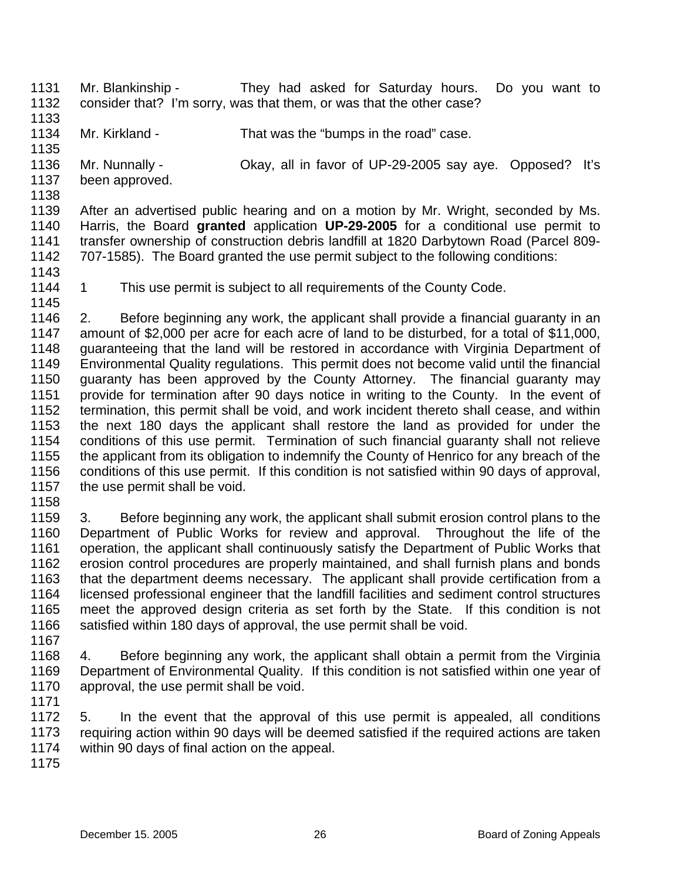Mr. Blankinship - They had asked for Saturday hours. Do you want to consider that? I'm sorry, was that them, or was that the other case?

Mr. Kirkland - That was the "bumps in the road" case.

Mr. Nunnally - Okay, all in favor of UP-29-2005 say aye. Opposed? It's been approved.

After an advertised public hearing and on a motion by Mr. Wright, seconded by Ms. Harris, the Board **granted** application **UP-29-2005** for a conditional use permit to transfer ownership of construction debris landfill at 1820 Darbytown Road (Parcel 809-707-1585). The Board granted the use permit subject to the following conditions:

1 This use permit is subject to all requirements of the County Code.

2. Before beginning any work, the applicant shall provide a financial guaranty in an amount of $2,000 per acre for each acre of land to be disturbed, for a total of $11,000, guaranteeing that the land will be restored in accordance with Virginia Department of Environmental Quality regulations. This permit does not become valid until the financial guaranty has been approved by the County Attorney. The financial guaranty may provide for termination after 90 days notice in writing to the County. In the event of termination, this permit shall be void, and work incident thereto shall cease, and within the next 180 days the applicant shall restore the land as provided for under the conditions of this use permit. Termination of such financial guaranty shall not relieve the applicant from its obligation to indemnify the County of Henrico for any breach of the conditions of this use permit. If this condition is not satisfied within 90 days of approval, the use permit shall be void.

3. Before beginning any work, the applicant shall submit erosion control plans to the Department of Public Works for review and approval. Throughout the life of the operation, the applicant shall continuously satisfy the Department of Public Works that erosion control procedures are properly maintained, and shall furnish plans and bonds that the department deems necessary. The applicant shall provide certification from a licensed professional engineer that the landfill facilities and sediment control structures meet the approved design criteria as set forth by the State. If this condition is not satisfied within 180 days of approval, the use permit shall be void.

4. Before beginning any work, the applicant shall obtain a permit from the Virginia Department of Environmental Quality. If this condition is not satisfied within one year of approval, the use permit shall be void.

5. In the event that the approval of this use permit is appealed, all conditions requiring action within 90 days will be deemed satisfied if the required actions are taken within 90 days of final action on the appeal.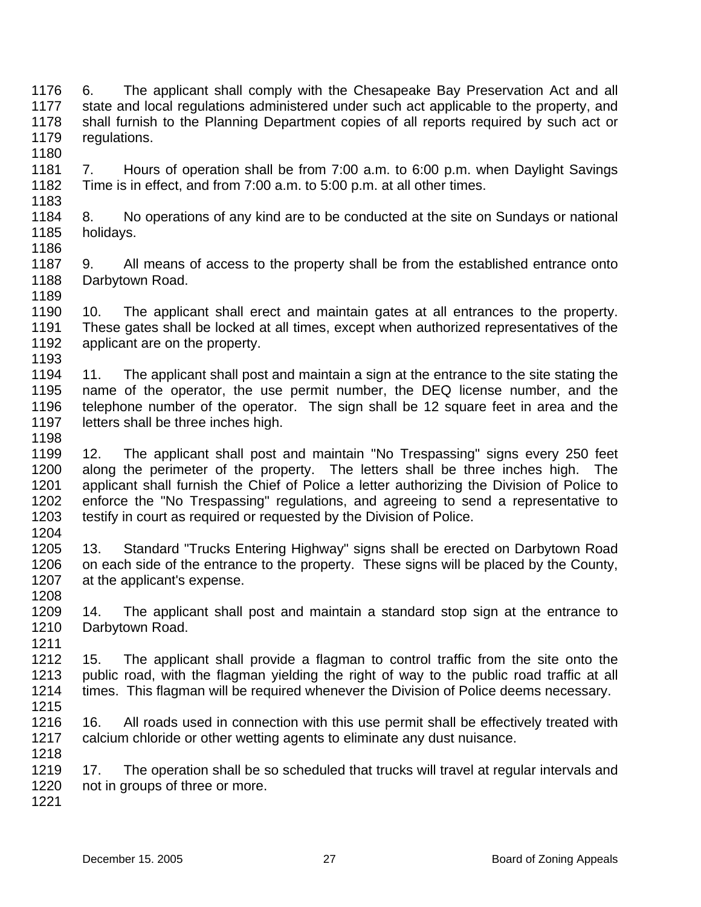6. The applicant shall comply with the Chesapeake Bay Preservation Act and all state and local regulations administered under such act applicable to the property, and shall furnish to the Planning Department copies of all reports required by such act or regulations.

7. Hours of operation shall be from 7:00 a.m. to 6:00 p.m. when Daylight Savings Time is in effect, and from 7:00 a.m. to 5:00 p.m. at all other times.

8. No operations of any kind are to be conducted at the site on Sundays or national holidays.

9. All means of access to the property shall be from the established entrance onto Darbytown Road.

10. The applicant shall erect and maintain gates at all entrances to the property. These gates shall be locked at all times, except when authorized representatives of the applicant are on the property.

11. The applicant shall post and maintain a sign at the entrance to the site stating the name of the operator, the use permit number, the DEQ license number, and the telephone number of the operator. The sign shall be 12 square feet in area and the letters shall be three inches high.

12. The applicant shall post and maintain "No Trespassing" signs every 250 feet along the perimeter of the property. The letters shall be three inches high. The applicant shall furnish the Chief of Police a letter authorizing the Division of Police to enforce the "No Trespassing" regulations, and agreeing to send a representative to testify in court as required or requested by the Division of Police.

13. Standard "Trucks Entering Highway" signs shall be erected on Darbytown Road on each side of the entrance to the property. These signs will be placed by the County, at the applicant's expense.

14. The applicant shall post and maintain a standard stop sign at the entrance to Darbytown Road.

15. The applicant shall provide a flagman to control traffic from the site onto the public road, with the flagman yielding the right of way to the public road traffic at all times. This flagman will be required whenever the Division of Police deems necessary.

16. All roads used in connection with this use permit shall be effectively treated with calcium chloride or other wetting agents to eliminate any dust nuisance.

17. The operation shall be so scheduled that trucks will travel at regular intervals and not in groups of three or more.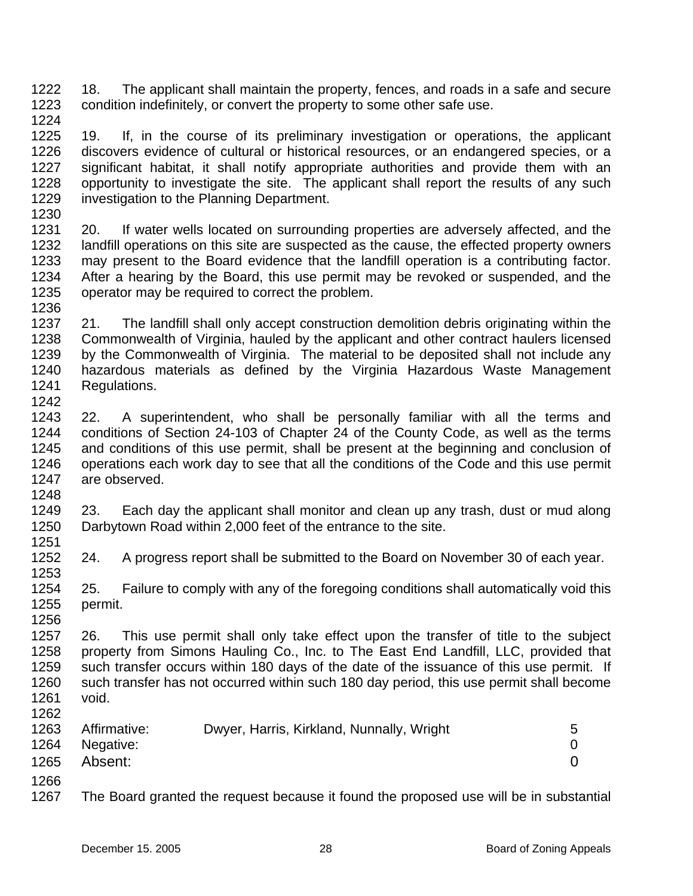18. The applicant shall maintain the property, fences, and roads in a safe and secure condition indefinitely, or convert the property to some other safe use.

19. If, in the course of its preliminary investigation or operations, the applicant discovers evidence of cultural or historical resources, or an endangered species, or a significant habitat, it shall notify appropriate authorities and provide them with an opportunity to investigate the site. The applicant shall report the results of any such investigation to the Planning Department.

20. If water wells located on surrounding properties are adversely affected, and the landfill operations on this site are suspected as the cause, the effected property owners may present to the Board evidence that the landfill operation is a contributing factor. After a hearing by the Board, this use permit may be revoked or suspended, and the operator may be required to correct the problem.

21. The landfill shall only accept construction demolition debris originating within the Commonwealth of Virginia, hauled by the applicant and other contract haulers licensed by the Commonwealth of Virginia. The material to be deposited shall not include any hazardous materials as defined by the Virginia Hazardous Waste Management Regulations.

22. A superintendent, who shall be personally familiar with all the terms and conditions of Section 24-103 of Chapter 24 of the County Code, as well as the terms and conditions of this use permit, shall be present at the beginning and conclusion of operations each work day to see that all the conditions of the Code and this use permit are observed.

23. Each day the applicant shall monitor and clean up any trash, dust or mud along Darbytown Road within 2,000 feet of the entrance to the site.

24. A progress report shall be submitted to the Board on November 30 of each year.

25. Failure to comply with any of the foregoing conditions shall automatically void this permit.

26. This use permit shall only take effect upon the transfer of title to the subject property from Simons Hauling Co., Inc. to The East End Landfill, LLC, provided that such transfer occurs within 180 days of the date of the issuance of this use permit. If such transfer has not occurred within such 180 day period, this use permit shall become void.

| | | |
|---|---|---|
| Affirmative: | Dwyer, Harris, Kirkland, Nunnally, Wright | 5 |
| Negative: | | 0 |
| Absent: | | 0 |

The Board granted the request because it found the proposed use will be in substantial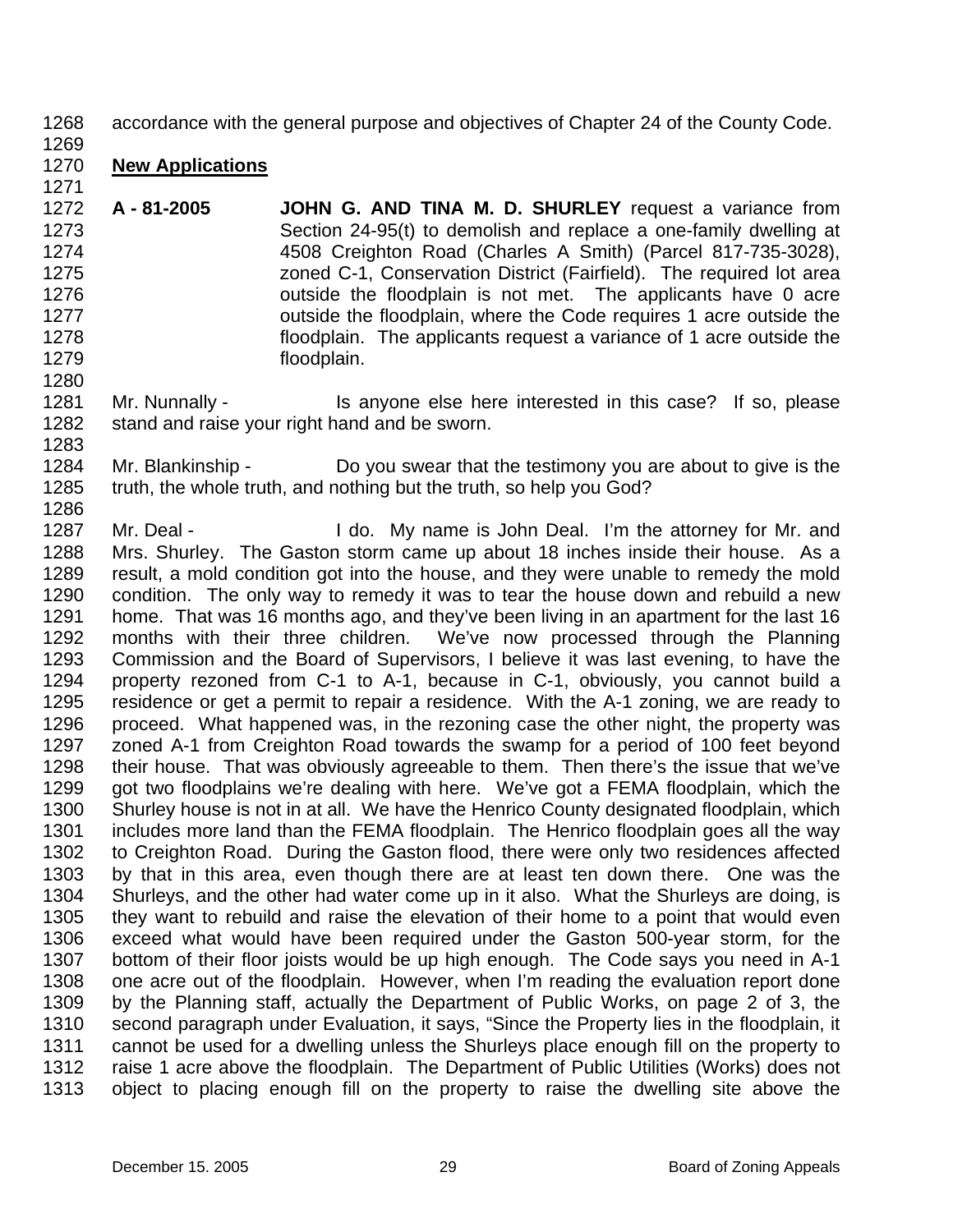accordance with the general purpose and objectives of Chapter 24 of the County Code.

**New Applications**

**A - 81-2005** **JOHN G. AND TINA M. D. SHURLEY** request a variance from Section 24-95(t) to demolish and replace a one-family dwelling at 4508 Creighton Road (Charles A Smith) (Parcel 817-735-3028), zoned C-1, Conservation District (Fairfield). The required lot area outside the floodplain is not met. The applicants have 0 acre outside the floodplain, where the Code requires 1 acre outside the floodplain. The applicants request a variance of 1 acre outside the floodplain.

Mr. Nunnally - Is anyone else here interested in this case? If so, please stand and raise your right hand and be sworn.

Mr. Blankinship - Do you swear that the testimony you are about to give is the truth, the whole truth, and nothing but the truth, so help you God?

Mr. Deal - I do. My name is John Deal. I'm the attorney for Mr. and Mrs. Shurley. The Gaston storm came up about 18 inches inside their house. As a result, a mold condition got into the house, and they were unable to remedy the mold condition. The only way to remedy it was to tear the house down and rebuild a new home. That was 16 months ago, and they've been living in an apartment for the last 16 months with their three children. We've now processed through the Planning Commission and the Board of Supervisors, I believe it was last evening, to have the property rezoned from C-1 to A-1, because in C-1, obviously, you cannot build a residence or get a permit to repair a residence. With the A-1 zoning, we are ready to proceed. What happened was, in the rezoning case the other night, the property was zoned A-1 from Creighton Road towards the swamp for a period of 100 feet beyond their house. That was obviously agreeable to them. Then there's the issue that we've got two floodplains we're dealing with here. We've got a FEMA floodplain, which the Shurley house is not in at all. We have the Henrico County designated floodplain, which includes more land than the FEMA floodplain. The Henrico floodplain goes all the way to Creighton Road. During the Gaston flood, there were only two residences affected by that in this area, even though there are at least ten down there. One was the Shurleys, and the other had water come up in it also. What the Shurleys are doing, is they want to rebuild and raise the elevation of their home to a point that would even exceed what would have been required under the Gaston 500-year storm, for the bottom of their floor joists would be up high enough. The Code says you need in A-1 one acre out of the floodplain. However, when I'm reading the evaluation report done by the Planning staff, actually the Department of Public Works, on page 2 of 3, the second paragraph under Evaluation, it says, "Since the Property lies in the floodplain, it cannot be used for a dwelling unless the Shurleys place enough fill on the property to raise 1 acre above the floodplain. The Department of Public Utilities (Works) does not object to placing enough fill on the property to raise the dwelling site above the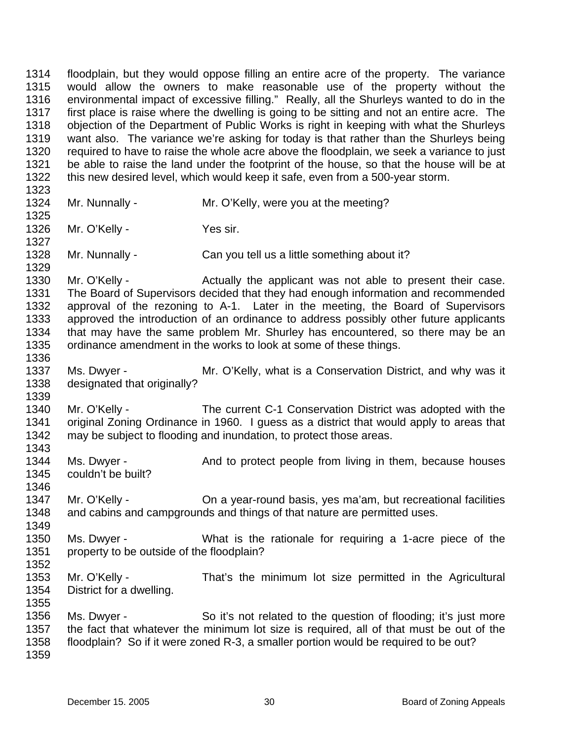floodplain, but they would oppose filling an entire acre of the property. The variance would allow the owners to make reasonable use of the property without the environmental impact of excessive filling." Really, all the Shurleys wanted to do in the first place is raise where the dwelling is going to be sitting and not an entire acre. The objection of the Department of Public Works is right in keeping with what the Shurleys want also. The variance we're asking for today is that rather than the Shurleys being required to have to raise the whole acre above the floodplain, we seek a variance to just be able to raise the land under the footprint of the house, so that the house will be at this new desired level, which would keep it safe, even from a 500-year storm.

Mr. Nunnally - Mr. O'Kelly, were you at the meeting?

Mr. O'Kelly - Yes sir.

Mr. Nunnally - Can you tell us a little something about it?

Mr. O'Kelly - Actually the applicant was not able to present their case. The Board of Supervisors decided that they had enough information and recommended approval of the rezoning to A-1. Later in the meeting, the Board of Supervisors approved the introduction of an ordinance to address possibly other future applicants that may have the same problem Mr. Shurley has encountered, so there may be an ordinance amendment in the works to look at some of these things.

Ms. Dwyer - Mr. O'Kelly, what is a Conservation District, and why was it designated that originally?

Mr. O'Kelly - The current C-1 Conservation District was adopted with the original Zoning Ordinance in 1960. I guess as a district that would apply to areas that may be subject to flooding and inundation, to protect those areas.

Ms. Dwyer - And to protect people from living in them, because houses couldn't be built?

Mr. O'Kelly - On a year-round basis, yes ma'am, but recreational facilities and cabins and campgrounds and things of that nature are permitted uses.

Ms. Dwyer - What is the rationale for requiring a 1-acre piece of the property to be outside of the floodplain?

Mr. O'Kelly - That's the minimum lot size permitted in the Agricultural District for a dwelling.

Ms. Dwyer - So it's not related to the question of flooding; it's just more the fact that whatever the minimum lot size is required, all of that must be out of the floodplain? So if it were zoned R-3, a smaller portion would be required to be out?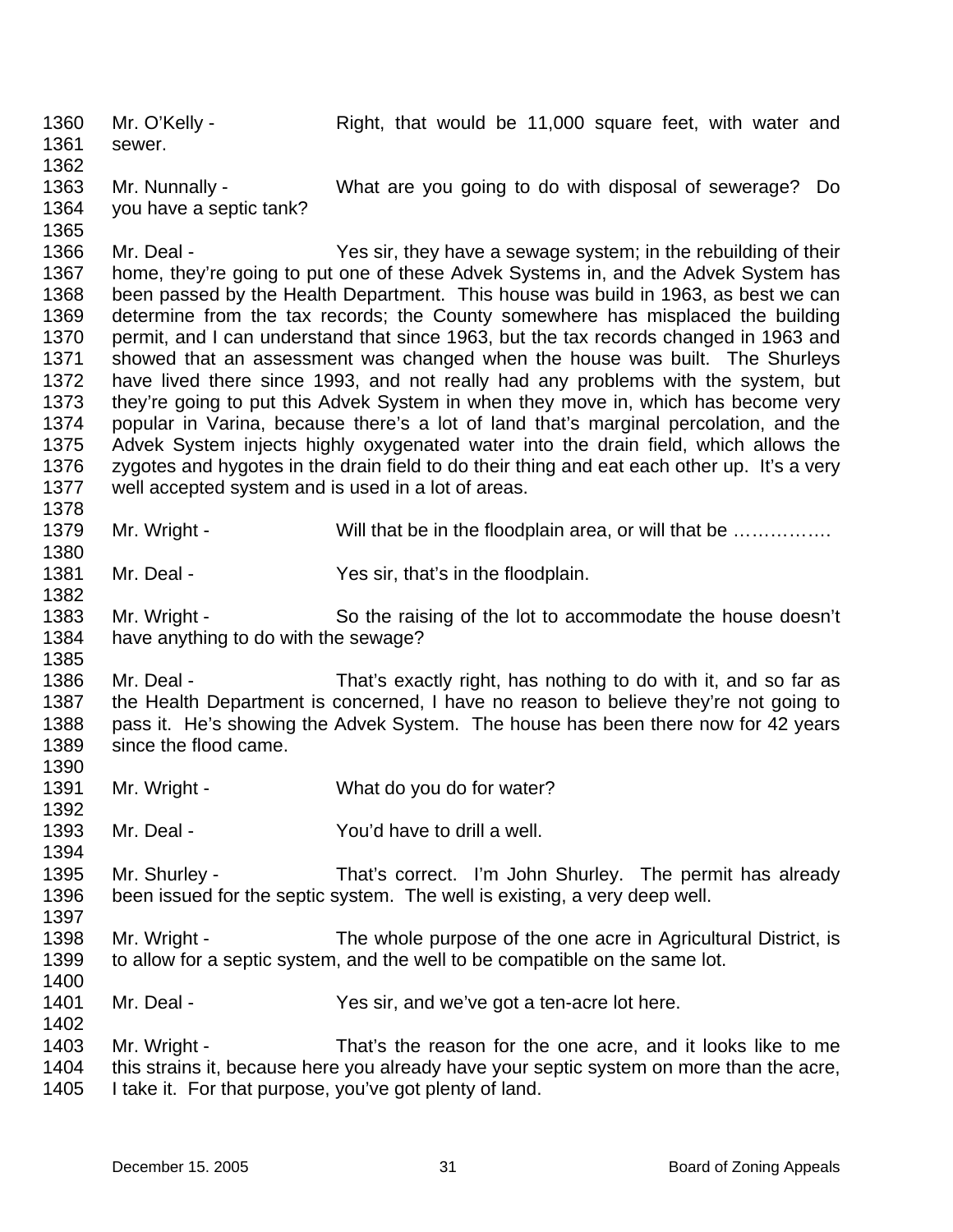1360 Mr. O'Kelly - Right, that would be 11,000 square feet, with water and
1361 sewer.
1362
1363 Mr. Nunnally - What are you going to do with disposal of sewerage? Do
1364 you have a septic tank?
1365
1366 Mr. Deal - Yes sir, they have a sewage system; in the rebuilding of their
1367 home, they're going to put one of these Advek Systems in, and the Advek System has
1368 been passed by the Health Department. This house was build in 1963, as best we can
1369 determine from the tax records; the County somewhere has misplaced the building
1370 permit, and I can understand that since 1963, but the tax records changed in 1963 and
1371 showed that an assessment was changed when the house was built. The Shurleys
1372 have lived there since 1993, and not really had any problems with the system, but
1373 they're going to put this Advek System in when they move in, which has become very
1374 popular in Varina, because there's a lot of land that's marginal percolation, and the
1375 Advek System injects highly oxygenated water into the drain field, which allows the
1376 zygotes and hygotes in the drain field to do their thing and eat each other up. It's a very
1377 well accepted system and is used in a lot of areas.
1378
1379 Mr. Wright - Will that be in the floodplain area, or will that be …………….
1380
1381 Mr. Deal - Yes sir, that's in the floodplain.
1382
1383 Mr. Wright - So the raising of the lot to accommodate the house doesn't
1384 have anything to do with the sewage?
1385
1386 Mr. Deal - That's exactly right, has nothing to do with it, and so far as
1387 the Health Department is concerned, I have no reason to believe they're not going to
1388 pass it. He's showing the Advek System. The house has been there now for 42 years
1389 since the flood came.
1390
1391 Mr. Wright - What do you do for water?
1392
1393 Mr. Deal - You'd have to drill a well.
1394
1395 Mr. Shurley - That's correct. I'm John Shurley. The permit has already
1396 been issued for the septic system. The well is existing, a very deep well.
1397
1398 Mr. Wright - The whole purpose of the one acre in Agricultural District, is
1399 to allow for a septic system, and the well to be compatible on the same lot.
1400
1401 Mr. Deal - Yes sir, and we've got a ten-acre lot here.
1402
1403 Mr. Wright - That's the reason for the one acre, and it looks like to me
1404 this strains it, because here you already have your septic system on more than the acre,
1405 I take it. For that purpose, you've got plenty of land.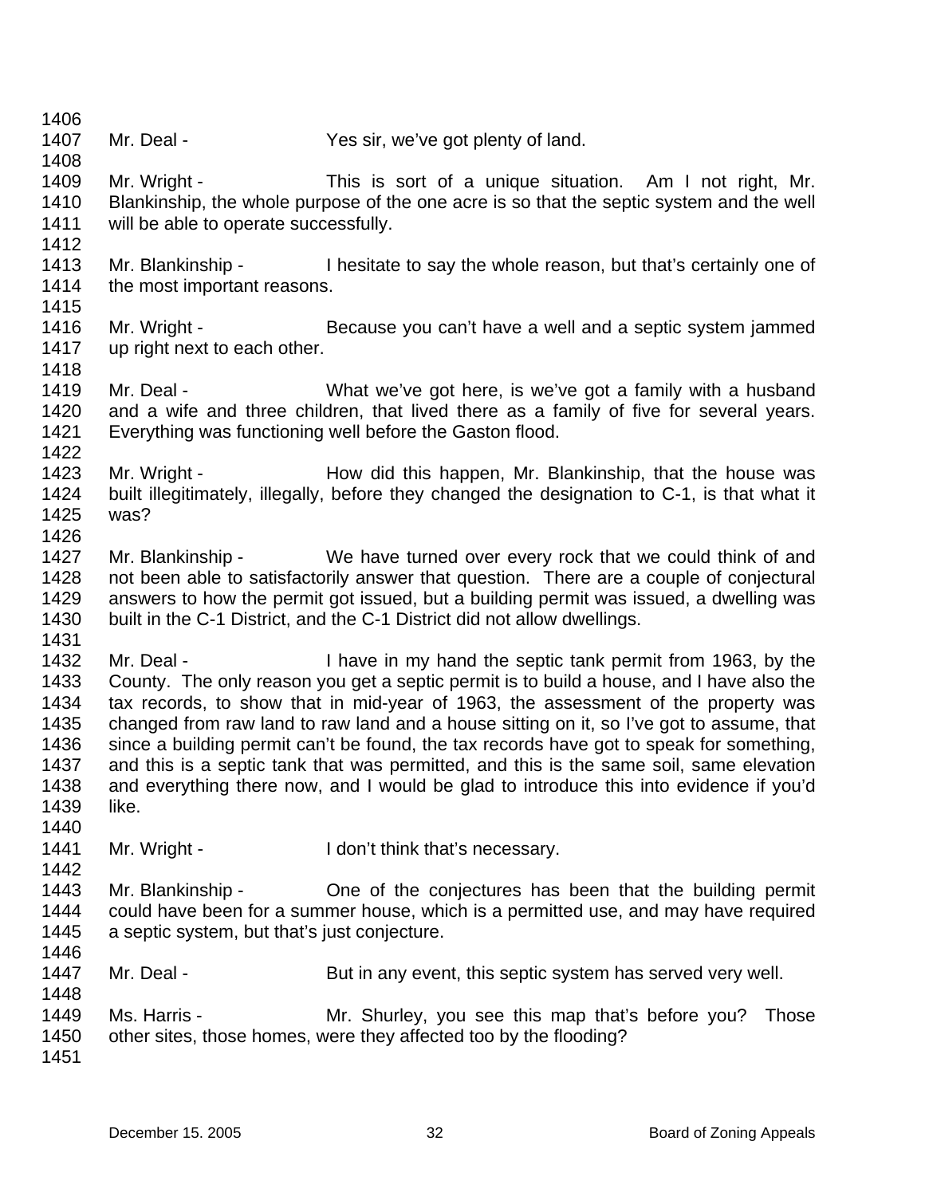Mr. Deal - Yes sir, we've got plenty of land.

Mr. Wright - This is sort of a unique situation. Am I not right, Mr. Blankinship, the whole purpose of the one acre is so that the septic system and the well will be able to operate successfully.

Mr. Blankinship - I hesitate to say the whole reason, but that's certainly one of the most important reasons.

Mr. Wright - Because you can't have a well and a septic system jammed up right next to each other.

Mr. Deal - What we've got here, is we've got a family with a husband and a wife and three children, that lived there as a family of five for several years. Everything was functioning well before the Gaston flood.

Mr. Wright - How did this happen, Mr. Blankinship, that the house was built illegitimately, illegally, before they changed the designation to C-1, is that what it was?

Mr. Blankinship - We have turned over every rock that we could think of and not been able to satisfactorily answer that question. There are a couple of conjectural answers to how the permit got issued, but a building permit was issued, a dwelling was built in the C-1 District, and the C-1 District did not allow dwellings.

Mr. Deal - I have in my hand the septic tank permit from 1963, by the County. The only reason you get a septic permit is to build a house, and I have also the tax records, to show that in mid-year of 1963, the assessment of the property was changed from raw land to raw land and a house sitting on it, so I've got to assume, that since a building permit can't be found, the tax records have got to speak for something, and this is a septic tank that was permitted, and this is the same soil, same elevation and everything there now, and I would be glad to introduce this into evidence if you'd like.

Mr. Wright - I don't think that's necessary.

Mr. Blankinship - One of the conjectures has been that the building permit could have been for a summer house, which is a permitted use, and may have required a septic system, but that's just conjecture.

Mr. Deal - But in any event, this septic system has served very well.

Ms. Harris - Mr. Shurley, you see this map that's before you? Those other sites, those homes, were they affected too by the flooding?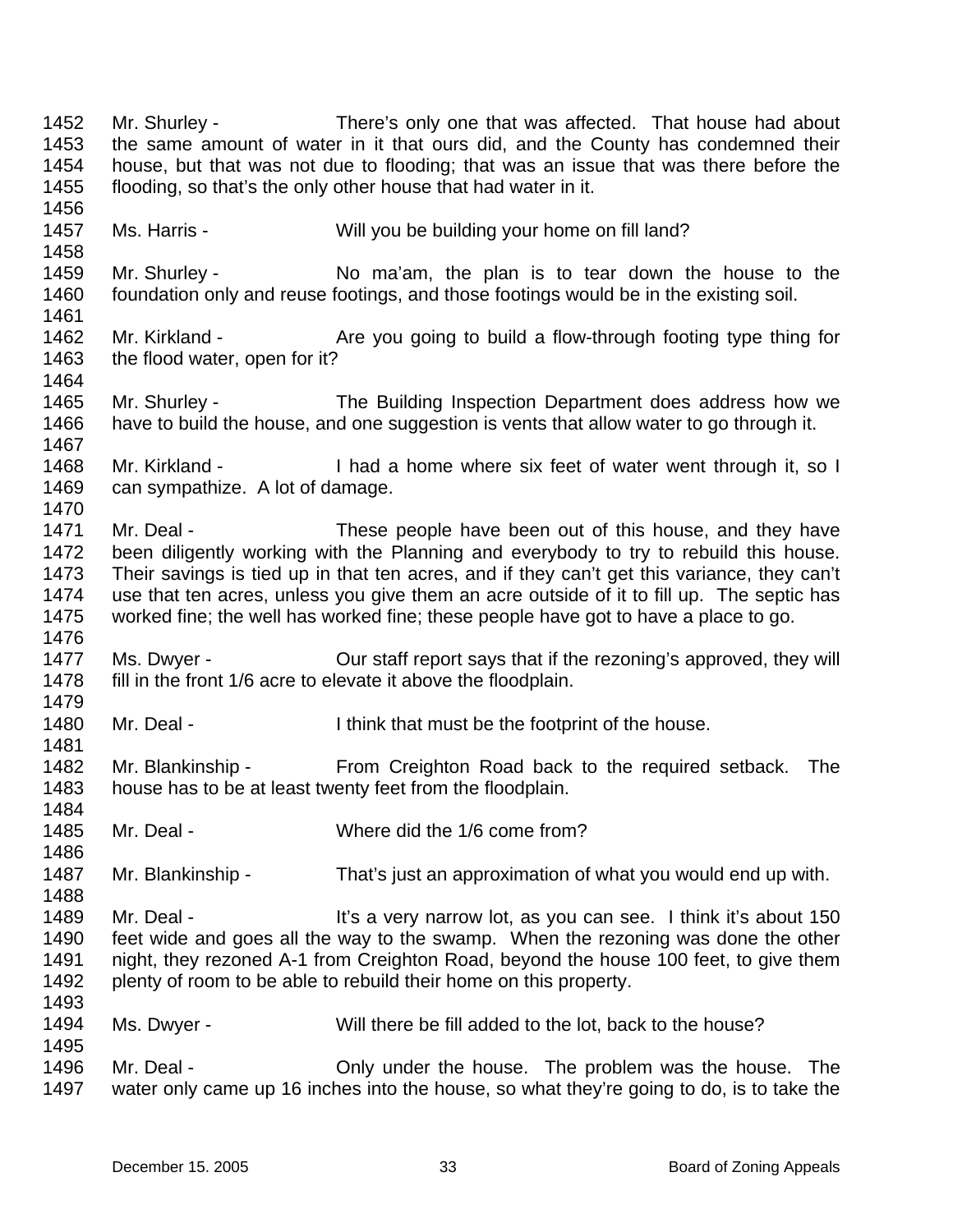1452 Mr. Shurley - There's only one that was affected. That house had about
1453 the same amount of water in it that ours did, and the County has condemned their
1454 house, but that was not due to flooding; that was an issue that was there before the
1455 flooding, so that's the only other house that had water in it.
1456
1457 Ms. Harris - Will you be building your home on fill land?
1458
1459 Mr. Shurley - No ma'am, the plan is to tear down the house to the
1460 foundation only and reuse footings, and those footings would be in the existing soil.
1461
1462 Mr. Kirkland - Are you going to build a flow-through footing type thing for
1463 the flood water, open for it?
1464
1465 Mr. Shurley - The Building Inspection Department does address how we
1466 have to build the house, and one suggestion is vents that allow water to go through it.
1467
1468 Mr. Kirkland - I had a home where six feet of water went through it, so I
1469 can sympathize. A lot of damage.
1470
1471 Mr. Deal - These people have been out of this house, and they have
1472 been diligently working with the Planning and everybody to try to rebuild this house.
1473 Their savings is tied up in that ten acres, and if they can't get this variance, they can't
1474 use that ten acres, unless you give them an acre outside of it to fill up. The septic has
1475 worked fine; the well has worked fine; these people have got to have a place to go.
1476
1477 Ms. Dwyer - Our staff report says that if the rezoning's approved, they will
1478 fill in the front 1/6 acre to elevate it above the floodplain.
1479
1480 Mr. Deal - I think that must be the footprint of the house.
1481
1482 Mr. Blankinship - From Creighton Road back to the required setback. The
1483 house has to be at least twenty feet from the floodplain.
1484
1485 Mr. Deal - Where did the 1/6 come from?
1486
1487 Mr. Blankinship - That's just an approximation of what you would end up with.
1488
1489 Mr. Deal - It's a very narrow lot, as you can see. I think it's about 150
1490 feet wide and goes all the way to the swamp. When the rezoning was done the other
1491 night, they rezoned A-1 from Creighton Road, beyond the house 100 feet, to give them
1492 plenty of room to be able to rebuild their home on this property.
1493
1494 Ms. Dwyer - Will there be fill added to the lot, back to the house?
1495
1496 Mr. Deal - Only under the house. The problem was the house. The
1497 water only came up 16 inches into the house, so what they're going to do, is to take the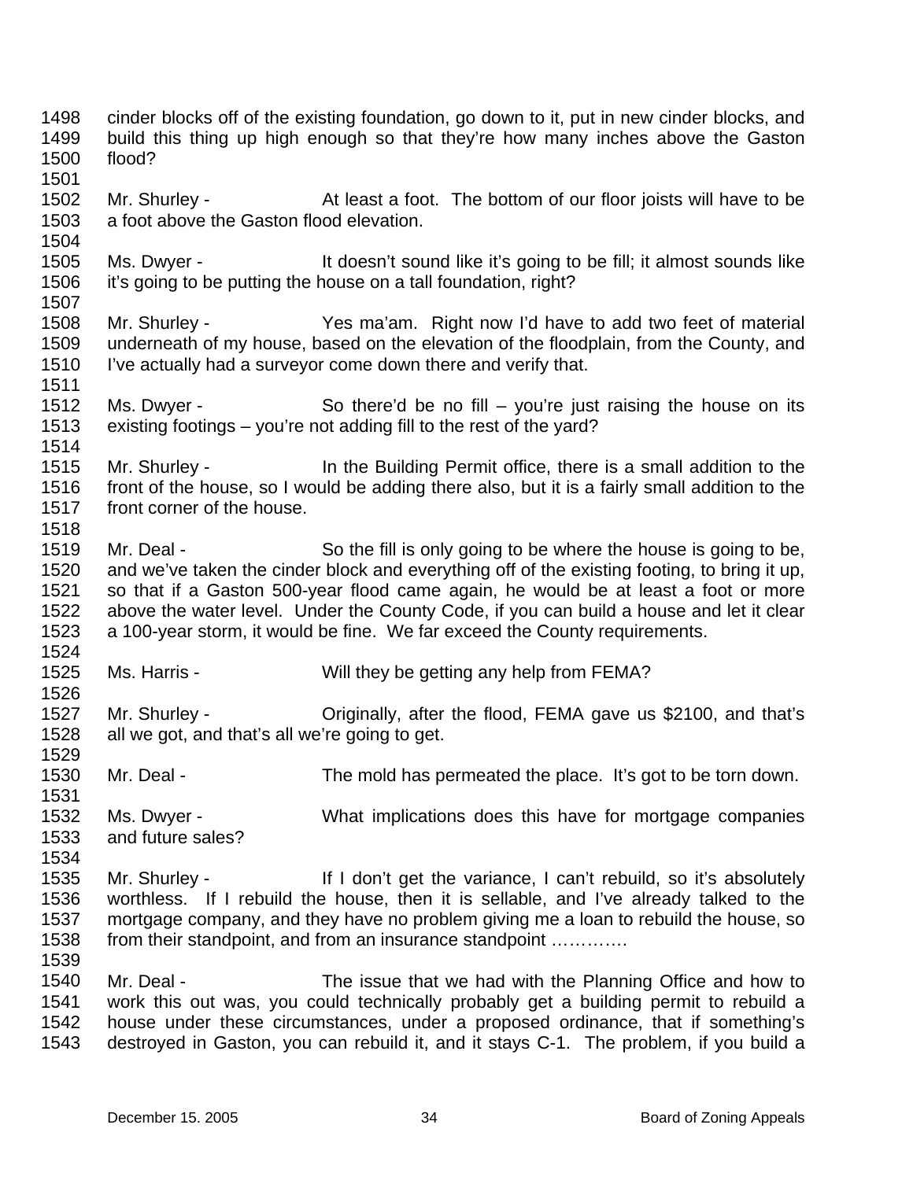cinder blocks off of the existing foundation, go down to it, put in new cinder blocks, and build this thing up high enough so that they're how many inches above the Gaston flood?

Mr. Shurley - At least a foot. The bottom of our floor joists will have to be a foot above the Gaston flood elevation.

Ms. Dwyer - It doesn't sound like it's going to be fill; it almost sounds like it's going to be putting the house on a tall foundation, right?

Mr. Shurley - Yes ma'am. Right now I'd have to add two feet of material underneath of my house, based on the elevation of the floodplain, from the County, and I've actually had a surveyor come down there and verify that.

Ms. Dwyer - So there'd be no fill – you're just raising the house on its existing footings – you're not adding fill to the rest of the yard?

Mr. Shurley - In the Building Permit office, there is a small addition to the front of the house, so I would be adding there also, but it is a fairly small addition to the front corner of the house.

Mr. Deal - So the fill is only going to be where the house is going to be, and we've taken the cinder block and everything off of the existing footing, to bring it up, so that if a Gaston 500-year flood came again, he would be at least a foot or more above the water level. Under the County Code, if you can build a house and let it clear a 100-year storm, it would be fine. We far exceed the County requirements.

Ms. Harris - Will they be getting any help from FEMA?

Mr. Shurley - Originally, after the flood, FEMA gave us $2100, and that's all we got, and that's all we're going to get.

Mr. Deal - The mold has permeated the place. It's got to be torn down.

Ms. Dwyer - What implications does this have for mortgage companies and future sales?

Mr. Shurley - If I don't get the variance, I can't rebuild, so it's absolutely worthless. If I rebuild the house, then it is sellable, and I've already talked to the mortgage company, and they have no problem giving me a loan to rebuild the house, so from their standpoint, and from an insurance standpoint ………….

Mr. Deal - The issue that we had with the Planning Office and how to work this out was, you could technically probably get a building permit to rebuild a house under these circumstances, under a proposed ordinance, that if something's destroyed in Gaston, you can rebuild it, and it stays C-1. The problem, if you build a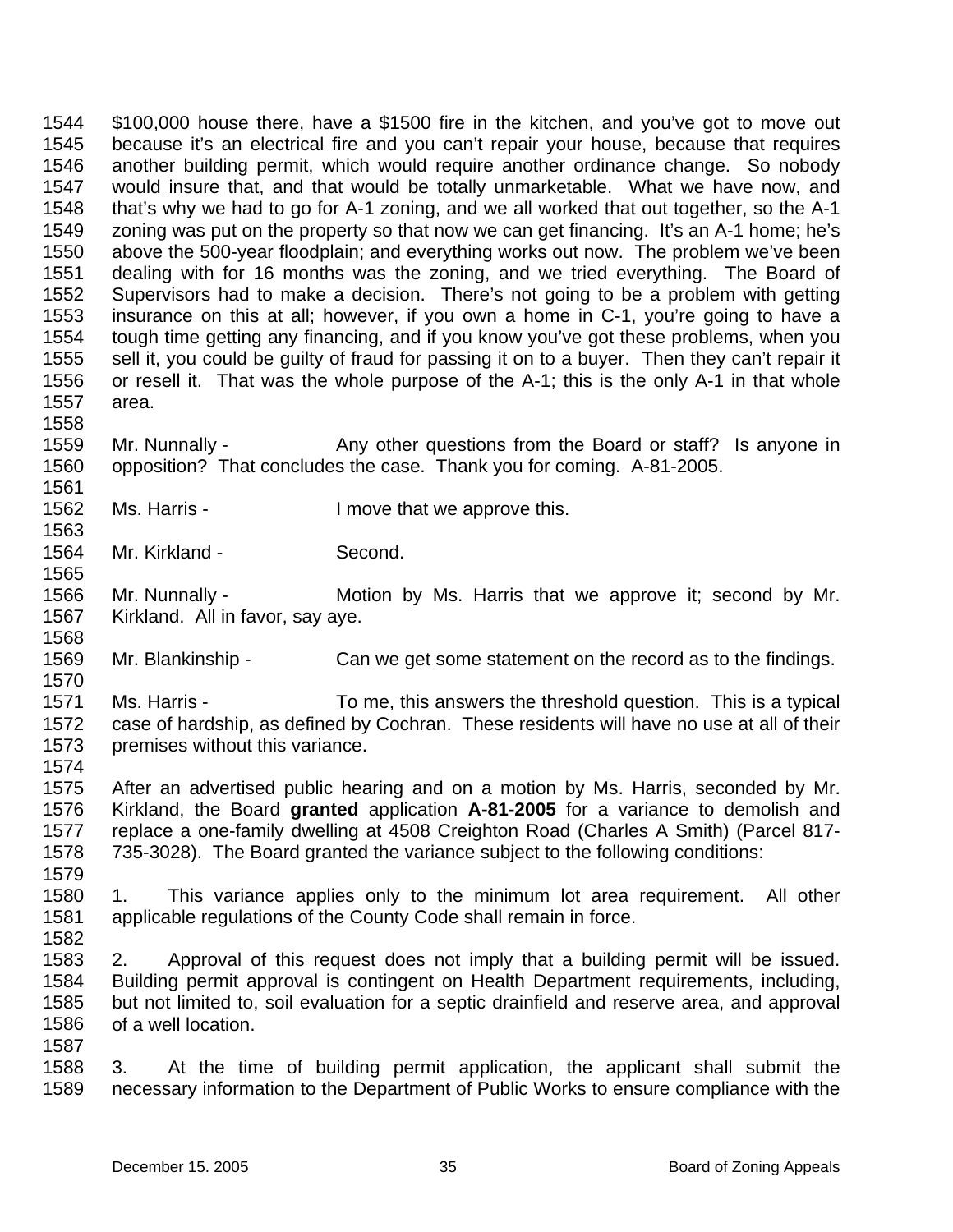$100,000 house there, have a $1500 fire in the kitchen, and you've got to move out because it's an electrical fire and you can't repair your house, because that requires another building permit, which would require another ordinance change. So nobody would insure that, and that would be totally unmarketable. What we have now, and that's why we had to go for A-1 zoning, and we all worked that out together, so the A-1 zoning was put on the property so that now we can get financing. It's an A-1 home; he's above the 500-year floodplain; and everything works out now. The problem we've been dealing with for 16 months was the zoning, and we tried everything. The Board of Supervisors had to make a decision. There's not going to be a problem with getting insurance on this at all; however, if you own a home in C-1, you're going to have a tough time getting any financing, and if you know you've got these problems, when you sell it, you could be guilty of fraud for passing it on to a buyer. Then they can't repair it or resell it. That was the whole purpose of the A-1; this is the only A-1 in that whole area.

Mr. Nunnally - Any other questions from the Board or staff? Is anyone in opposition? That concludes the case. Thank you for coming. A-81-2005.

Ms. Harris - I move that we approve this.

Mr. Kirkland - Second.

Mr. Nunnally - Motion by Ms. Harris that we approve it; second by Mr. Kirkland. All in favor, say aye.

Mr. Blankinship - Can we get some statement on the record as to the findings.

Ms. Harris - To me, this answers the threshold question. This is a typical case of hardship, as defined by Cochran. These residents will have no use at all of their premises without this variance.

After an advertised public hearing and on a motion by Ms. Harris, seconded by Mr. Kirkland, the Board **granted** application **A-81-2005** for a variance to demolish and replace a one-family dwelling at 4508 Creighton Road (Charles A Smith) (Parcel 817-735-3028). The Board granted the variance subject to the following conditions:

1. This variance applies only to the minimum lot area requirement. All other applicable regulations of the County Code shall remain in force.

2. Approval of this request does not imply that a building permit will be issued. Building permit approval is contingent on Health Department requirements, including, but not limited to, soil evaluation for a septic drainfield and reserve area, and approval of a well location.

3. At the time of building permit application, the applicant shall submit the necessary information to the Department of Public Works to ensure compliance with the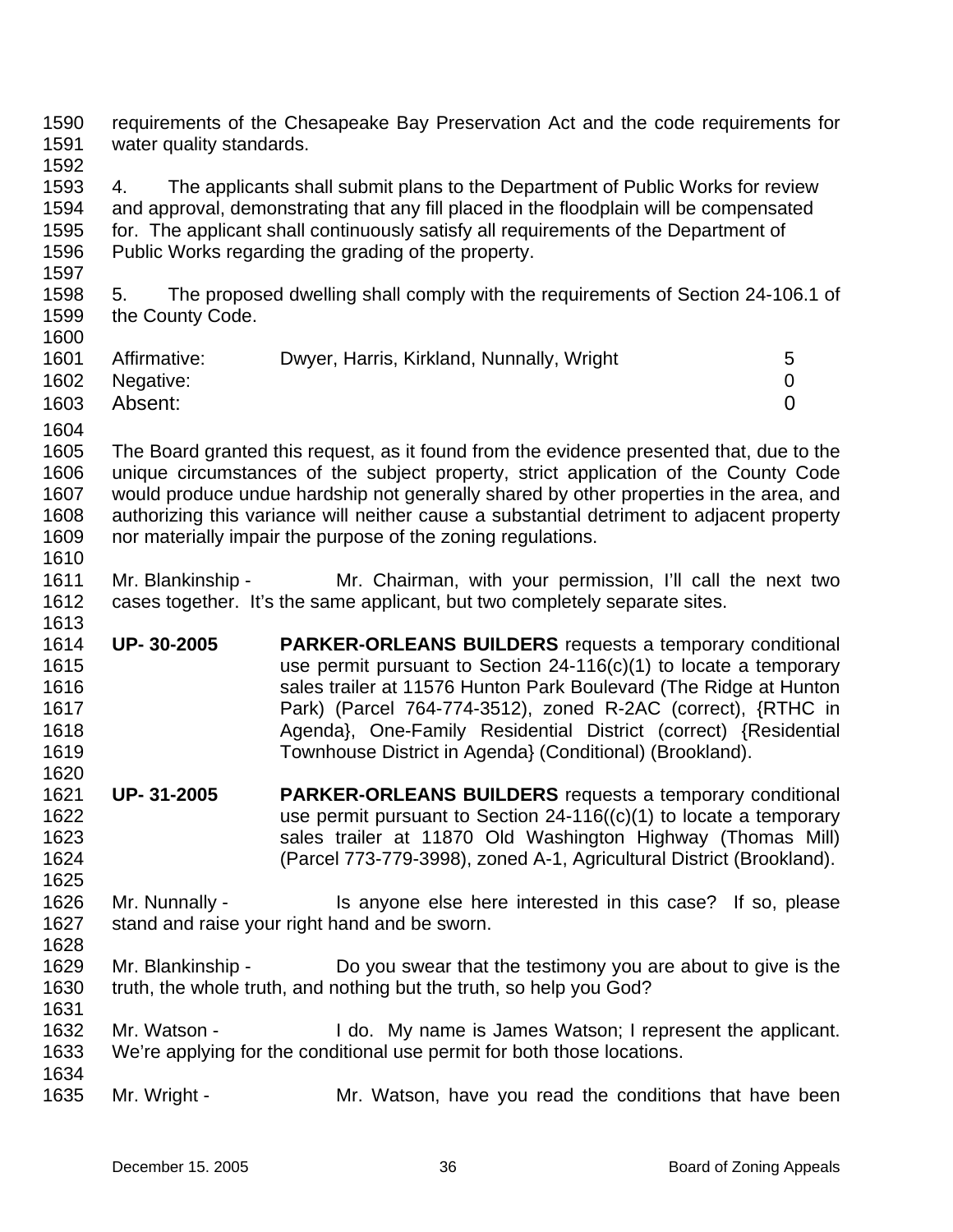requirements of the Chesapeake Bay Preservation Act and the code requirements for water quality standards.

4. The applicants shall submit plans to the Department of Public Works for review and approval, demonstrating that any fill placed in the floodplain will be compensated for. The applicant shall continuously satisfy all requirements of the Department of Public Works regarding the grading of the property.

5. The proposed dwelling shall comply with the requirements of Section 24-106.1 of the County Code.

| | | |
|---|---|---|
| Affirmative: | Dwyer, Harris, Kirkland, Nunnally, Wright | 5 |
| Negative: | | 0 |
| Absent: | | 0 |

The Board granted this request, as it found from the evidence presented that, due to the unique circumstances of the subject property, strict application of the County Code would produce undue hardship not generally shared by other properties in the area, and authorizing this variance will neither cause a substantial detriment to adjacent property nor materially impair the purpose of the zoning regulations.

Mr. Blankinship - Mr. Chairman, with your permission, I'll call the next two cases together. It's the same applicant, but two completely separate sites.

**UP- 30-2005** **PARKER-ORLEANS BUILDERS** requests a temporary conditional use permit pursuant to Section 24-116(c)(1) to locate a temporary sales trailer at 11576 Hunton Park Boulevard (The Ridge at Hunton Park) (Parcel 764-774-3512), zoned R-2AC (correct), {RTHC in Agenda}, One-Family Residential District (correct) {Residential Townhouse District in Agenda} (Conditional) (Brookland).

**UP- 31-2005** **PARKER-ORLEANS BUILDERS** requests a temporary conditional use permit pursuant to Section 24-116((c)(1) to locate a temporary sales trailer at 11870 Old Washington Highway (Thomas Mill) (Parcel 773-779-3998), zoned A-1, Agricultural District (Brookland).

Mr. Nunnally - Is anyone else here interested in this case? If so, please stand and raise your right hand and be sworn.

Mr. Blankinship - Do you swear that the testimony you are about to give is the truth, the whole truth, and nothing but the truth, so help you God?

Mr. Watson - I do. My name is James Watson; I represent the applicant. We're applying for the conditional use permit for both those locations.

Mr. Wright - Mr. Watson, have you read the conditions that have been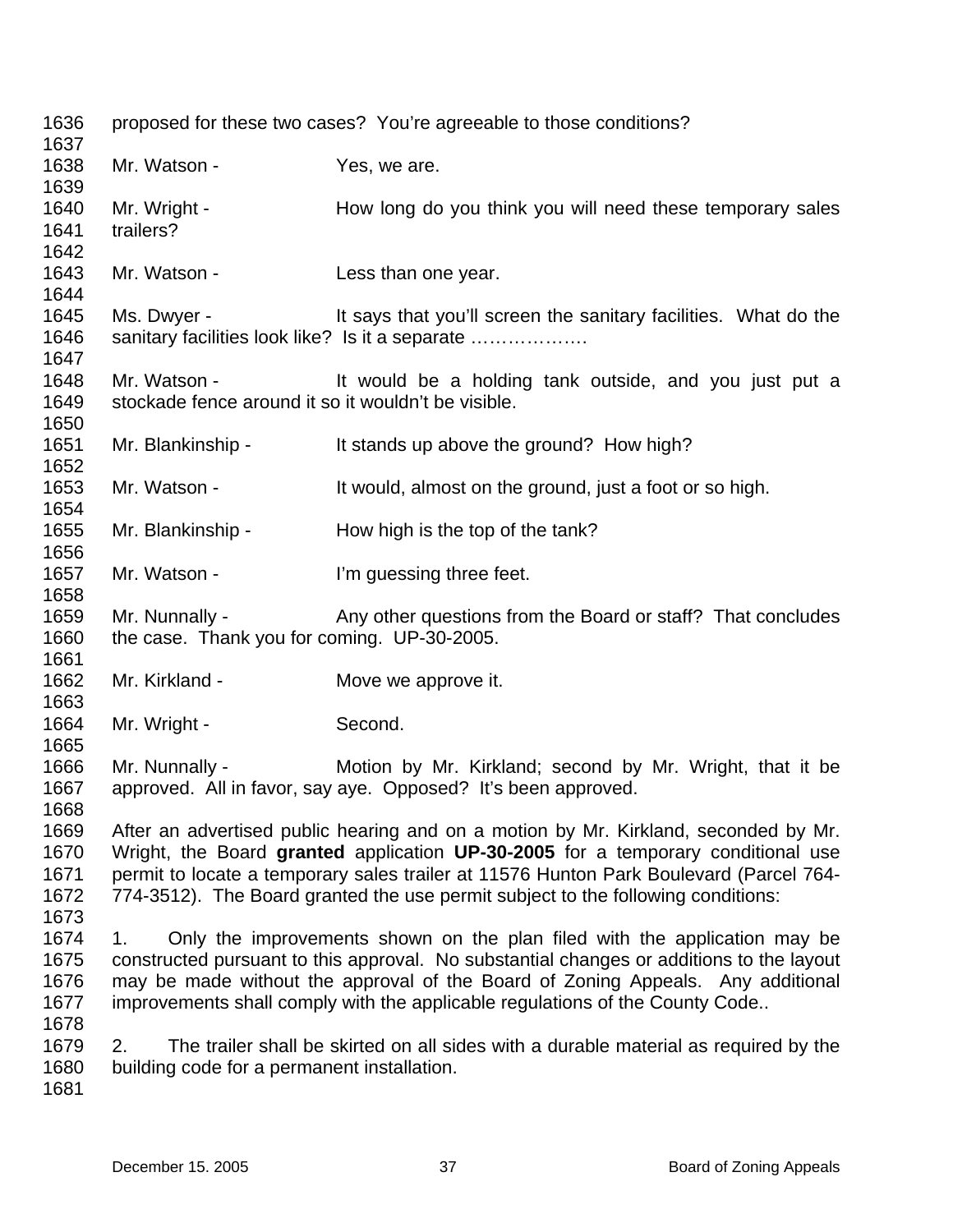proposed for these two cases? You're agreeable to those conditions?

Mr. Watson - Yes, we are.

Mr. Wright - How long do you think you will need these temporary sales trailers?

Mr. Watson - Less than one year.

Ms. Dwyer - It says that you'll screen the sanitary facilities. What do the sanitary facilities look like? Is it a separate ……………….

Mr. Watson - It would be a holding tank outside, and you just put a stockade fence around it so it wouldn't be visible.

Mr. Blankinship - It stands up above the ground? How high?

Mr. Watson - It would, almost on the ground, just a foot or so high.

Mr. Blankinship - How high is the top of the tank?

Mr. Watson - I'm guessing three feet.

Mr. Nunnally - Any other questions from the Board or staff? That concludes the case. Thank you for coming. UP-30-2005.

Mr. Kirkland - Move we approve it.

Mr. Wright - Second.

Mr. Nunnally - Motion by Mr. Kirkland; second by Mr. Wright, that it be approved. All in favor, say aye. Opposed? It's been approved.

After an advertised public hearing and on a motion by Mr. Kirkland, seconded by Mr. Wright, the Board **granted** application **UP-30-2005** for a temporary conditional use permit to locate a temporary sales trailer at 11576 Hunton Park Boulevard (Parcel 764-774-3512). The Board granted the use permit subject to the following conditions:

1. Only the improvements shown on the plan filed with the application may be constructed pursuant to this approval. No substantial changes or additions to the layout may be made without the approval of the Board of Zoning Appeals. Any additional improvements shall comply with the applicable regulations of the County Code..

2. The trailer shall be skirted on all sides with a durable material as required by the building code for a permanent installation.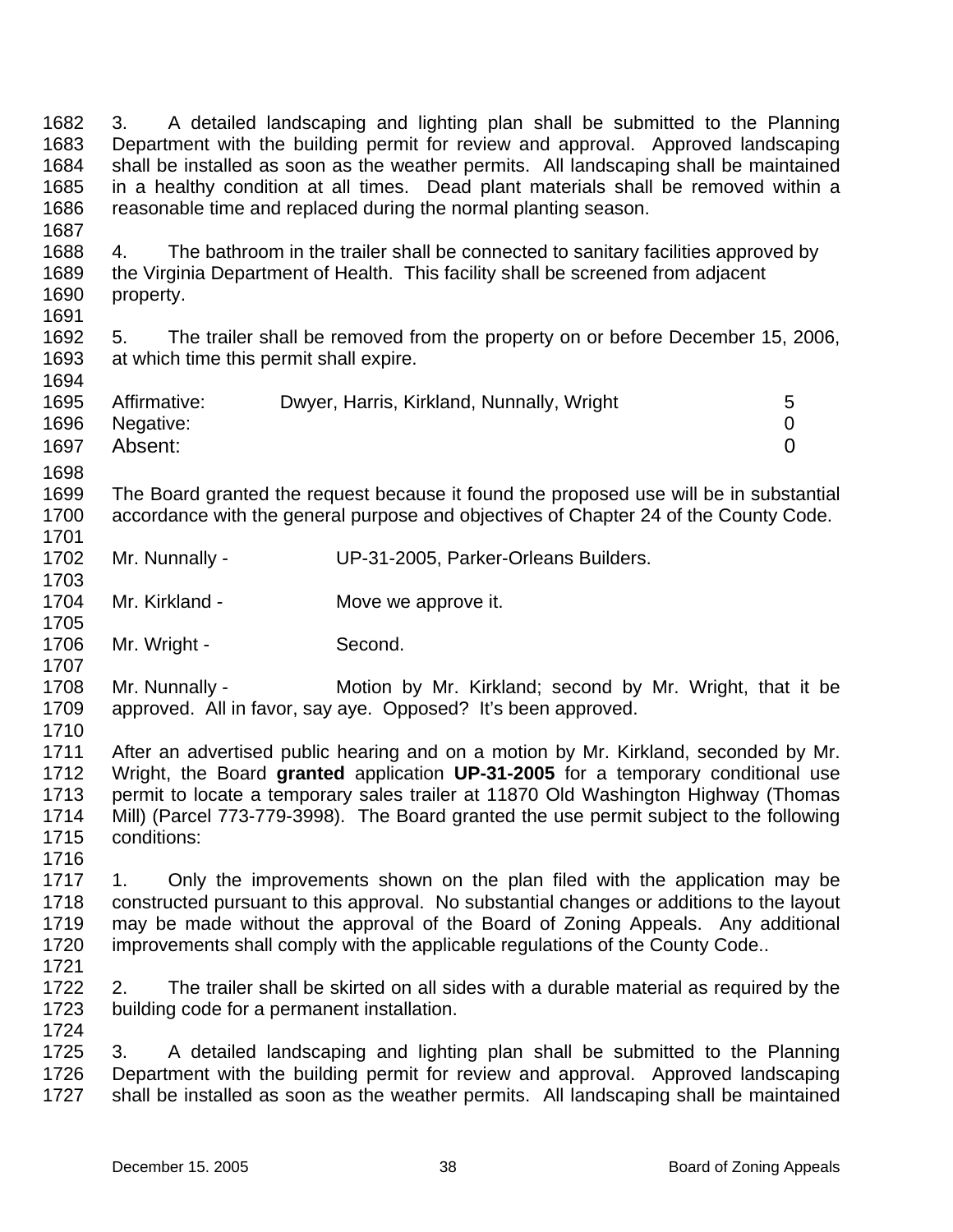3. A detailed landscaping and lighting plan shall be submitted to the Planning Department with the building permit for review and approval. Approved landscaping shall be installed as soon as the weather permits. All landscaping shall be maintained in a healthy condition at all times. Dead plant materials shall be removed within a reasonable time and replaced during the normal planting season.

4. The bathroom in the trailer shall be connected to sanitary facilities approved by the Virginia Department of Health. This facility shall be screened from adjacent property.

5. The trailer shall be removed from the property on or before December 15, 2006, at which time this permit shall expire.

| | | |
|---|---|---|
| Affirmative: | Dwyer, Harris, Kirkland, Nunnally, Wright | 5 |
| Negative: | | 0 |
| Absent: | | 0 |

The Board granted the request because it found the proposed use will be in substantial accordance with the general purpose and objectives of Chapter 24 of the County Code.

Mr. Nunnally - UP-31-2005, Parker-Orleans Builders.

Mr. Kirkland - Move we approve it.

Mr. Wright - Second.

Mr. Nunnally - Motion by Mr. Kirkland; second by Mr. Wright, that it be approved. All in favor, say aye. Opposed? It's been approved.

After an advertised public hearing and on a motion by Mr. Kirkland, seconded by Mr. Wright, the Board **granted** application **UP-31-2005** for a temporary conditional use permit to locate a temporary sales trailer at 11870 Old Washington Highway (Thomas Mill) (Parcel 773-779-3998). The Board granted the use permit subject to the following conditions:

1. Only the improvements shown on the plan filed with the application may be constructed pursuant to this approval. No substantial changes or additions to the layout may be made without the approval of the Board of Zoning Appeals. Any additional improvements shall comply with the applicable regulations of the County Code..

2. The trailer shall be skirted on all sides with a durable material as required by the building code for a permanent installation.

3. A detailed landscaping and lighting plan shall be submitted to the Planning Department with the building permit for review and approval. Approved landscaping shall be installed as soon as the weather permits. All landscaping shall be maintained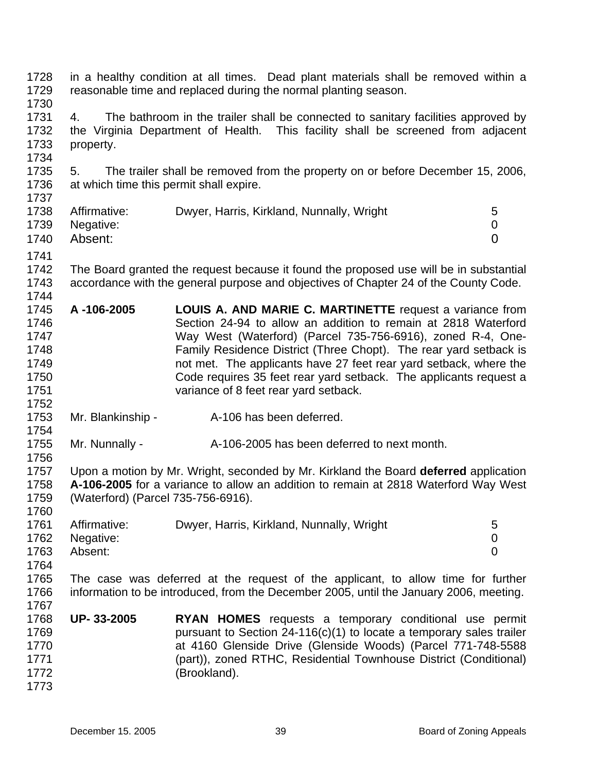in a healthy condition at all times. Dead plant materials shall be removed within a reasonable time and replaced during the normal planting season.

4. The bathroom in the trailer shall be connected to sanitary facilities approved by the Virginia Department of Health. This facility shall be screened from adjacent property.

5. The trailer shall be removed from the property on or before December 15, 2006, at which time this permit shall expire.

| | | |
|---|---|---|
| Affirmative: | Dwyer, Harris, Kirkland, Nunnally, Wright | 5 |
| Negative: | | 0 |
| Absent: | | 0 |

The Board granted the request because it found the proposed use will be in substantial accordance with the general purpose and objectives of Chapter 24 of the County Code.

**A -106-2005** **LOUIS A. AND MARIE C. MARTINETTE** request a variance from Section 24-94 to allow an addition to remain at 2818 Waterford Way West (Waterford) (Parcel 735-756-6916), zoned R-4, One-Family Residence District (Three Chopt). The rear yard setback is not met. The applicants have 27 feet rear yard setback, where the Code requires 35 feet rear yard setback. The applicants request a variance of 8 feet rear yard setback.

Mr. Blankinship - A-106 has been deferred.

Mr. Nunnally - A-106-2005 has been deferred to next month.

Upon a motion by Mr. Wright, seconded by Mr. Kirkland the Board **deferred** application **A-106-2005** for a variance to allow an addition to remain at 2818 Waterford Way West (Waterford) (Parcel 735-756-6916).

| | | |
|---|---|---|
| Affirmative: | Dwyer, Harris, Kirkland, Nunnally, Wright | 5 |
| Negative: | | 0 |
| Absent: | | 0 |

The case was deferred at the request of the applicant, to allow time for further information to be introduced, from the December 2005, until the January 2006, meeting.

**UP- 33-2005** **RYAN HOMES** requests a temporary conditional use permit pursuant to Section 24-116(c)(1) to locate a temporary sales trailer at 4160 Glenside Drive (Glenside Woods) (Parcel 771-748-5588 (part)), zoned RTHC, Residential Townhouse District (Conditional) (Brookland).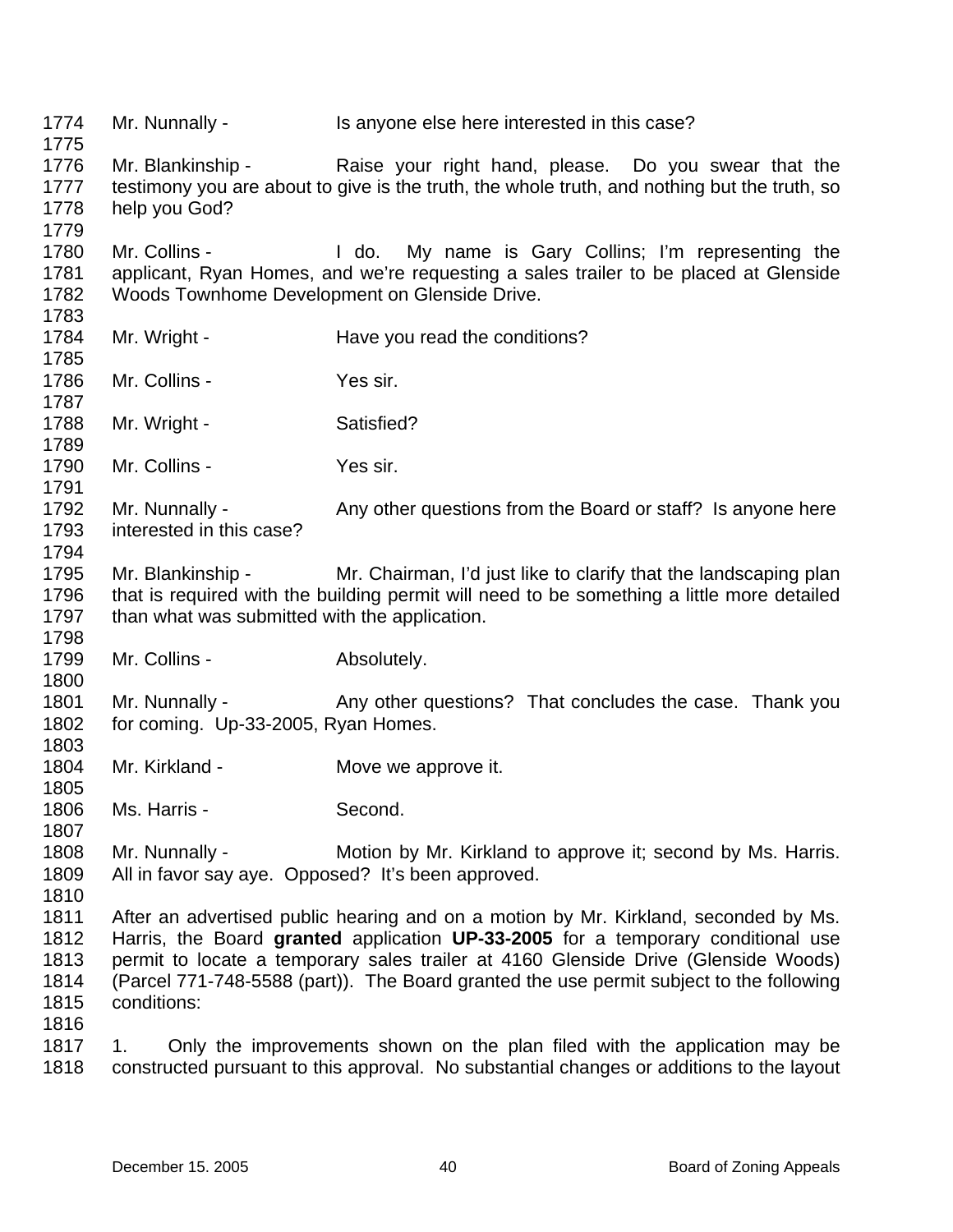1774 Mr. Nunnally - Is anyone else here interested in this case?
1775
1776 Mr. Blankinship - Raise your right hand, please. Do you swear that the
1777 testimony you are about to give is the truth, the whole truth, and nothing but the truth, so
1778 help you God?
1779
1780 Mr. Collins - I do. My name is Gary Collins; I'm representing the
1781 applicant, Ryan Homes, and we're requesting a sales trailer to be placed at Glenside
1782 Woods Townhome Development on Glenside Drive.
1783
1784 Mr. Wright - Have you read the conditions?
1785
1786 Mr. Collins - Yes sir.
1787
1788 Mr. Wright - Satisfied?
1789
1790 Mr. Collins - Yes sir.
1791
1792 Mr. Nunnally - Any other questions from the Board or staff? Is anyone here
1793 interested in this case?
1794
1795 Mr. Blankinship - Mr. Chairman, I'd just like to clarify that the landscaping plan
1796 that is required with the building permit will need to be something a little more detailed
1797 than what was submitted with the application.
1798
1799 Mr. Collins - Absolutely.
1800
1801 Mr. Nunnally - Any other questions? That concludes the case. Thank you
1802 for coming. Up-33-2005, Ryan Homes.
1803
1804 Mr. Kirkland - Move we approve it.
1805
1806 Ms. Harris - Second.
1807
1808 Mr. Nunnally - Motion by Mr. Kirkland to approve it; second by Ms. Harris.
1809 All in favor say aye. Opposed? It's been approved.
1810
1811 After an advertised public hearing and on a motion by Mr. Kirkland, seconded by Ms.
1812 Harris, the Board **granted** application **UP-33-2005** for a temporary conditional use
1813 permit to locate a temporary sales trailer at 4160 Glenside Drive (Glenside Woods)
1814 (Parcel 771-748-5588 (part)). The Board granted the use permit subject to the following
1815 conditions:
1816
1817 1. Only the improvements shown on the plan filed with the application may be
1818 constructed pursuant to this approval. No substantial changes or additions to the layout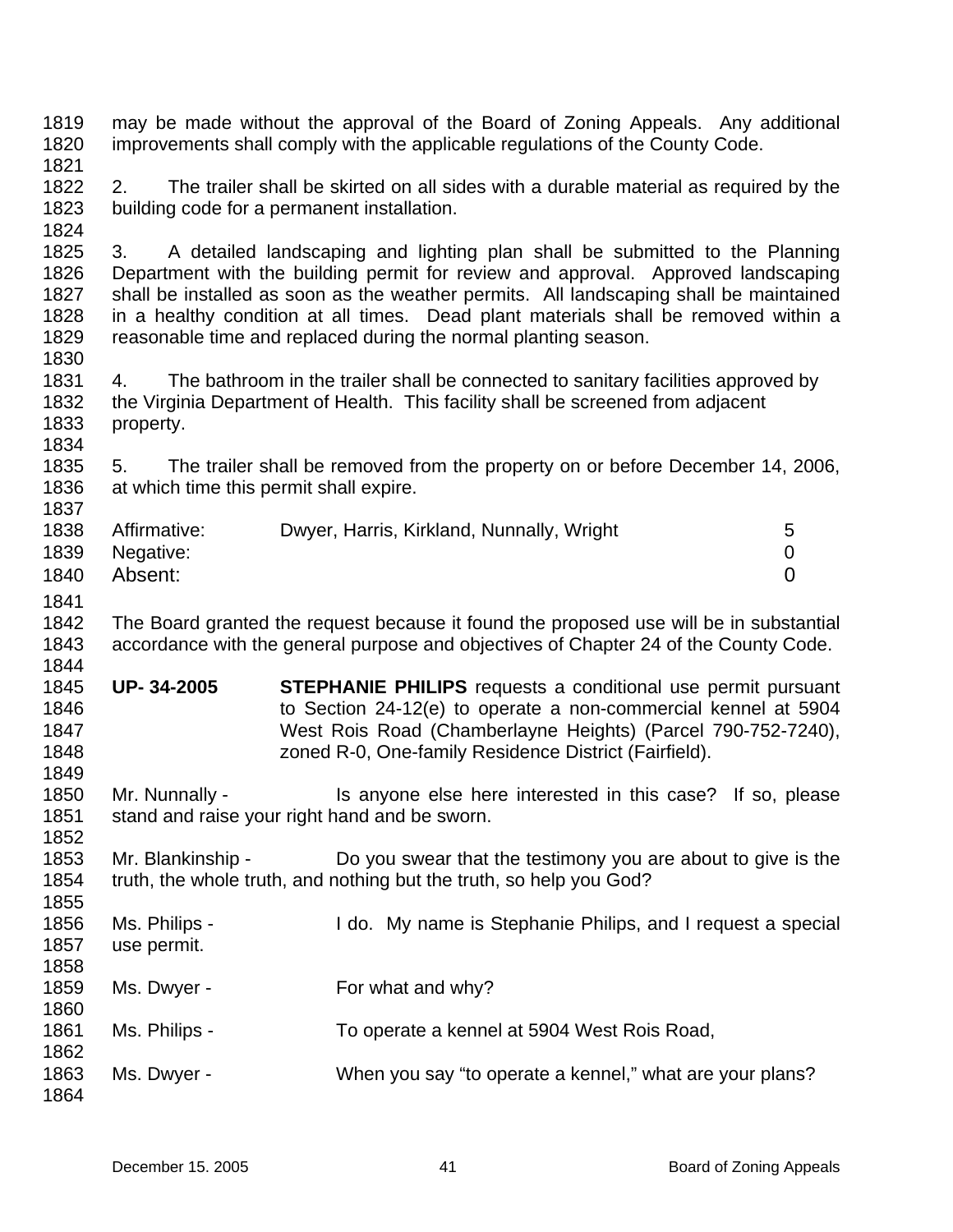may be made without the approval of the Board of Zoning Appeals. Any additional improvements shall comply with the applicable regulations of the County Code.

2. The trailer shall be skirted on all sides with a durable material as required by the building code for a permanent installation.

3. A detailed landscaping and lighting plan shall be submitted to the Planning Department with the building permit for review and approval. Approved landscaping shall be installed as soon as the weather permits. All landscaping shall be maintained in a healthy condition at all times. Dead plant materials shall be removed within a reasonable time and replaced during the normal planting season.

4. The bathroom in the trailer shall be connected to sanitary facilities approved by the Virginia Department of Health. This facility shall be screened from adjacent property.

5. The trailer shall be removed from the property on or before December 14, 2006, at which time this permit shall expire.

| | | |
|---|---|---|
| Affirmative: | Dwyer, Harris, Kirkland, Nunnally, Wright | 5 |
| Negative: | | 0 |
| Absent: | | 0 |

The Board granted the request because it found the proposed use will be in substantial accordance with the general purpose and objectives of Chapter 24 of the County Code.

**UP- 34-2005** **STEPHANIE PHILIPS** requests a conditional use permit pursuant to Section 24-12(e) to operate a non-commercial kennel at 5904 West Rois Road (Chamberlayne Heights) (Parcel 790-752-7240), zoned R-0, One-family Residence District (Fairfield).

Mr. Nunnally - Is anyone else here interested in this case? If so, please stand and raise your right hand and be sworn.

Mr. Blankinship - Do you swear that the testimony you are about to give is the truth, the whole truth, and nothing but the truth, so help you God?

Ms. Philips - I do. My name is Stephanie Philips, and I request a special use permit.

Ms. Dwyer - For what and why?

Ms. Philips - To operate a kennel at 5904 West Rois Road,

Ms. Dwyer - When you say “to operate a kennel,” what are your plans?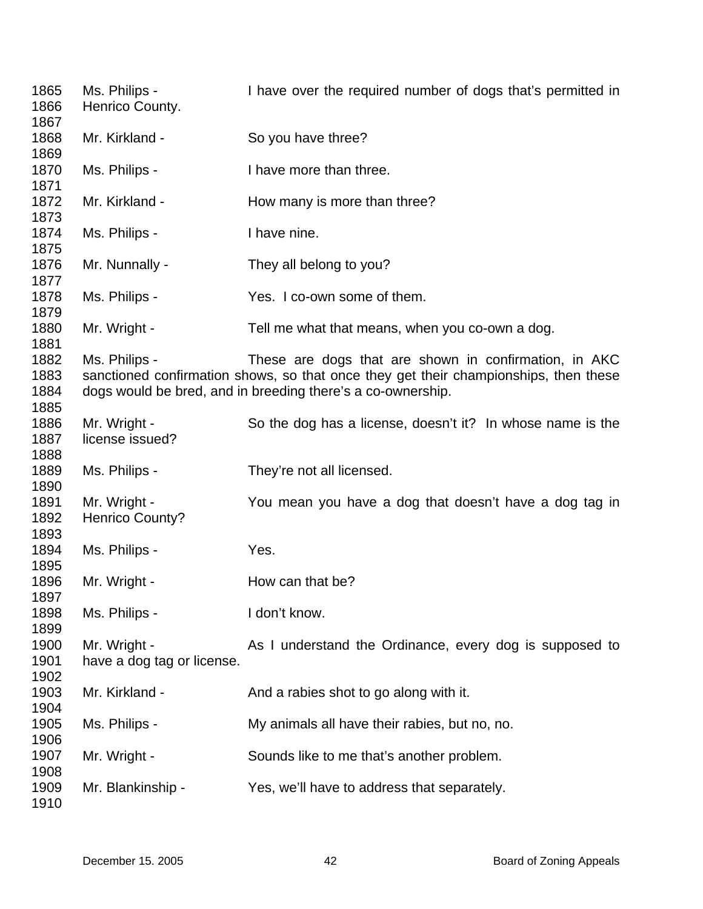1865 Ms. Philips - I have over the required number of dogs that's permitted in
1866 Henrico County.
1867
1868 Mr. Kirkland - So you have three?
1869
1870 Ms. Philips - I have more than three.
1871
1872 Mr. Kirkland - How many is more than three?
1873
1874 Ms. Philips - I have nine.
1875
1876 Mr. Nunnally - They all belong to you?
1877
1878 Ms. Philips - Yes. I co-own some of them.
1879
1880 Mr. Wright - Tell me what that means, when you co-own a dog.
1881
1882 Ms. Philips - These are dogs that are shown in confirmation, in AKC
1883 sanctioned confirmation shows, so that once they get their championships, then these
1884 dogs would be bred, and in breeding there's a co-ownership.
1885
1886 Mr. Wright - So the dog has a license, doesn't it? In whose name is the
1887 license issued?
1888
1889 Ms. Philips - They're not all licensed.
1890
1891 Mr. Wright - You mean you have a dog that doesn't have a dog tag in
1892 Henrico County?
1893
1894 Ms. Philips - Yes.
1895
1896 Mr. Wright - How can that be?
1897
1898 Ms. Philips - I don't know.
1899
1900 Mr. Wright - As I understand the Ordinance, every dog is supposed to
1901 have a dog tag or license.
1902
1903 Mr. Kirkland - And a rabies shot to go along with it.
1904
1905 Ms. Philips - My animals all have their rabies, but no, no.
1906
1907 Mr. Wright - Sounds like to me that's another problem.
1908
1909 Mr. Blankinship - Yes, we'll have to address that separately.
1910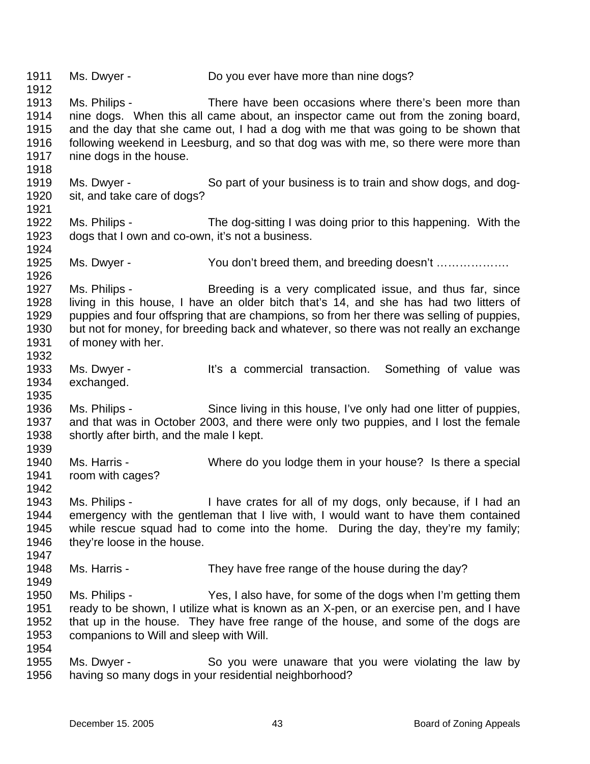Ms. Dwyer - Do you ever have more than nine dogs?

Ms. Philips - There have been occasions where there's been more than nine dogs. When this all came about, an inspector came out from the zoning board, and the day that she came out, I had a dog with me that was going to be shown that following weekend in Leesburg, and so that dog was with me, so there were more than nine dogs in the house.

Ms. Dwyer - So part of your business is to train and show dogs, and dog-sit, and take care of dogs?

Ms. Philips - The dog-sitting I was doing prior to this happening. With the dogs that I own and co-own, it's not a business.

Ms. Dwyer - You don't breed them, and breeding doesn't ……………….

Ms. Philips - Breeding is a very complicated issue, and thus far, since living in this house, I have an older bitch that's 14, and she has had two litters of puppies and four offspring that are champions, so from her there was selling of puppies, but not for money, for breeding back and whatever, so there was not really an exchange of money with her.

Ms. Dwyer - It's a commercial transaction. Something of value was exchanged.

Ms. Philips - Since living in this house, I've only had one litter of puppies, and that was in October 2003, and there were only two puppies, and I lost the female shortly after birth, and the male I kept.

Ms. Harris - Where do you lodge them in your house? Is there a special room with cages?

Ms. Philips - I have crates for all of my dogs, only because, if I had an emergency with the gentleman that I live with, I would want to have them contained while rescue squad had to come into the home. During the day, they're my family; they're loose in the house.

Ms. Harris - They have free range of the house during the day?

Ms. Philips - Yes, I also have, for some of the dogs when I'm getting them ready to be shown, I utilize what is known as an X-pen, or an exercise pen, and I have that up in the house. They have free range of the house, and some of the dogs are companions to Will and sleep with Will.

Ms. Dwyer - So you were unaware that you were violating the law by having so many dogs in your residential neighborhood?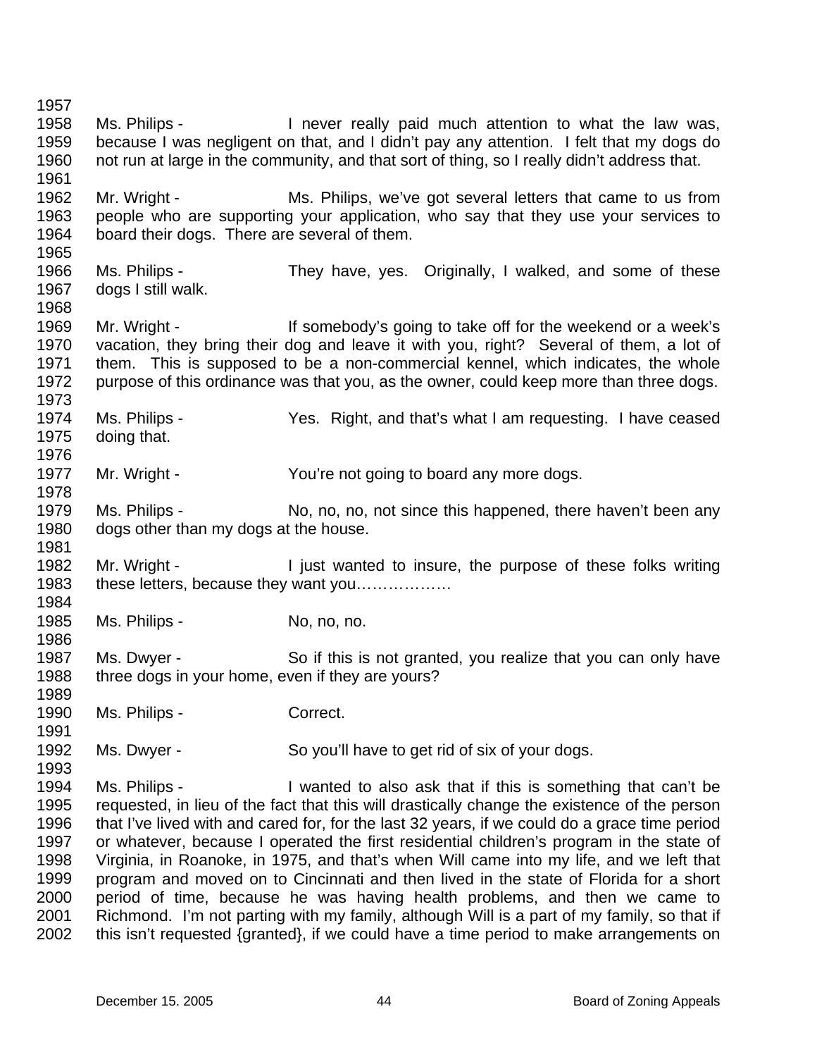Ms. Philips - I never really paid much attention to what the law was, because I was negligent on that, and I didn't pay any attention. I felt that my dogs do not run at large in the community, and that sort of thing, so I really didn't address that.

Mr. Wright - Ms. Philips, we've got several letters that came to us from people who are supporting your application, who say that they use your services to board their dogs. There are several of them.

Ms. Philips - They have, yes. Originally, I walked, and some of these dogs I still walk.

Mr. Wright - If somebody's going to take off for the weekend or a week's vacation, they bring their dog and leave it with you, right? Several of them, a lot of them. This is supposed to be a non-commercial kennel, which indicates, the whole purpose of this ordinance was that you, as the owner, could keep more than three dogs.

Ms. Philips - Yes. Right, and that's what I am requesting. I have ceased doing that.

Mr. Wright - You're not going to board any more dogs.

Ms. Philips - No, no, no, not since this happened, there haven't been any dogs other than my dogs at the house.

Mr. Wright - I just wanted to insure, the purpose of these folks writing these letters, because they want you………………

Ms. Philips - No, no, no.

Ms. Dwyer - So if this is not granted, you realize that you can only have three dogs in your home, even if they are yours?

Ms. Philips - Correct.

Ms. Dwyer - So you'll have to get rid of six of your dogs.

Ms. Philips - I wanted to also ask that if this is something that can't be requested, in lieu of the fact that this will drastically change the existence of the person that I've lived with and cared for, for the last 32 years, if we could do a grace time period or whatever, because I operated the first residential children's program in the state of Virginia, in Roanoke, in 1975, and that's when Will came into my life, and we left that program and moved on to Cincinnati and then lived in the state of Florida for a short period of time, because he was having health problems, and then we came to Richmond. I'm not parting with my family, although Will is a part of my family, so that if this isn't requested {granted}, if we could have a time period to make arrangements on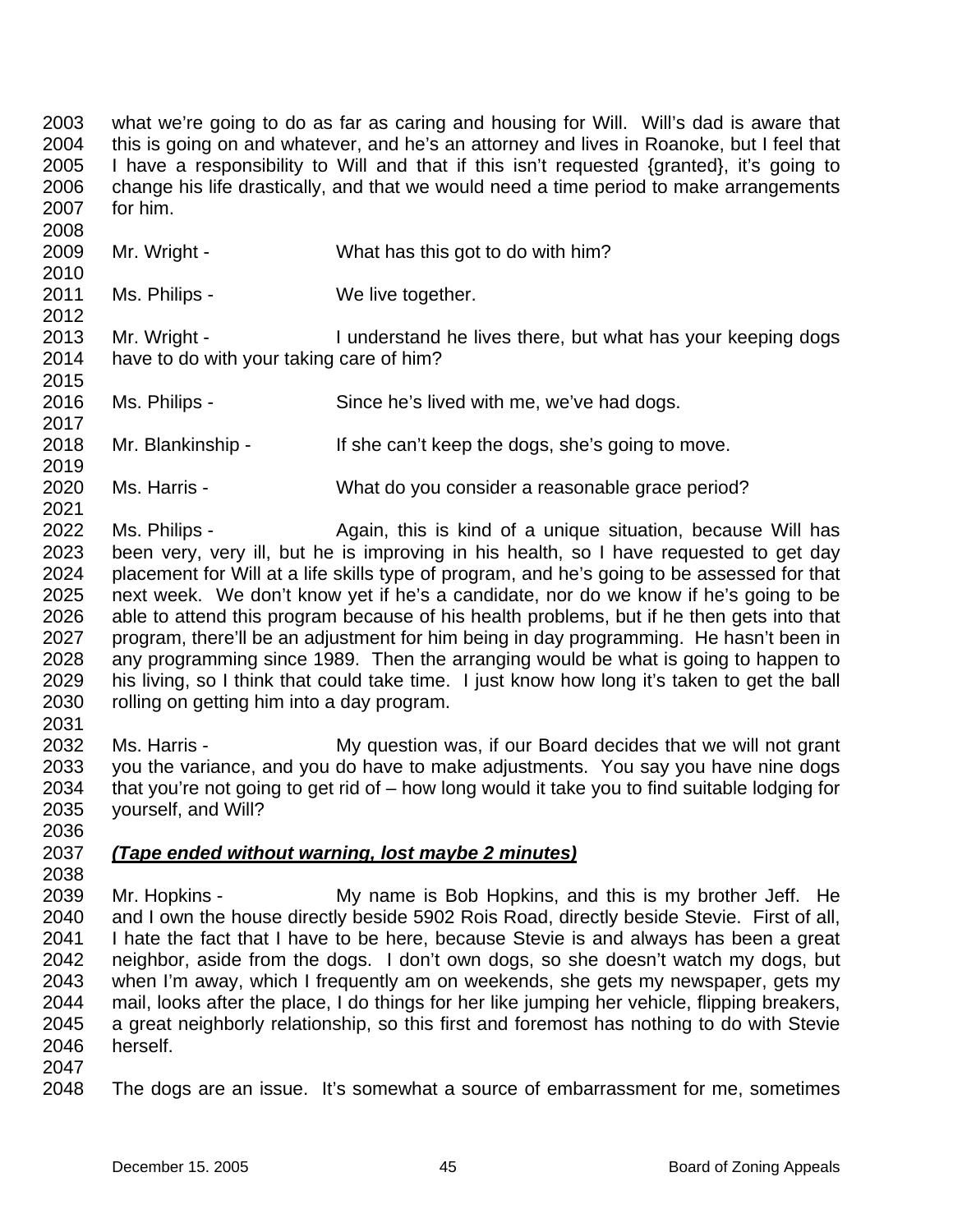what we're going to do as far as caring and housing for Will. Will's dad is aware that this is going on and whatever, and he's an attorney and lives in Roanoke, but I feel that I have a responsibility to Will and that if this isn't requested {granted}, it's going to change his life drastically, and that we would need a time period to make arrangements for him.

Mr. Wright - What has this got to do with him?

Ms. Philips - We live together.

Mr. Wright - I understand he lives there, but what has your keeping dogs have to do with your taking care of him?

Ms. Philips - Since he's lived with me, we've had dogs.

Mr. Blankinship - If she can't keep the dogs, she's going to move.

Ms. Harris - What do you consider a reasonable grace period?

Ms. Philips - Again, this is kind of a unique situation, because Will has been very, very ill, but he is improving in his health, so I have requested to get day placement for Will at a life skills type of program, and he's going to be assessed for that next week. We don't know yet if he's a candidate, nor do we know if he's going to be able to attend this program because of his health problems, but if he then gets into that program, there'll be an adjustment for him being in day programming. He hasn't been in any programming since 1989. Then the arranging would be what is going to happen to his living, so I think that could take time. I just know how long it's taken to get the ball rolling on getting him into a day program.

Ms. Harris - My question was, if our Board decides that we will not grant you the variance, and you do have to make adjustments. You say you have nine dogs that you're not going to get rid of – how long would it take you to find suitable lodging for yourself, and Will?

***(Tape ended without warning, lost maybe 2 minutes)***

Mr. Hopkins - My name is Bob Hopkins, and this is my brother Jeff. He and I own the house directly beside 5902 Rois Road, directly beside Stevie. First of all, I hate the fact that I have to be here, because Stevie is and always has been a great neighbor, aside from the dogs. I don't own dogs, so she doesn't watch my dogs, but when I'm away, which I frequently am on weekends, she gets my newspaper, gets my mail, looks after the place, I do things for her like jumping her vehicle, flipping breakers, a great neighborly relationship, so this first and foremost has nothing to do with Stevie herself.

The dogs are an issue. It's somewhat a source of embarrassment for me, sometimes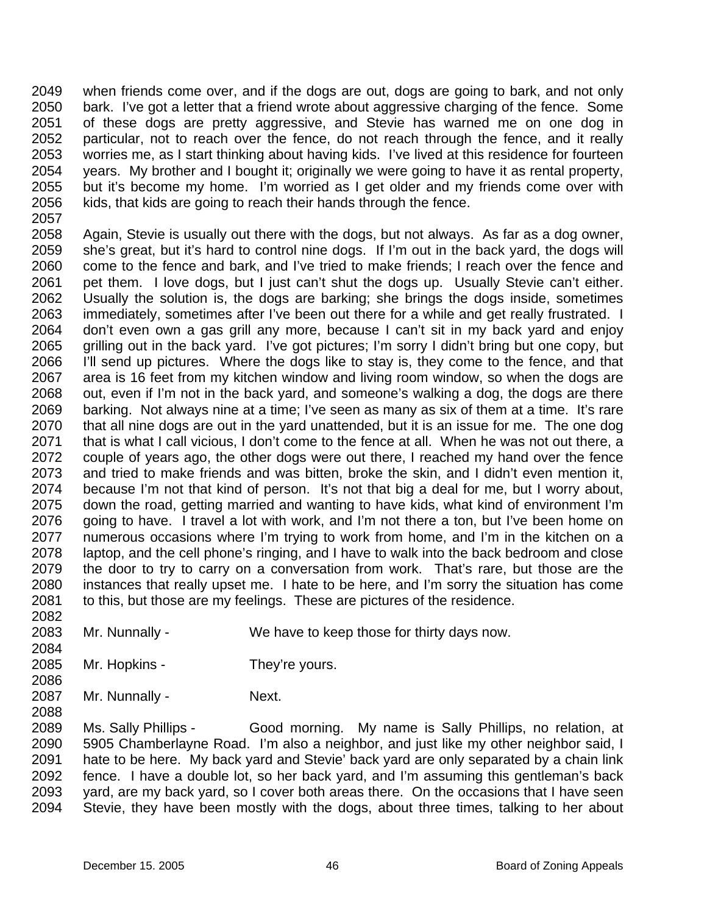when friends come over, and if the dogs are out, dogs are going to bark, and not only bark. I've got a letter that a friend wrote about aggressive charging of the fence. Some of these dogs are pretty aggressive, and Stevie has warned me on one dog in particular, not to reach over the fence, do not reach through the fence, and it really worries me, as I start thinking about having kids. I've lived at this residence for fourteen years. My brother and I bought it; originally we were going to have it as rental property, but it's become my home. I'm worried as I get older and my friends come over with kids, that kids are going to reach their hands through the fence.

Again, Stevie is usually out there with the dogs, but not always. As far as a dog owner, she's great, but it's hard to control nine dogs. If I'm out in the back yard, the dogs will come to the fence and bark, and I've tried to make friends; I reach over the fence and pet them. I love dogs, but I just can't shut the dogs up. Usually Stevie can't either. Usually the solution is, the dogs are barking; she brings the dogs inside, sometimes immediately, sometimes after I've been out there for a while and get really frustrated. I don't even own a gas grill any more, because I can't sit in my back yard and enjoy grilling out in the back yard. I've got pictures; I'm sorry I didn't bring but one copy, but I'll send up pictures. Where the dogs like to stay is, they come to the fence, and that area is 16 feet from my kitchen window and living room window, so when the dogs are out, even if I'm not in the back yard, and someone's walking a dog, the dogs are there barking. Not always nine at a time; I've seen as many as six of them at a time. It's rare that all nine dogs are out in the yard unattended, but it is an issue for me. The one dog that is what I call vicious, I don't come to the fence at all. When he was not out there, a couple of years ago, the other dogs were out there, I reached my hand over the fence and tried to make friends and was bitten, broke the skin, and I didn't even mention it, because I'm not that kind of person. It's not that big a deal for me, but I worry about, down the road, getting married and wanting to have kids, what kind of environment I'm going to have. I travel a lot with work, and I'm not there a ton, but I've been home on numerous occasions where I'm trying to work from home, and I'm in the kitchen on a laptop, and the cell phone's ringing, and I have to walk into the back bedroom and close the door to try to carry on a conversation from work. That's rare, but those are the instances that really upset me. I hate to be here, and I'm sorry the situation has come to this, but those are my feelings. These are pictures of the residence.

Mr. Nunnally - We have to keep those for thirty days now.

Mr. Hopkins - They're yours.

Mr. Nunnally - Next.

Ms. Sally Phillips - Good morning. My name is Sally Phillips, no relation, at 5905 Chamberlayne Road. I'm also a neighbor, and just like my other neighbor said, I hate to be here. My back yard and Stevie' back yard are only separated by a chain link fence. I have a double lot, so her back yard, and I'm assuming this gentleman's back yard, are my back yard, so I cover both areas there. On the occasions that I have seen Stevie, they have been mostly with the dogs, about three times, talking to her about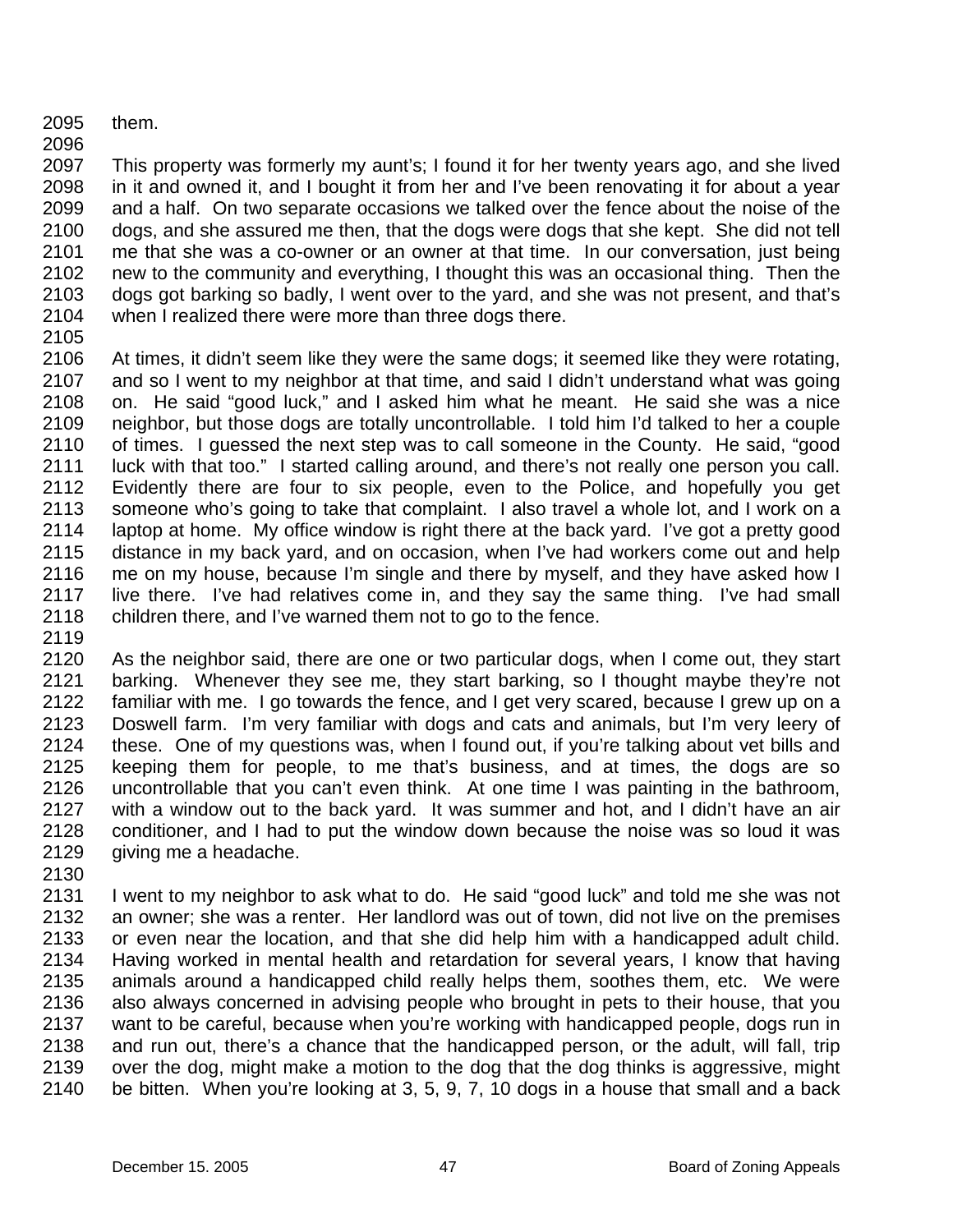them.

This property was formerly my aunt's; I found it for her twenty years ago, and she lived in it and owned it, and I bought it from her and I've been renovating it for about a year and a half. On two separate occasions we talked over the fence about the noise of the dogs, and she assured me then, that the dogs were dogs that she kept. She did not tell me that she was a co-owner or an owner at that time. In our conversation, just being new to the community and everything, I thought this was an occasional thing. Then the dogs got barking so badly, I went over to the yard, and she was not present, and that's when I realized there were more than three dogs there.

At times, it didn't seem like they were the same dogs; it seemed like they were rotating, and so I went to my neighbor at that time, and said I didn't understand what was going on. He said "good luck," and I asked him what he meant. He said she was a nice neighbor, but those dogs are totally uncontrollable. I told him I'd talked to her a couple of times. I guessed the next step was to call someone in the County. He said, "good luck with that too." I started calling around, and there's not really one person you call. Evidently there are four to six people, even to the Police, and hopefully you get someone who's going to take that complaint. I also travel a whole lot, and I work on a laptop at home. My office window is right there at the back yard. I've got a pretty good distance in my back yard, and on occasion, when I've had workers come out and help me on my house, because I'm single and there by myself, and they have asked how I live there. I've had relatives come in, and they say the same thing. I've had small children there, and I've warned them not to go to the fence.

As the neighbor said, there are one or two particular dogs, when I come out, they start barking. Whenever they see me, they start barking, so I thought maybe they're not familiar with me. I go towards the fence, and I get very scared, because I grew up on a Doswell farm. I'm very familiar with dogs and cats and animals, but I'm very leery of these. One of my questions was, when I found out, if you're talking about vet bills and keeping them for people, to me that's business, and at times, the dogs are so uncontrollable that you can't even think. At one time I was painting in the bathroom, with a window out to the back yard. It was summer and hot, and I didn't have an air conditioner, and I had to put the window down because the noise was so loud it was giving me a headache.

I went to my neighbor to ask what to do. He said "good luck" and told me she was not an owner; she was a renter. Her landlord was out of town, did not live on the premises or even near the location, and that she did help him with a handicapped adult child. Having worked in mental health and retardation for several years, I know that having animals around a handicapped child really helps them, soothes them, etc. We were also always concerned in advising people who brought in pets to their house, that you want to be careful, because when you're working with handicapped people, dogs run in and run out, there's a chance that the handicapped person, or the adult, will fall, trip over the dog, might make a motion to the dog that the dog thinks is aggressive, might be bitten. When you're looking at 3, 5, 9, 7, 10 dogs in a house that small and a back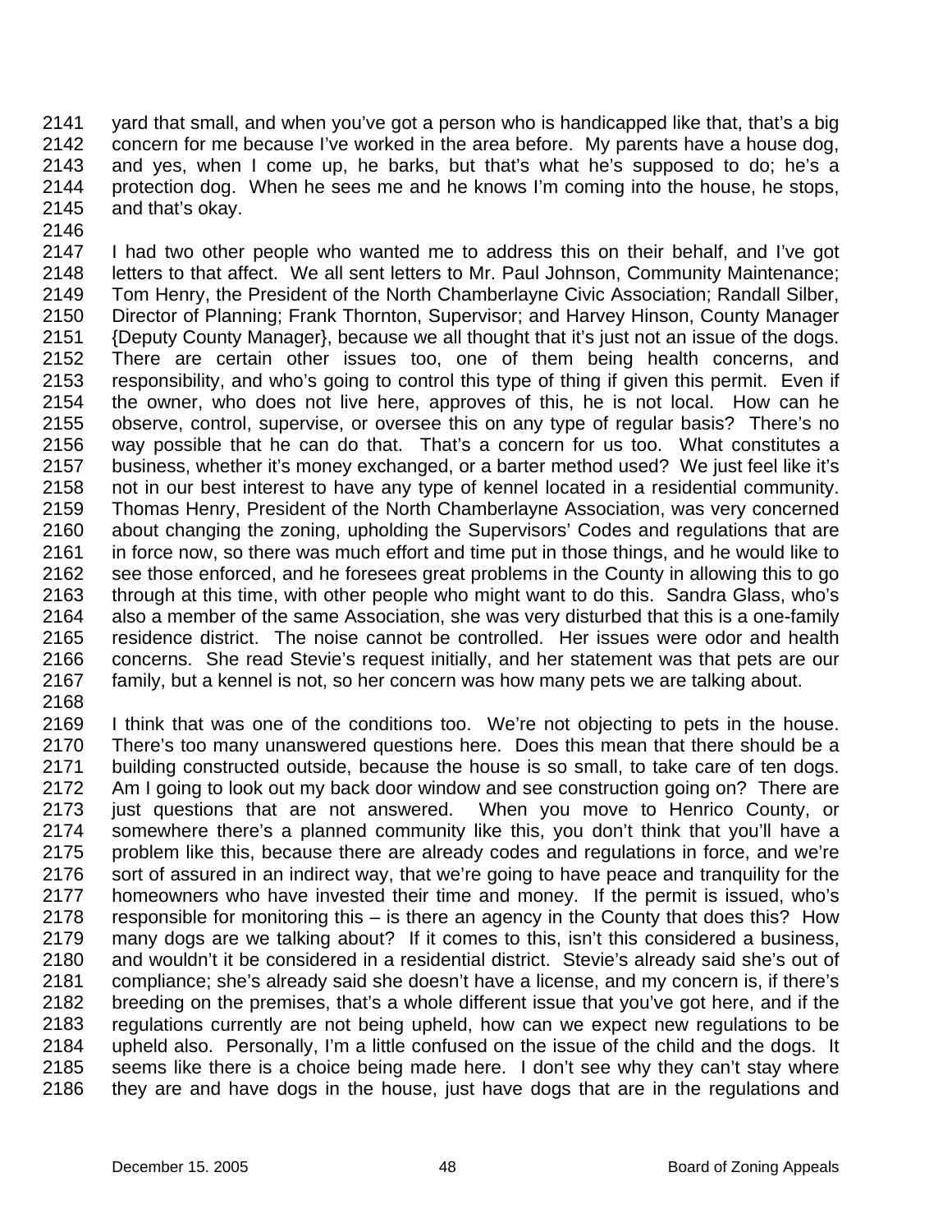2141 yard that small, and when you've got a person who is handicapped like that, that's a big
2142 concern for me because I've worked in the area before. My parents have a house dog,
2143 and yes, when I come up, he barks, but that's what he's supposed to do; he's a
2144 protection dog. When he sees me and he knows I'm coming into the house, he stops,
2145 and that's okay.
2146
2147 I had two other people who wanted me to address this on their behalf, and I've got
2148 letters to that affect. We all sent letters to Mr. Paul Johnson, Community Maintenance;
2149 Tom Henry, the President of the North Chamberlayne Civic Association; Randall Silber,
2150 Director of Planning; Frank Thornton, Supervisor; and Harvey Hinson, County Manager
2151 {Deputy County Manager}, because we all thought that it's just not an issue of the dogs.
2152 There are certain other issues too, one of them being health concerns, and
2153 responsibility, and who's going to control this type of thing if given this permit. Even if
2154 the owner, who does not live here, approves of this, he is not local. How can he
2155 observe, control, supervise, or oversee this on any type of regular basis? There's no
2156 way possible that he can do that. That's a concern for us too. What constitutes a
2157 business, whether it's money exchanged, or a barter method used? We just feel like it's
2158 not in our best interest to have any type of kennel located in a residential community.
2159 Thomas Henry, President of the North Chamberlayne Association, was very concerned
2160 about changing the zoning, upholding the Supervisors' Codes and regulations that are
2161 in force now, so there was much effort and time put in those things, and he would like to
2162 see those enforced, and he foresees great problems in the County in allowing this to go
2163 through at this time, with other people who might want to do this. Sandra Glass, who's
2164 also a member of the same Association, she was very disturbed that this is a one-family
2165 residence district. The noise cannot be controlled. Her issues were odor and health
2166 concerns. She read Stevie's request initially, and her statement was that pets are our
2167 family, but a kennel is not, so her concern was how many pets we are talking about.
2168
2169 I think that was one of the conditions too. We're not objecting to pets in the house.
2170 There's too many unanswered questions here. Does this mean that there should be a
2171 building constructed outside, because the house is so small, to take care of ten dogs.
2172 Am I going to look out my back door window and see construction going on? There are
2173 just questions that are not answered. When you move to Henrico County, or
2174 somewhere there's a planned community like this, you don't think that you'll have a
2175 problem like this, because there are already codes and regulations in force, and we're
2176 sort of assured in an indirect way, that we're going to have peace and tranquility for the
2177 homeowners who have invested their time and money. If the permit is issued, who's
2178 responsible for monitoring this – is there an agency in the County that does this? How
2179 many dogs are we talking about? If it comes to this, isn't this considered a business,
2180 and wouldn't it be considered in a residential district. Stevie's already said she's out of
2181 compliance; she's already said she doesn't have a license, and my concern is, if there's
2182 breeding on the premises, that's a whole different issue that you've got here, and if the
2183 regulations currently are not being upheld, how can we expect new regulations to be
2184 upheld also. Personally, I'm a little confused on the issue of the child and the dogs. It
2185 seems like there is a choice being made here. I don't see why they can't stay where
2186 they are and have dogs in the house, just have dogs that are in the regulations and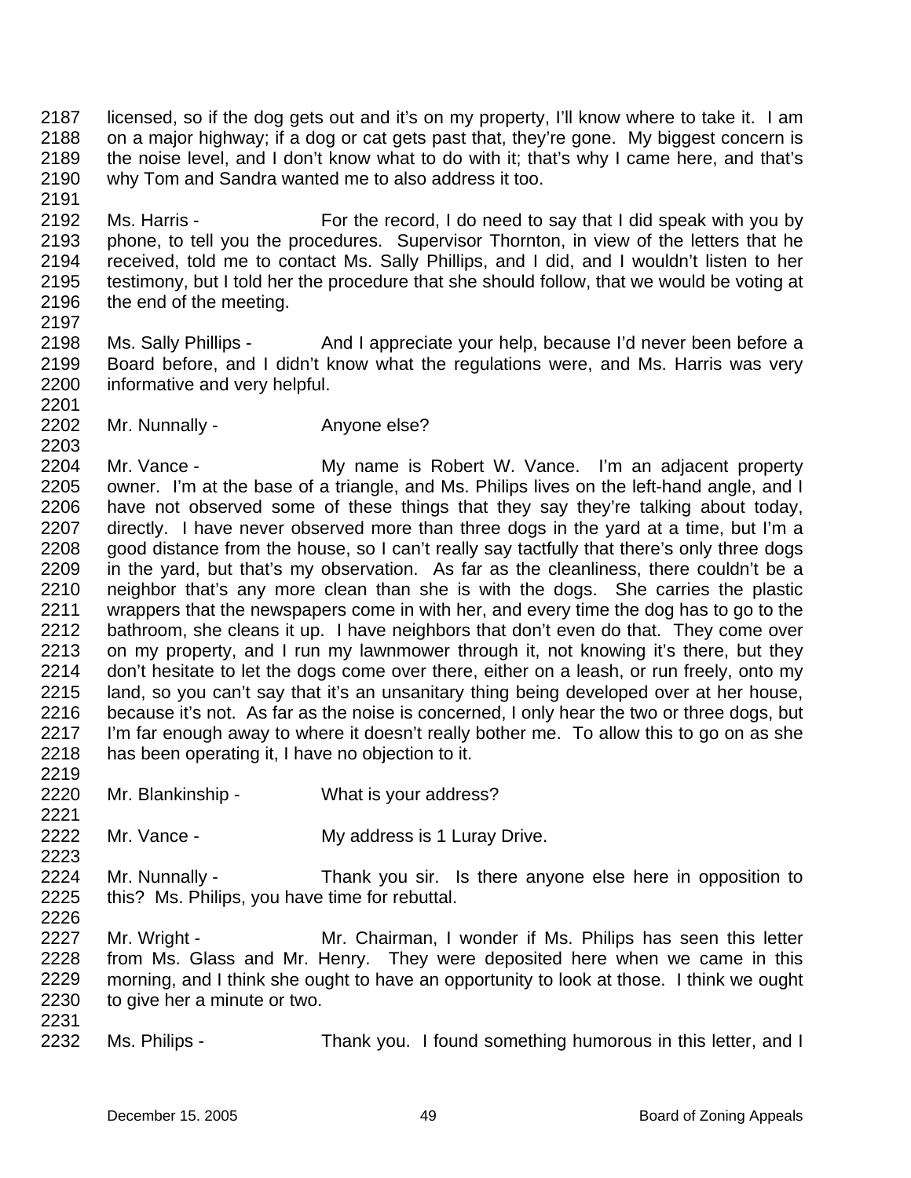2187 licensed, so if the dog gets out and it's on my property, I'll know where to take it. I am
2188 on a major highway; if a dog or cat gets past that, they're gone. My biggest concern is
2189 the noise level, and I don't know what to do with it; that's why I came here, and that's
2190 why Tom and Sandra wanted me to also address it too.
2191
2192 Ms. Harris - For the record, I do need to say that I did speak with you by
2193 phone, to tell you the procedures. Supervisor Thornton, in view of the letters that he
2194 received, told me to contact Ms. Sally Phillips, and I did, and I wouldn't listen to her
2195 testimony, but I told her the procedure that she should follow, that we would be voting at
2196 the end of the meeting.
2197
2198 Ms. Sally Phillips - And I appreciate your help, because I'd never been before a
2199 Board before, and I didn't know what the regulations were, and Ms. Harris was very
2200 informative and very helpful.
2201
2202 Mr. Nunnally - Anyone else?
2203
2204 Mr. Vance - My name is Robert W. Vance. I'm an adjacent property
2205 owner. I'm at the base of a triangle, and Ms. Philips lives on the left-hand angle, and I
2206 have not observed some of these things that they say they're talking about today,
2207 directly. I have never observed more than three dogs in the yard at a time, but I'm a
2208 good distance from the house, so I can't really say tactfully that there's only three dogs
2209 in the yard, but that's my observation. As far as the cleanliness, there couldn't be a
2210 neighbor that's any more clean than she is with the dogs. She carries the plastic
2211 wrappers that the newspapers come in with her, and every time the dog has to go to the
2212 bathroom, she cleans it up. I have neighbors that don't even do that. They come over
2213 on my property, and I run my lawnmower through it, not knowing it's there, but they
2214 don't hesitate to let the dogs come over there, either on a leash, or run freely, onto my
2215 land, so you can't say that it's an unsanitary thing being developed over at her house,
2216 because it's not. As far as the noise is concerned, I only hear the two or three dogs, but
2217 I'm far enough away to where it doesn't really bother me. To allow this to go on as she
2218 has been operating it, I have no objection to it.
2219
2220 Mr. Blankinship - What is your address?
2221
2222 Mr. Vance - My address is 1 Luray Drive.
2223
2224 Mr. Nunnally - Thank you sir. Is there anyone else here in opposition to
2225 this? Ms. Philips, you have time for rebuttal.
2226
2227 Mr. Wright - Mr. Chairman, I wonder if Ms. Philips has seen this letter
2228 from Ms. Glass and Mr. Henry. They were deposited here when we came in this
2229 morning, and I think she ought to have an opportunity to look at those. I think we ought
2230 to give her a minute or two.
2231
2232 Ms. Philips - Thank you. I found something humorous in this letter, and I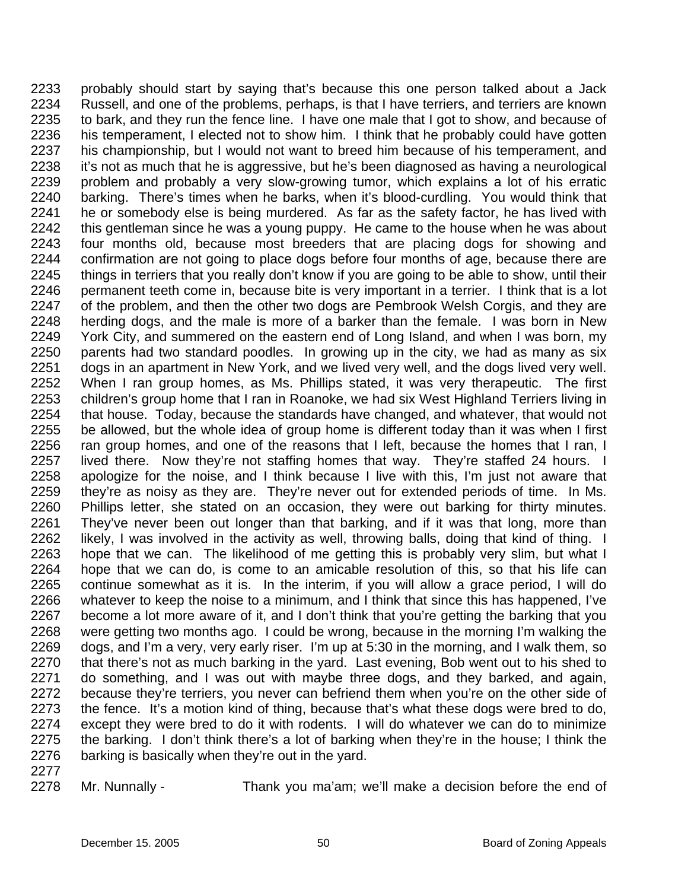2233 probably should start by saying that's because this one person talked about a Jack
2234 Russell, and one of the problems, perhaps, is that I have terriers, and terriers are known
2235 to bark, and they run the fence line. I have one male that I got to show, and because of
2236 his temperament, I elected not to show him. I think that he probably could have gotten
2237 his championship, but I would not want to breed him because of his temperament, and
2238 it's not as much that he is aggressive, but he's been diagnosed as having a neurological
2239 problem and probably a very slow-growing tumor, which explains a lot of his erratic
2240 barking. There's times when he barks, when it's blood-curdling. You would think that
2241 he or somebody else is being murdered. As far as the safety factor, he has lived with
2242 this gentleman since he was a young puppy. He came to the house when he was about
2243 four months old, because most breeders that are placing dogs for showing and
2244 confirmation are not going to place dogs before four months of age, because there are
2245 things in terriers that you really don't know if you are going to be able to show, until their
2246 permanent teeth come in, because bite is very important in a terrier. I think that is a lot
2247 of the problem, and then the other two dogs are Pembrook Welsh Corgis, and they are
2248 herding dogs, and the male is more of a barker than the female. I was born in New
2249 York City, and summered on the eastern end of Long Island, and when I was born, my
2250 parents had two standard poodles. In growing up in the city, we had as many as six
2251 dogs in an apartment in New York, and we lived very well, and the dogs lived very well.
2252 When I ran group homes, as Ms. Phillips stated, it was very therapeutic. The first
2253 children's group home that I ran in Roanoke, we had six West Highland Terriers living in
2254 that house. Today, because the standards have changed, and whatever, that would not
2255 be allowed, but the whole idea of group home is different today than it was when I first
2256 ran group homes, and one of the reasons that I left, because the homes that I ran, I
2257 lived there. Now they're not staffing homes that way. They're staffed 24 hours. I
2258 apologize for the noise, and I think because I live with this, I'm just not aware that
2259 they're as noisy as they are. They're never out for extended periods of time. In Ms.
2260 Phillips letter, she stated on an occasion, they were out barking for thirty minutes.
2261 They've never been out longer than that barking, and if it was that long, more than
2262 likely, I was involved in the activity as well, throwing balls, doing that kind of thing. I
2263 hope that we can. The likelihood of me getting this is probably very slim, but what I
2264 hope that we can do, is come to an amicable resolution of this, so that his life can
2265 continue somewhat as it is. In the interim, if you will allow a grace period, I will do
2266 whatever to keep the noise to a minimum, and I think that since this has happened, I've
2267 become a lot more aware of it, and I don't think that you're getting the barking that you
2268 were getting two months ago. I could be wrong, because in the morning I'm walking the
2269 dogs, and I'm a very, very early riser. I'm up at 5:30 in the morning, and I walk them, so
2270 that there's not as much barking in the yard. Last evening, Bob went out to his shed to
2271 do something, and I was out with maybe three dogs, and they barked, and again,
2272 because they're terriers, you never can befriend them when you're on the other side of
2273 the fence. It's a motion kind of thing, because that's what these dogs were bred to do,
2274 except they were bred to do it with rodents. I will do whatever we can do to minimize
2275 the barking. I don't think there's a lot of barking when they're in the house; I think the
2276 barking is basically when they're out in the yard.
2277
2278 Mr. Nunnally - Thank you ma'am; we'll make a decision before the end of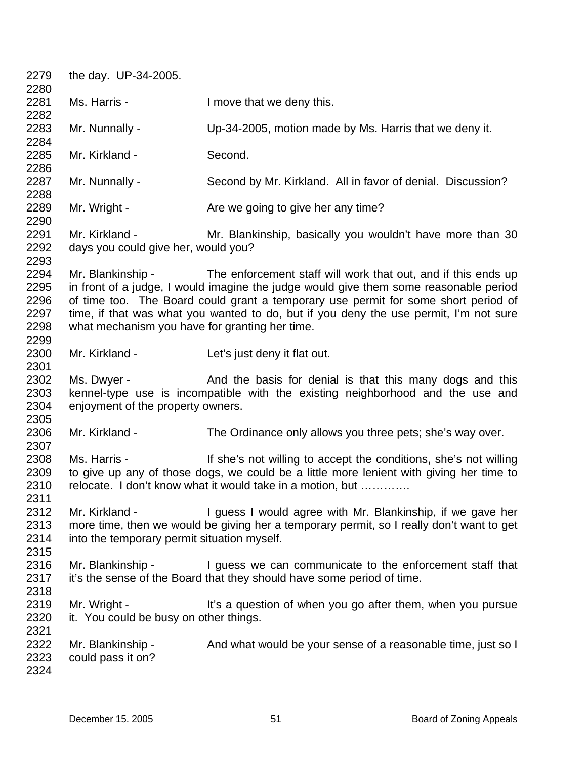the day. UP-34-2005.

Ms. Harris - I move that we deny this.

Mr. Nunnally - Up-34-2005, motion made by Ms. Harris that we deny it.

Mr. Kirkland - Second.

Mr. Nunnally - Second by Mr. Kirkland. All in favor of denial. Discussion?

Mr. Wright - Are we going to give her any time?

Mr. Kirkland - Mr. Blankinship, basically you wouldn't have more than 30 days you could give her, would you?

Mr. Blankinship - The enforcement staff will work that out, and if this ends up in front of a judge, I would imagine the judge would give them some reasonable period of time too. The Board could grant a temporary use permit for some short period of time, if that was what you wanted to do, but if you deny the use permit, I'm not sure what mechanism you have for granting her time.

Mr. Kirkland - Let's just deny it flat out.

Ms. Dwyer - And the basis for denial is that this many dogs and this kennel-type use is incompatible with the existing neighborhood and the use and enjoyment of the property owners.

Mr. Kirkland - The Ordinance only allows you three pets; she's way over.

Ms. Harris - If she's not willing to accept the conditions, she's not willing to give up any of those dogs, we could be a little more lenient with giving her time to relocate. I don't know what it would take in a motion, but ………….

Mr. Kirkland - I guess I would agree with Mr. Blankinship, if we gave her more time, then we would be giving her a temporary permit, so I really don't want to get into the temporary permit situation myself.

Mr. Blankinship - I guess we can communicate to the enforcement staff that it's the sense of the Board that they should have some period of time.

Mr. Wright - It's a question of when you go after them, when you pursue it. You could be busy on other things.

Mr. Blankinship - And what would be your sense of a reasonable time, just so I could pass it on?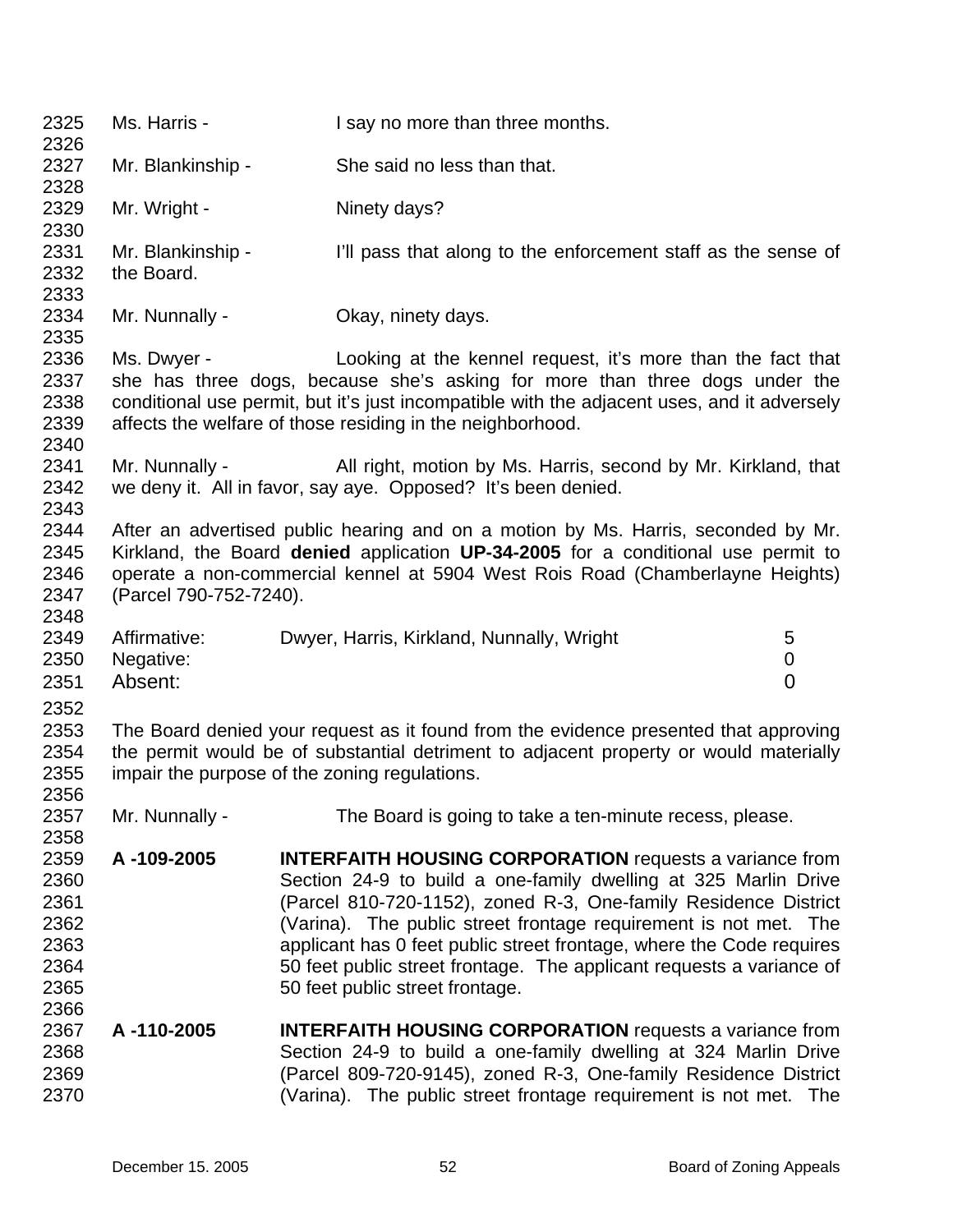Ms. Harris - I say no more than three months.

Mr. Blankinship - She said no less than that.

Mr. Wright - Ninety days?

Mr. Blankinship - I'll pass that along to the enforcement staff as the sense of the Board.

Mr. Nunnally - Okay, ninety days.

Ms. Dwyer - Looking at the kennel request, it's more than the fact that she has three dogs, because she's asking for more than three dogs under the conditional use permit, but it's just incompatible with the adjacent uses, and it adversely affects the welfare of those residing in the neighborhood.

Mr. Nunnally - All right, motion by Ms. Harris, second by Mr. Kirkland, that we deny it. All in favor, say aye. Opposed? It's been denied.

After an advertised public hearing and on a motion by Ms. Harris, seconded by Mr. Kirkland, the Board **denied** application **UP-34-2005** for a conditional use permit to operate a non-commercial kennel at 5904 West Rois Road (Chamberlayne Heights) (Parcel 790-752-7240).

| | | |
|---|---|---|
| Affirmative: | Dwyer, Harris, Kirkland, Nunnally, Wright | 5 |
| Negative: | | 0 |
| Absent: | | 0 |

The Board denied your request as it found from the evidence presented that approving the permit would be of substantial detriment to adjacent property or would materially impair the purpose of the zoning regulations.

Mr. Nunnally - The Board is going to take a ten-minute recess, please.

**A -109-2005** **INTERFAITH HOUSING CORPORATION** requests a variance from Section 24-9 to build a one-family dwelling at 325 Marlin Drive (Parcel 810-720-1152), zoned R-3, One-family Residence District (Varina). The public street frontage requirement is not met. The applicant has 0 feet public street frontage, where the Code requires 50 feet public street frontage. The applicant requests a variance of 50 feet public street frontage.

**A -110-2005** **INTERFAITH HOUSING CORPORATION** requests a variance from Section 24-9 to build a one-family dwelling at 324 Marlin Drive (Parcel 809-720-9145), zoned R-3, One-family Residence District (Varina). The public street frontage requirement is not met. The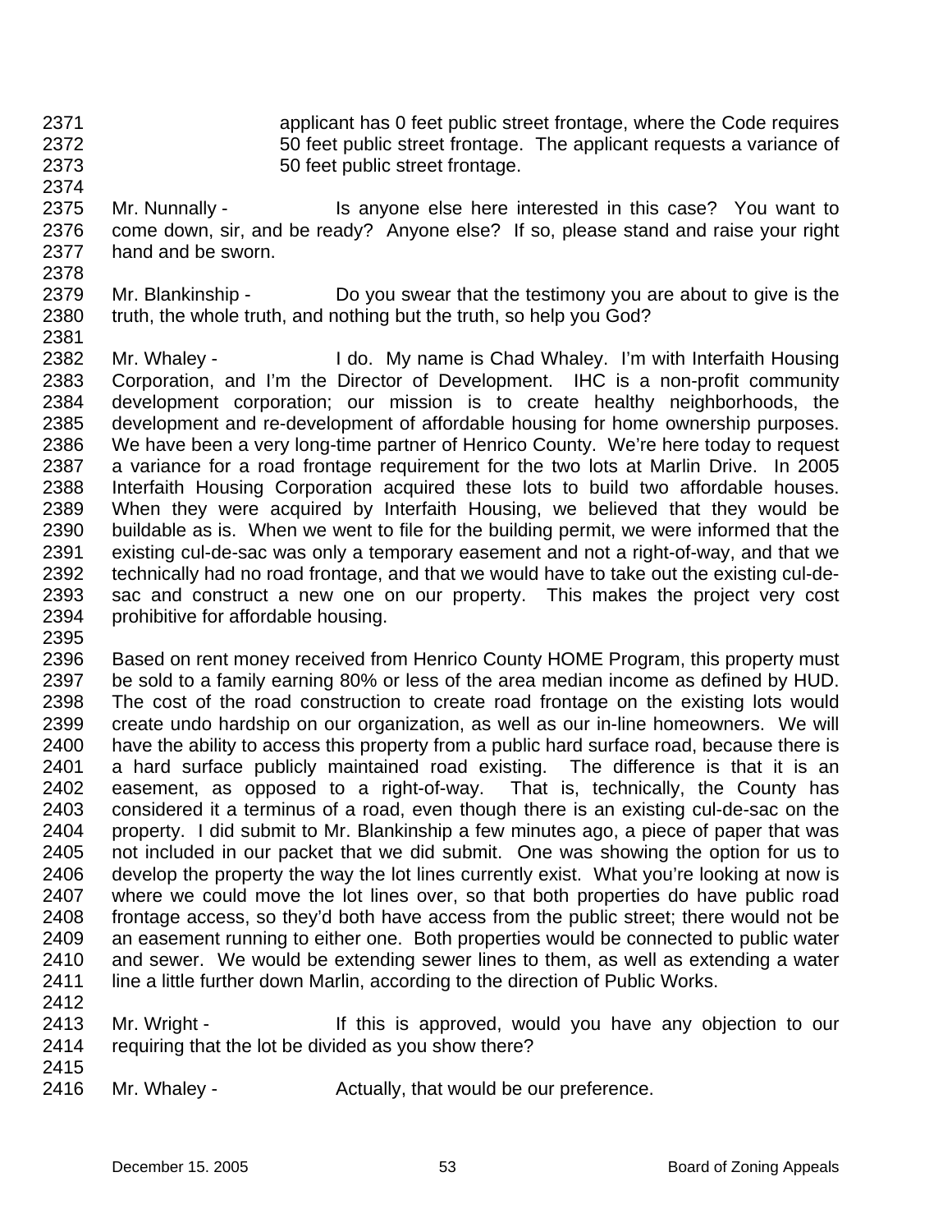applicant has 0 feet public street frontage, where the Code requires 50 feet public street frontage. The applicant requests a variance of 50 feet public street frontage.

Mr. Nunnally - Is anyone else here interested in this case? You want to come down, sir, and be ready? Anyone else? If so, please stand and raise your right hand and be sworn.

Mr. Blankinship - Do you swear that the testimony you are about to give is the truth, the whole truth, and nothing but the truth, so help you God?

Mr. Whaley - I do. My name is Chad Whaley. I'm with Interfaith Housing Corporation, and I'm the Director of Development. IHC is a non-profit community development corporation; our mission is to create healthy neighborhoods, the development and re-development of affordable housing for home ownership purposes. We have been a very long-time partner of Henrico County. We're here today to request a variance for a road frontage requirement for the two lots at Marlin Drive. In 2005 Interfaith Housing Corporation acquired these lots to build two affordable houses. When they were acquired by Interfaith Housing, we believed that they would be buildable as is. When we went to file for the building permit, we were informed that the existing cul-de-sac was only a temporary easement and not a right-of-way, and that we technically had no road frontage, and that we would have to take out the existing cul-de-sac and construct a new one on our property. This makes the project very cost prohibitive for affordable housing.

Based on rent money received from Henrico County HOME Program, this property must be sold to a family earning 80% or less of the area median income as defined by HUD. The cost of the road construction to create road frontage on the existing lots would create undo hardship on our organization, as well as our in-line homeowners. We will have the ability to access this property from a public hard surface road, because there is a hard surface publicly maintained road existing. The difference is that it is an easement, as opposed to a right-of-way. That is, technically, the County has considered it a terminus of a road, even though there is an existing cul-de-sac on the property. I did submit to Mr. Blankinship a few minutes ago, a piece of paper that was not included in our packet that we did submit. One was showing the option for us to develop the property the way the lot lines currently exist. What you're looking at now is where we could move the lot lines over, so that both properties do have public road frontage access, so they'd both have access from the public street; there would not be an easement running to either one. Both properties would be connected to public water and sewer. We would be extending sewer lines to them, as well as extending a water line a little further down Marlin, according to the direction of Public Works.

Mr. Wright - If this is approved, would you have any objection to our requiring that the lot be divided as you show there?

Mr. Whaley - Actually, that would be our preference.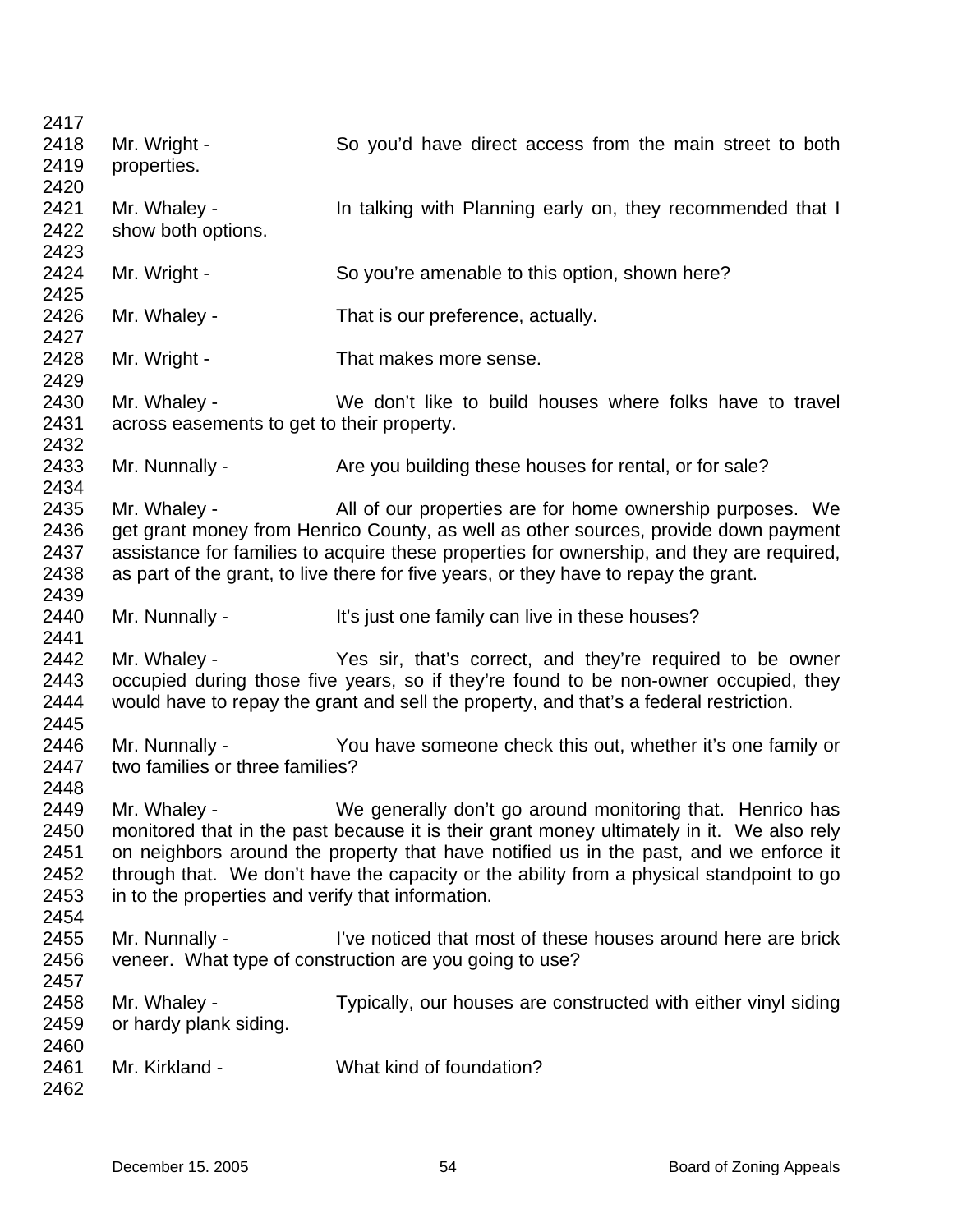Mr. Wright - So you'd have direct access from the main street to both properties.

Mr. Whaley - In talking with Planning early on, they recommended that I show both options.

Mr. Wright - So you're amenable to this option, shown here?

Mr. Whaley - That is our preference, actually.

Mr. Wright - That makes more sense.

Mr. Whaley - We don't like to build houses where folks have to travel across easements to get to their property.

Mr. Nunnally - Are you building these houses for rental, or for sale?

Mr. Whaley - All of our properties are for home ownership purposes. We get grant money from Henrico County, as well as other sources, provide down payment assistance for families to acquire these properties for ownership, and they are required, as part of the grant, to live there for five years, or they have to repay the grant.

Mr. Nunnally - It's just one family can live in these houses?

Mr. Whaley - Yes sir, that's correct, and they're required to be owner occupied during those five years, so if they're found to be non-owner occupied, they would have to repay the grant and sell the property, and that's a federal restriction.

Mr. Nunnally - You have someone check this out, whether it's one family or two families or three families?

Mr. Whaley - We generally don't go around monitoring that. Henrico has monitored that in the past because it is their grant money ultimately in it. We also rely on neighbors around the property that have notified us in the past, and we enforce it through that. We don't have the capacity or the ability from a physical standpoint to go in to the properties and verify that information.

Mr. Nunnally - I've noticed that most of these houses around here are brick veneer. What type of construction are you going to use?

Mr. Whaley - Typically, our houses are constructed with either vinyl siding or hardy plank siding.

Mr. Kirkland - What kind of foundation?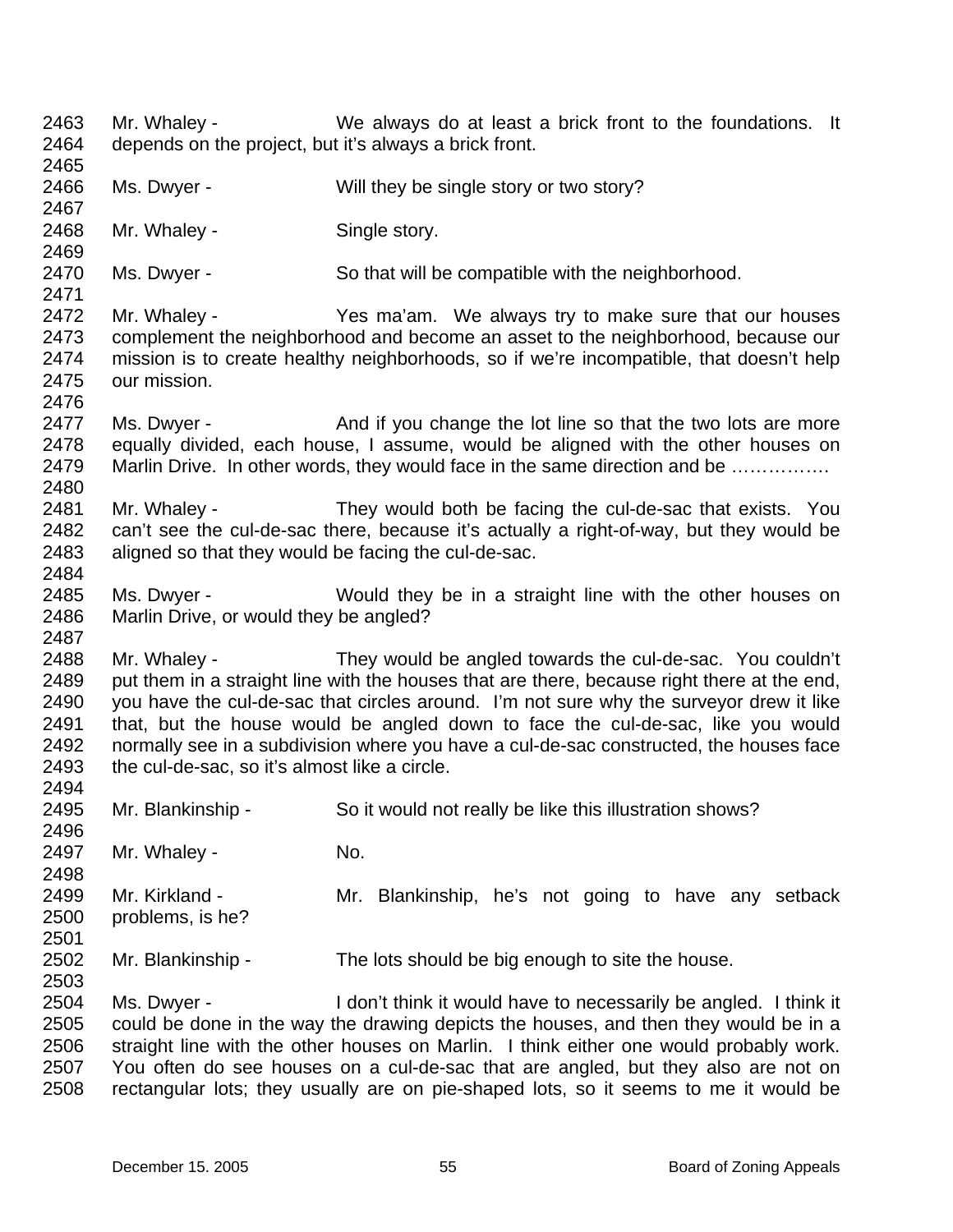Mr. Whaley - We always do at least a brick front to the foundations. It depends on the project, but it's always a brick front.

Ms. Dwyer - Will they be single story or two story?

Mr. Whaley - Single story.

Ms. Dwyer - So that will be compatible with the neighborhood.

Mr. Whaley - Yes ma'am. We always try to make sure that our houses complement the neighborhood and become an asset to the neighborhood, because our mission is to create healthy neighborhoods, so if we're incompatible, that doesn't help our mission.

Ms. Dwyer - And if you change the lot line so that the two lots are more equally divided, each house, I assume, would be aligned with the other houses on Marlin Drive. In other words, they would face in the same direction and be …………….

Mr. Whaley - They would both be facing the cul-de-sac that exists. You can't see the cul-de-sac there, because it's actually a right-of-way, but they would be aligned so that they would be facing the cul-de-sac.

Ms. Dwyer - Would they be in a straight line with the other houses on Marlin Drive, or would they be angled?

Mr. Whaley - They would be angled towards the cul-de-sac. You couldn't put them in a straight line with the houses that are there, because right there at the end, you have the cul-de-sac that circles around. I'm not sure why the surveyor drew it like that, but the house would be angled down to face the cul-de-sac, like you would normally see in a subdivision where you have a cul-de-sac constructed, the houses face the cul-de-sac, so it's almost like a circle.

Mr. Blankinship - So it would not really be like this illustration shows?

Mr. Whaley - No.

Mr. Kirkland - Mr. Blankinship, he's not going to have any setback problems, is he?

Mr. Blankinship - The lots should be big enough to site the house.

Ms. Dwyer - I don't think it would have to necessarily be angled. I think it could be done in the way the drawing depicts the houses, and then they would be in a straight line with the other houses on Marlin. I think either one would probably work. You often do see houses on a cul-de-sac that are angled, but they also are not on rectangular lots; they usually are on pie-shaped lots, so it seems to me it would be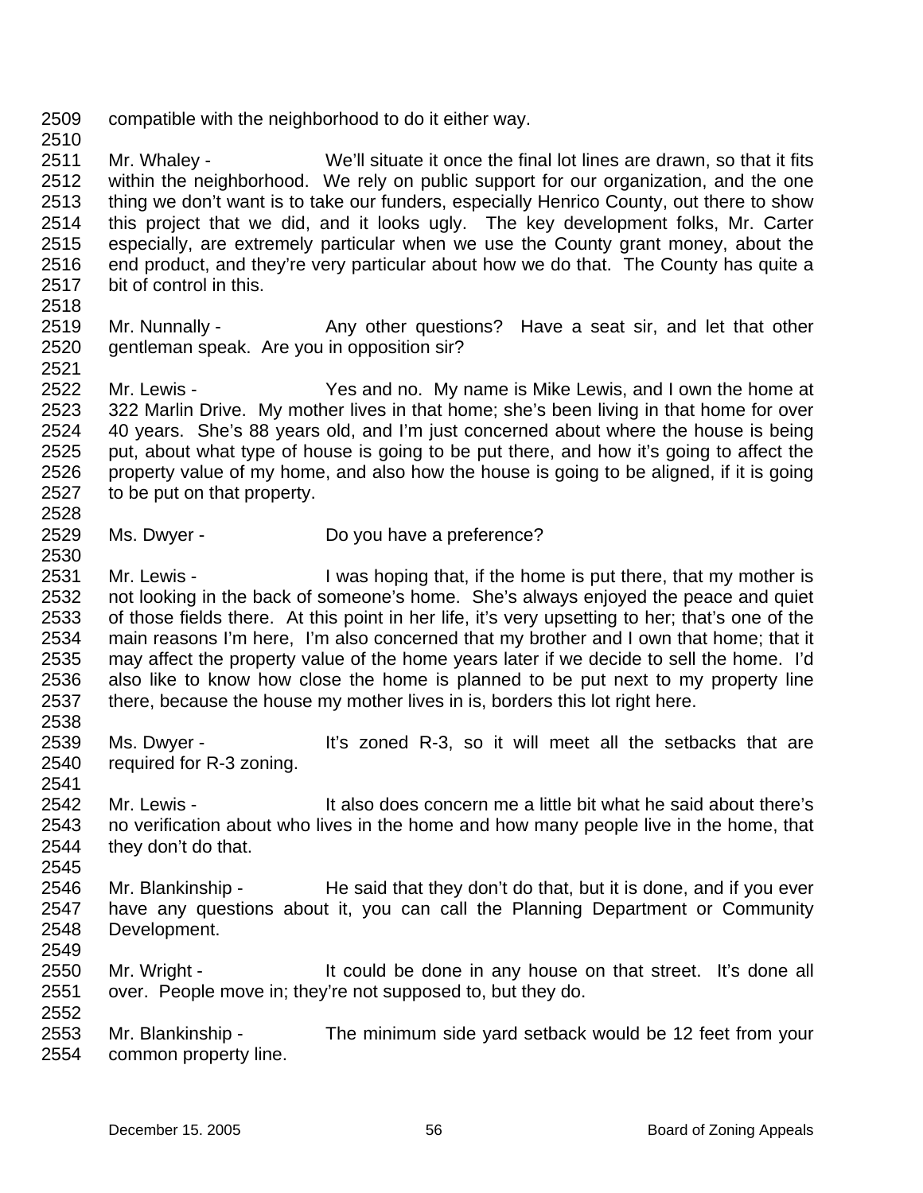compatible with the neighborhood to do it either way.

Mr. Whaley - We'll situate it once the final lot lines are drawn, so that it fits within the neighborhood. We rely on public support for our organization, and the one thing we don't want is to take our funders, especially Henrico County, out there to show this project that we did, and it looks ugly. The key development folks, Mr. Carter especially, are extremely particular when we use the County grant money, about the end product, and they're very particular about how we do that. The County has quite a bit of control in this.

Mr. Nunnally - Any other questions? Have a seat sir, and let that other gentleman speak. Are you in opposition sir?

Mr. Lewis - Yes and no. My name is Mike Lewis, and I own the home at 322 Marlin Drive. My mother lives in that home; she's been living in that home for over 40 years. She's 88 years old, and I'm just concerned about where the house is being put, about what type of house is going to be put there, and how it's going to affect the property value of my home, and also how the house is going to be aligned, if it is going to be put on that property.

Ms. Dwyer - Do you have a preference?

Mr. Lewis - I was hoping that, if the home is put there, that my mother is not looking in the back of someone's home. She's always enjoyed the peace and quiet of those fields there. At this point in her life, it's very upsetting to her; that's one of the main reasons I'm here, I'm also concerned that my brother and I own that home; that it may affect the property value of the home years later if we decide to sell the home. I'd also like to know how close the home is planned to be put next to my property line there, because the house my mother lives in is, borders this lot right here.

Ms. Dwyer - It's zoned R-3, so it will meet all the setbacks that are required for R-3 zoning.

Mr. Lewis - It also does concern me a little bit what he said about there's no verification about who lives in the home and how many people live in the home, that they don't do that.

Mr. Blankinship - He said that they don't do that, but it is done, and if you ever have any questions about it, you can call the Planning Department or Community Development.

Mr. Wright - It could be done in any house on that street. It's done all over. People move in; they're not supposed to, but they do.

Mr. Blankinship - The minimum side yard setback would be 12 feet from your common property line.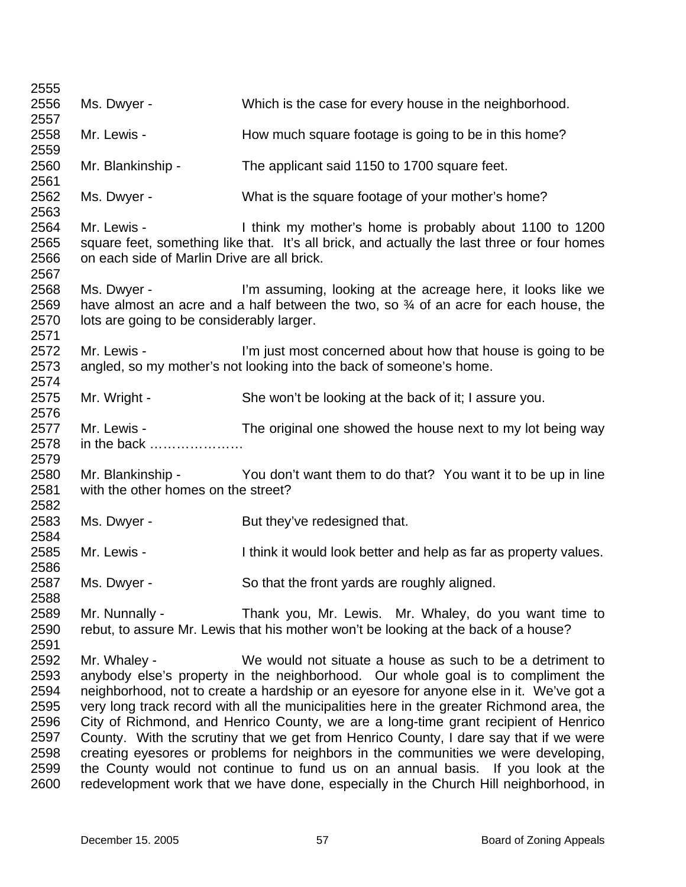2555

2556 Ms. Dwyer - Which is the case for every house in the neighborhood.

2557

2558 Mr. Lewis - How much square footage is going to be in this home?

2559

2560 Mr. Blankinship - The applicant said 1150 to 1700 square feet.

2561

2562 Ms. Dwyer - What is the square footage of your mother's home?

2563

2564 Mr. Lewis - I think my mother's home is probably about 1100 to 1200
2565 square feet, something like that. It's all brick, and actually the last three or four homes
2566 on each side of Marlin Drive are all brick.

2567

2568 Ms. Dwyer - I'm assuming, looking at the acreage here, it looks like we
2569 have almost an acre and a half between the two, so ¾ of an acre for each house, the
2570 lots are going to be considerably larger.

2571

2572 Mr. Lewis - I'm just most concerned about how that house is going to be
2573 angled, so my mother's not looking into the back of someone's home.

2574

2575 Mr. Wright - She won't be looking at the back of it; I assure you.

2576

2577 Mr. Lewis - The original one showed the house next to my lot being way
2578 in the back …………………

2579

2580 Mr. Blankinship - You don't want them to do that? You want it to be up in line
2581 with the other homes on the street?

2582

2583 Ms. Dwyer - But they've redesigned that.

2584

2585 Mr. Lewis - I think it would look better and help as far as property values.

2586

2587 Ms. Dwyer - So that the front yards are roughly aligned.

2588

2589 Mr. Nunnally - Thank you, Mr. Lewis. Mr. Whaley, do you want time to
2590 rebut, to assure Mr. Lewis that his mother won't be looking at the back of a house?

2591

2592 Mr. Whaley - We would not situate a house as such to be a detriment to
2593 anybody else's property in the neighborhood. Our whole goal is to compliment the
2594 neighborhood, not to create a hardship or an eyesore for anyone else in it. We've got a
2595 very long track record with all the municipalities here in the greater Richmond area, the
2596 City of Richmond, and Henrico County, we are a long-time grant recipient of Henrico
2597 County. With the scrutiny that we get from Henrico County, I dare say that if we were
2598 creating eyesores or problems for neighbors in the communities we were developing,
2599 the County would not continue to fund us on an annual basis. If you look at the
2600 redevelopment work that we have done, especially in the Church Hill neighborhood, in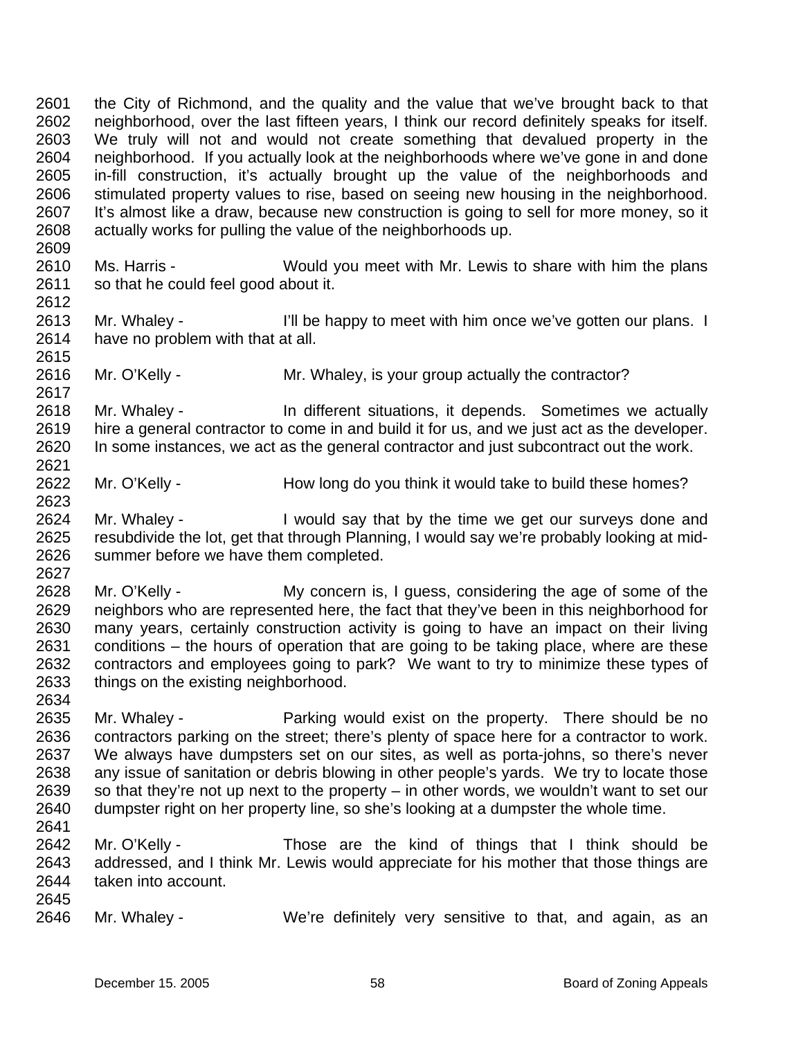2601 the City of Richmond, and the quality and the value that we've brought back to that
2602 neighborhood, over the last fifteen years, I think our record definitely speaks for itself.
2603 We truly will not and would not create something that devalued property in the
2604 neighborhood. If you actually look at the neighborhoods where we've gone in and done
2605 in-fill construction, it's actually brought up the value of the neighborhoods and
2606 stimulated property values to rise, based on seeing new housing in the neighborhood.
2607 It's almost like a draw, because new construction is going to sell for more money, so it
2608 actually works for pulling the value of the neighborhoods up.
2609
2610 Ms. Harris - Would you meet with Mr. Lewis to share with him the plans
2611 so that he could feel good about it.
2612
2613 Mr. Whaley - I'll be happy to meet with him once we've gotten our plans. I
2614 have no problem with that at all.
2615
2616 Mr. O'Kelly - Mr. Whaley, is your group actually the contractor?
2617
2618 Mr. Whaley - In different situations, it depends. Sometimes we actually
2619 hire a general contractor to come in and build it for us, and we just act as the developer.
2620 In some instances, we act as the general contractor and just subcontract out the work.
2621
2622 Mr. O'Kelly - How long do you think it would take to build these homes?
2623
2624 Mr. Whaley - I would say that by the time we get our surveys done and
2625 resubdivide the lot, get that through Planning, I would say we're probably looking at mid-
2626 summer before we have them completed.
2627
2628 Mr. O'Kelly - My concern is, I guess, considering the age of some of the
2629 neighbors who are represented here, the fact that they've been in this neighborhood for
2630 many years, certainly construction activity is going to have an impact on their living
2631 conditions – the hours of operation that are going to be taking place, where are these
2632 contractors and employees going to park? We want to try to minimize these types of
2633 things on the existing neighborhood.
2634
2635 Mr. Whaley - Parking would exist on the property. There should be no
2636 contractors parking on the street; there's plenty of space here for a contractor to work.
2637 We always have dumpsters set on our sites, as well as porta-johns, so there's never
2638 any issue of sanitation or debris blowing in other people's yards. We try to locate those
2639 so that they're not up next to the property – in other words, we wouldn't want to set our
2640 dumpster right on her property line, so she's looking at a dumpster the whole time.
2641
2642 Mr. O'Kelly - Those are the kind of things that I think should be
2643 addressed, and I think Mr. Lewis would appreciate for his mother that those things are
2644 taken into account.
2645
2646 Mr. Whaley - We're definitely very sensitive to that, and again, as an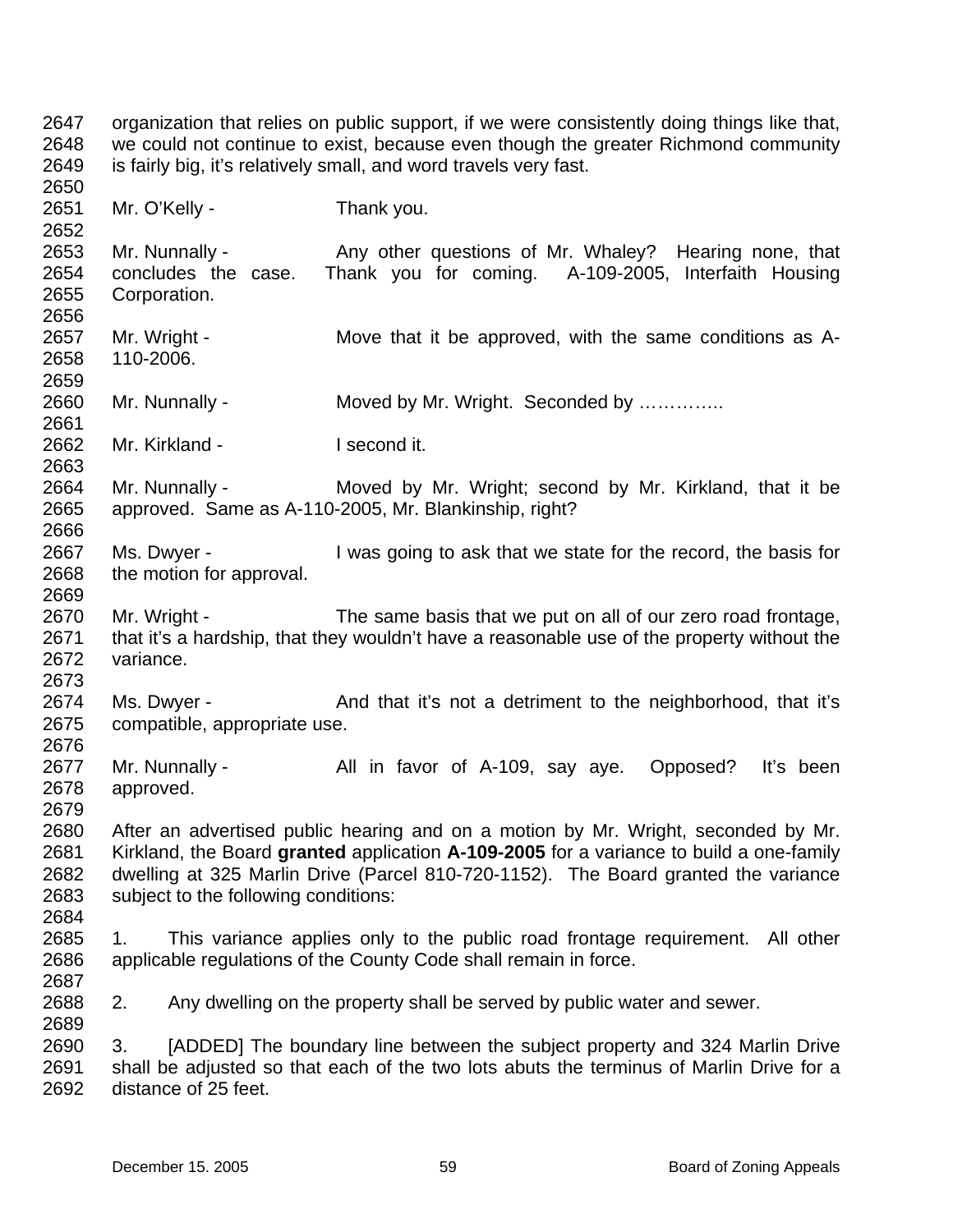organization that relies on public support, if we were consistently doing things like that, we could not continue to exist, because even though the greater Richmond community is fairly big, it's relatively small, and word travels very fast.

Mr. O'Kelly - Thank you.

Mr. Nunnally - Any other questions of Mr. Whaley? Hearing none, that concludes the case. Thank you for coming. A-109-2005, Interfaith Housing Corporation.

Mr. Wright - Move that it be approved, with the same conditions as A-110-2006.

Mr. Nunnally - Moved by Mr. Wright. Seconded by …………..

Mr. Kirkland - I second it.

Mr. Nunnally - Moved by Mr. Wright; second by Mr. Kirkland, that it be approved. Same as A-110-2005, Mr. Blankinship, right?

Ms. Dwyer - I was going to ask that we state for the record, the basis for the motion for approval.

Mr. Wright - The same basis that we put on all of our zero road frontage, that it's a hardship, that they wouldn't have a reasonable use of the property without the variance.

Ms. Dwyer - And that it's not a detriment to the neighborhood, that it's compatible, appropriate use.

Mr. Nunnally - All in favor of A-109, say aye. Opposed? It's been approved.

After an advertised public hearing and on a motion by Mr. Wright, seconded by Mr. Kirkland, the Board **granted** application **A-109-2005** for a variance to build a one-family dwelling at 325 Marlin Drive (Parcel 810-720-1152). The Board granted the variance subject to the following conditions:

1. This variance applies only to the public road frontage requirement. All other applicable regulations of the County Code shall remain in force.

2. Any dwelling on the property shall be served by public water and sewer.

3. [ADDED] The boundary line between the subject property and 324 Marlin Drive shall be adjusted so that each of the two lots abuts the terminus of Marlin Drive for a distance of 25 feet.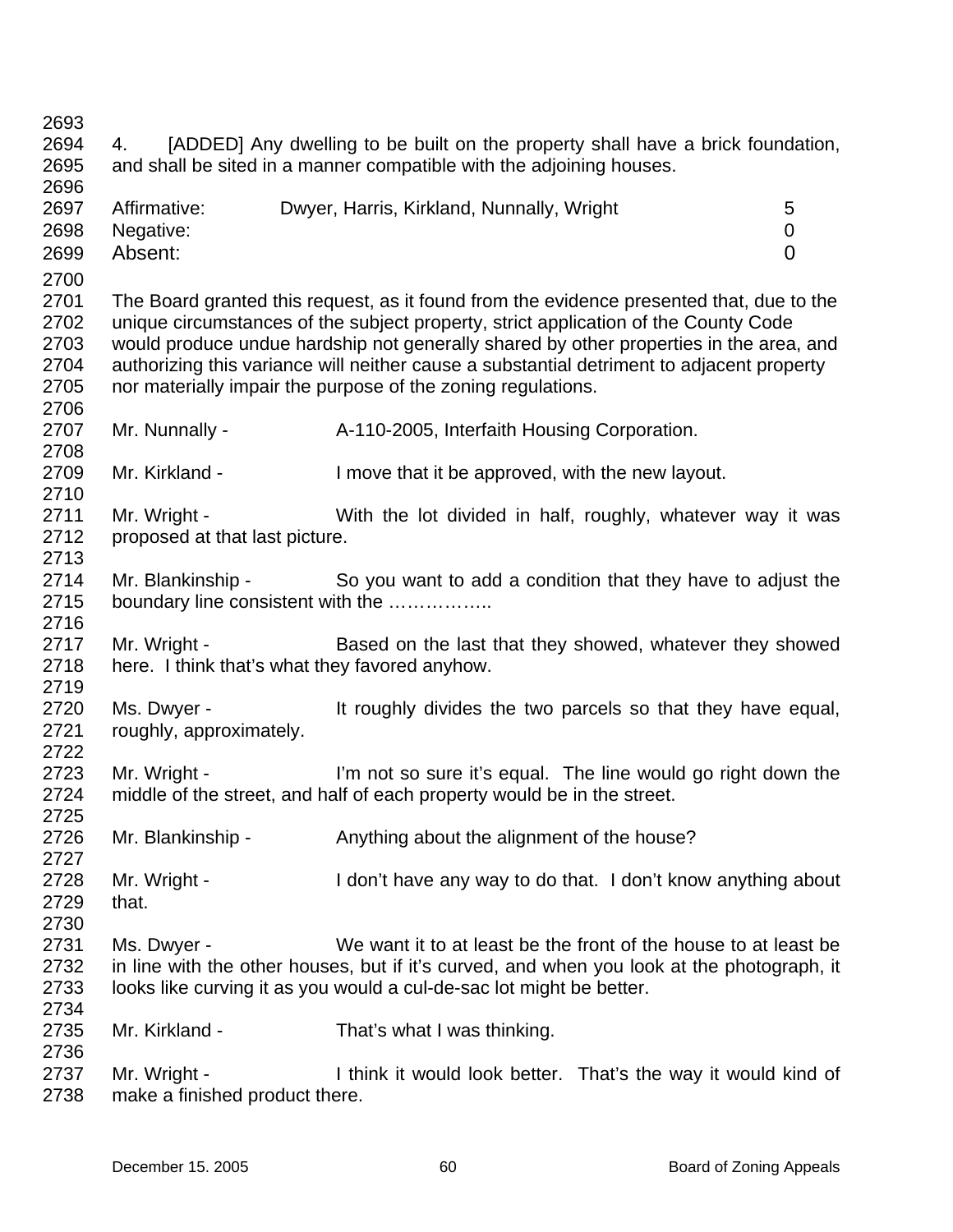4. [ADDED] Any dwelling to be built on the property shall have a brick foundation, and shall be sited in a manner compatible with the adjoining houses.

| | | |
|---|---|---|
| Affirmative: | Dwyer, Harris, Kirkland, Nunnally, Wright | 5 |
| Negative: | | 0 |
| Absent: | | 0 |

The Board granted this request, as it found from the evidence presented that, due to the unique circumstances of the subject property, strict application of the County Code would produce undue hardship not generally shared by other properties in the area, and authorizing this variance will neither cause a substantial detriment to adjacent property nor materially impair the purpose of the zoning regulations.

Mr. Nunnally - A-110-2005, Interfaith Housing Corporation.

Mr. Kirkland - I move that it be approved, with the new layout.

Mr. Wright - With the lot divided in half, roughly, whatever way it was proposed at that last picture.

Mr. Blankinship - So you want to add a condition that they have to adjust the boundary line consistent with the ……………..

Mr. Wright - Based on the last that they showed, whatever they showed here. I think that's what they favored anyhow.

Ms. Dwyer - It roughly divides the two parcels so that they have equal, roughly, approximately.

Mr. Wright - I'm not so sure it's equal. The line would go right down the middle of the street, and half of each property would be in the street.

Mr. Blankinship - Anything about the alignment of the house?

Mr. Wright - I don't have any way to do that. I don't know anything about that.

Ms. Dwyer - We want it to at least be the front of the house to at least be in line with the other houses, but if it's curved, and when you look at the photograph, it looks like curving it as you would a cul-de-sac lot might be better.

Mr. Kirkland - That's what I was thinking.

Mr. Wright - I think it would look better. That's the way it would kind of make a finished product there.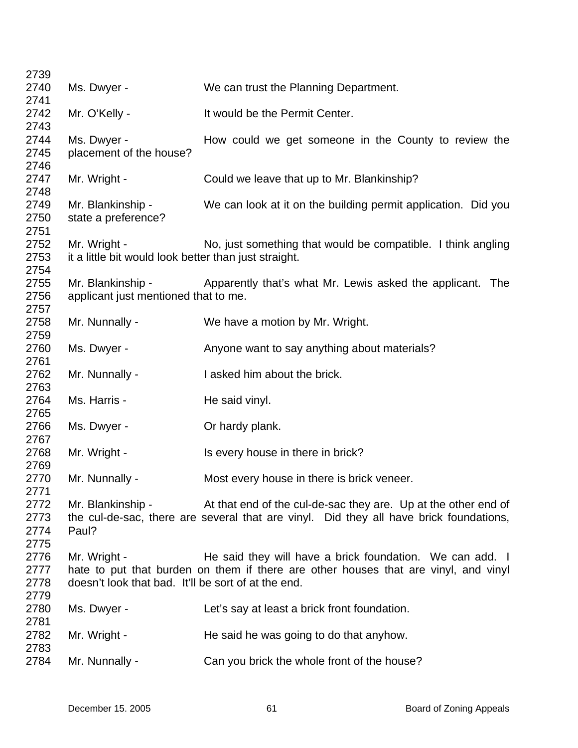2739
2740 Ms. Dwyer - We can trust the Planning Department.
2741
2742 Mr. O'Kelly - It would be the Permit Center.
2743
2744 Ms. Dwyer - How could we get someone in the County to review the
2745 placement of the house?
2746
2747 Mr. Wright - Could we leave that up to Mr. Blankinship?
2748
2749 Mr. Blankinship - We can look at it on the building permit application. Did you
2750 state a preference?
2751
2752 Mr. Wright - No, just something that would be compatible. I think angling
2753 it a little bit would look better than just straight.
2754
2755 Mr. Blankinship - Apparently that's what Mr. Lewis asked the applicant. The
2756 applicant just mentioned that to me.
2757
2758 Mr. Nunnally - We have a motion by Mr. Wright.
2759
2760 Ms. Dwyer - Anyone want to say anything about materials?
2761
2762 Mr. Nunnally - I asked him about the brick.
2763
2764 Ms. Harris - He said vinyl.
2765
2766 Ms. Dwyer - Or hardy plank.
2767
2768 Mr. Wright - Is every house in there in brick?
2769
2770 Mr. Nunnally - Most every house in there is brick veneer.
2771
2772 Mr. Blankinship - At that end of the cul-de-sac they are. Up at the other end of
2773 the cul-de-sac, there are several that are vinyl. Did they all have brick foundations,
2774 Paul?
2775
2776 Mr. Wright - He said they will have a brick foundation. We can add. I
2777 hate to put that burden on them if there are other houses that are vinyl, and vinyl
2778 doesn't look that bad. It'll be sort of at the end.
2779
2780 Ms. Dwyer - Let's say at least a brick front foundation.
2781
2782 Mr. Wright - He said he was going to do that anyhow.
2783
2784 Mr. Nunnally - Can you brick the whole front of the house?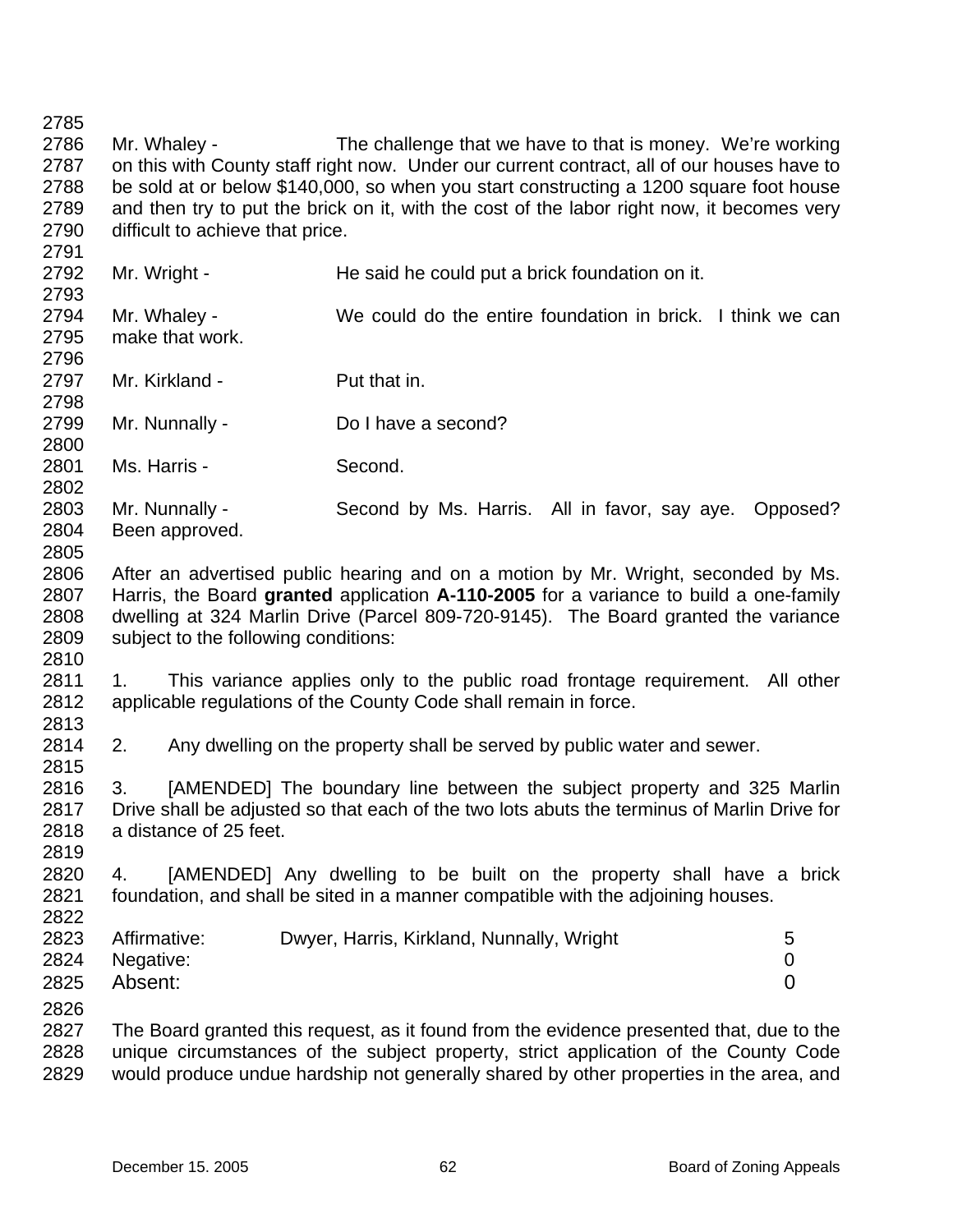Mr. Whaley - The challenge that we have to that is money. We're working on this with County staff right now. Under our current contract, all of our houses have to be sold at or below $140,000, so when you start constructing a 1200 square foot house and then try to put the brick on it, with the cost of the labor right now, it becomes very difficult to achieve that price.

Mr. Wright - He said he could put a brick foundation on it.

Mr. Whaley - We could do the entire foundation in brick. I think we can make that work.

Mr. Kirkland - Put that in.

Mr. Nunnally - Do I have a second?

Ms. Harris - Second.

Mr. Nunnally - Second by Ms. Harris. All in favor, say aye. Opposed? Been approved.

After an advertised public hearing and on a motion by Mr. Wright, seconded by Ms. Harris, the Board **granted** application **A-110-2005** for a variance to build a one-family dwelling at 324 Marlin Drive (Parcel 809-720-9145). The Board granted the variance subject to the following conditions:

1. This variance applies only to the public road frontage requirement. All other applicable regulations of the County Code shall remain in force.

2. Any dwelling on the property shall be served by public water and sewer.

3. [AMENDED] The boundary line between the subject property and 325 Marlin Drive shall be adjusted so that each of the two lots abuts the terminus of Marlin Drive for a distance of 25 feet.

4. [AMENDED] Any dwelling to be built on the property shall have a brick foundation, and shall be sited in a manner compatible with the adjoining houses.

| | | |
|---|---|---|
| Affirmative: | Dwyer, Harris, Kirkland, Nunnally, Wright | 5 |
| Negative: | | 0 |
| Absent: | | 0 |

The Board granted this request, as it found from the evidence presented that, due to the unique circumstances of the subject property, strict application of the County Code would produce undue hardship not generally shared by other properties in the area, and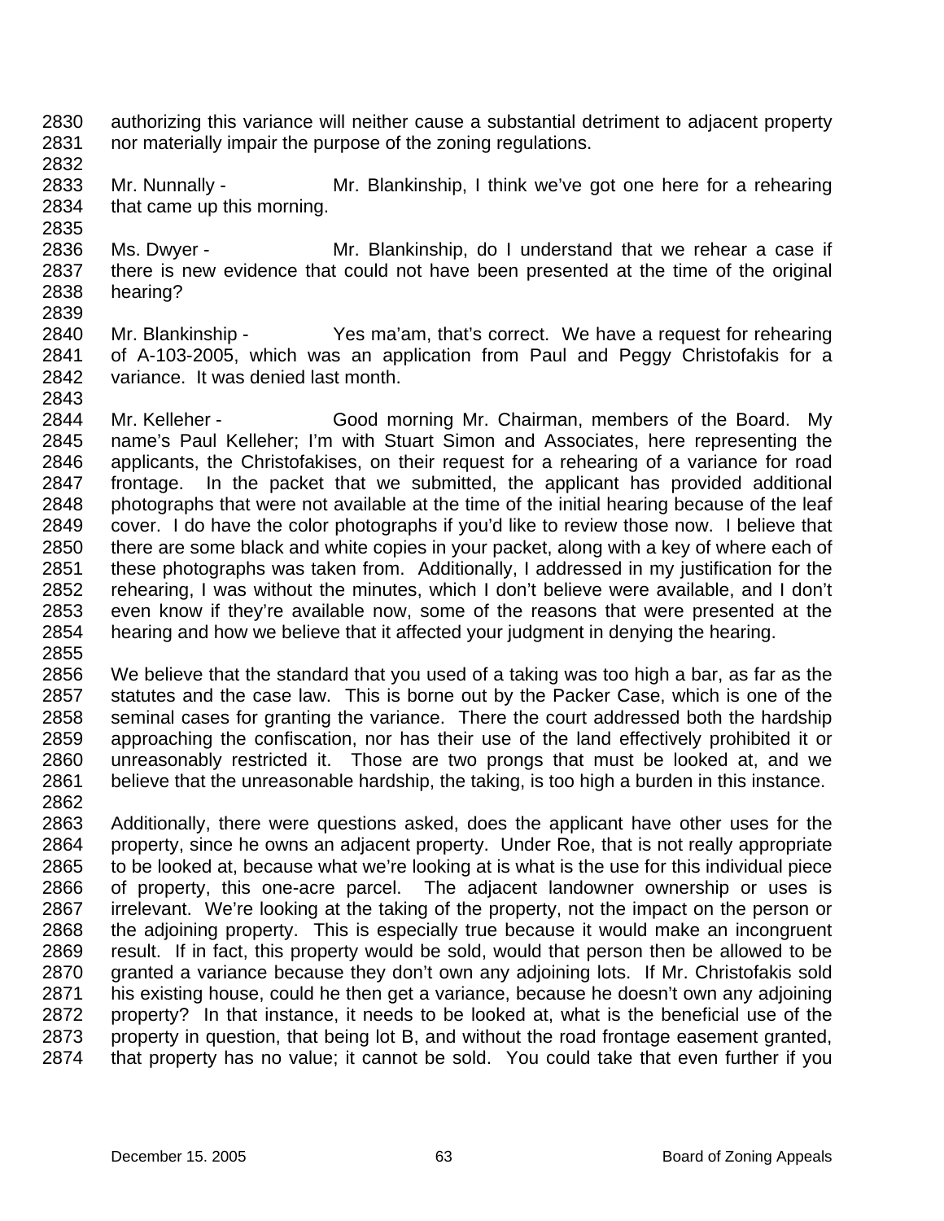authorizing this variance will neither cause a substantial detriment to adjacent property nor materially impair the purpose of the zoning regulations.

Mr. Nunnally - Mr. Blankinship, I think we've got one here for a rehearing that came up this morning.

Ms. Dwyer - Mr. Blankinship, do I understand that we rehear a case if there is new evidence that could not have been presented at the time of the original hearing?

Mr. Blankinship - Yes ma'am, that's correct. We have a request for rehearing of A-103-2005, which was an application from Paul and Peggy Christofakis for a variance. It was denied last month.

Mr. Kelleher - Good morning Mr. Chairman, members of the Board. My name's Paul Kelleher; I'm with Stuart Simon and Associates, here representing the applicants, the Christofakises, on their request for a rehearing of a variance for road frontage. In the packet that we submitted, the applicant has provided additional photographs that were not available at the time of the initial hearing because of the leaf cover. I do have the color photographs if you'd like to review those now. I believe that there are some black and white copies in your packet, along with a key of where each of these photographs was taken from. Additionally, I addressed in my justification for the rehearing, I was without the minutes, which I don't believe were available, and I don't even know if they're available now, some of the reasons that were presented at the hearing and how we believe that it affected your judgment in denying the hearing.

We believe that the standard that you used of a taking was too high a bar, as far as the statutes and the case law. This is borne out by the Packer Case, which is one of the seminal cases for granting the variance. There the court addressed both the hardship approaching the confiscation, nor has their use of the land effectively prohibited it or unreasonably restricted it. Those are two prongs that must be looked at, and we believe that the unreasonable hardship, the taking, is too high a burden in this instance.

Additionally, there were questions asked, does the applicant have other uses for the property, since he owns an adjacent property. Under Roe, that is not really appropriate to be looked at, because what we're looking at is what is the use for this individual piece of property, this one-acre parcel. The adjacent landowner ownership or uses is irrelevant. We're looking at the taking of the property, not the impact on the person or the adjoining property. This is especially true because it would make an incongruent result. If in fact, this property would be sold, would that person then be allowed to be granted a variance because they don't own any adjoining lots. If Mr. Christofakis sold his existing house, could he then get a variance, because he doesn't own any adjoining property? In that instance, it needs to be looked at, what is the beneficial use of the property in question, that being lot B, and without the road frontage easement granted, that property has no value; it cannot be sold. You could take that even further if you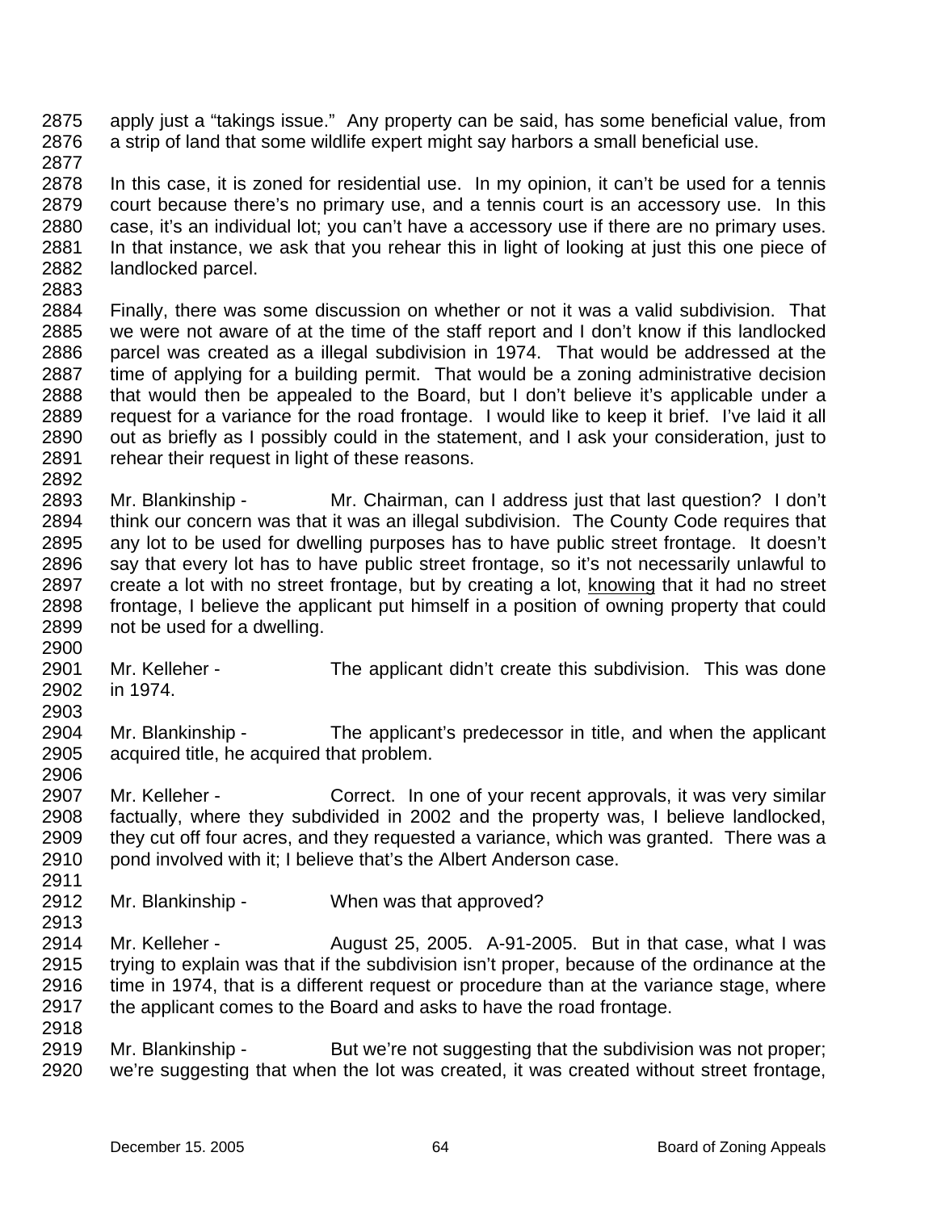apply just a "takings issue." Any property can be said, has some beneficial value, from a strip of land that some wildlife expert might say harbors a small beneficial use.

In this case, it is zoned for residential use. In my opinion, it can't be used for a tennis court because there's no primary use, and a tennis court is an accessory use. In this case, it's an individual lot; you can't have a accessory use if there are no primary uses. In that instance, we ask that you rehear this in light of looking at just this one piece of landlocked parcel.

Finally, there was some discussion on whether or not it was a valid subdivision. That we were not aware of at the time of the staff report and I don't know if this landlocked parcel was created as a illegal subdivision in 1974. That would be addressed at the time of applying for a building permit. That would be a zoning administrative decision that would then be appealed to the Board, but I don't believe it's applicable under a request for a variance for the road frontage. I would like to keep it brief. I've laid it all out as briefly as I possibly could in the statement, and I ask your consideration, just to rehear their request in light of these reasons.

Mr. Blankinship - Mr. Chairman, can I address just that last question? I don't think our concern was that it was an illegal subdivision. The County Code requires that any lot to be used for dwelling purposes has to have public street frontage. It doesn't say that every lot has to have public street frontage, so it's not necessarily unlawful to create a lot with no street frontage, but by creating a lot, knowing that it had no street frontage, I believe the applicant put himself in a position of owning property that could not be used for a dwelling.

Mr. Kelleher - The applicant didn't create this subdivision. This was done in 1974.

Mr. Blankinship - The applicant's predecessor in title, and when the applicant acquired title, he acquired that problem.

Mr. Kelleher - Correct. In one of your recent approvals, it was very similar factually, where they subdivided in 2002 and the property was, I believe landlocked, they cut off four acres, and they requested a variance, which was granted. There was a pond involved with it; I believe that's the Albert Anderson case.

Mr. Blankinship - When was that approved?

Mr. Kelleher - August 25, 2005. A-91-2005. But in that case, what I was trying to explain was that if the subdivision isn't proper, because of the ordinance at the time in 1974, that is a different request or procedure than at the variance stage, where the applicant comes to the Board and asks to have the road frontage.

Mr. Blankinship - But we're not suggesting that the subdivision was not proper; we're suggesting that when the lot was created, it was created without street frontage,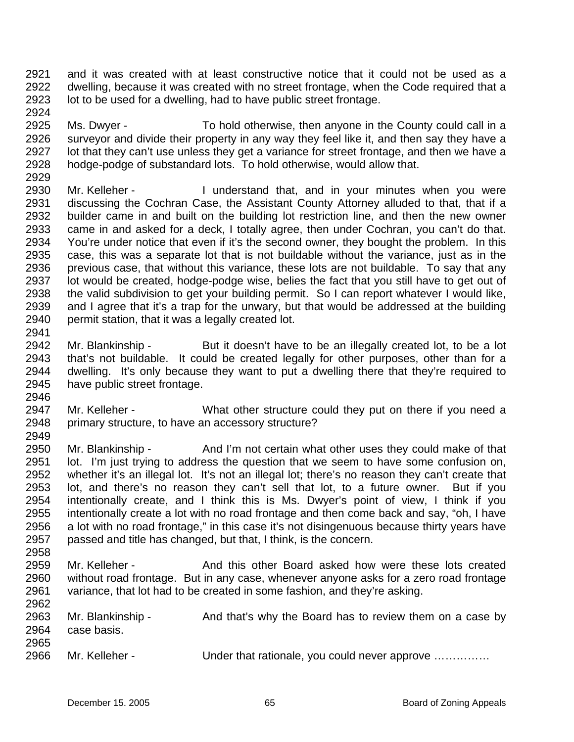2921 and it was created with at least constructive notice that it could not be used as a
2922 dwelling, because it was created with no street frontage, when the Code required that a
2923 lot to be used for a dwelling, had to have public street frontage.
2924
2925 Ms. Dwyer - To hold otherwise, then anyone in the County could call in a
2926 surveyor and divide their property in any way they feel like it, and then say they have a
2927 lot that they can't use unless they get a variance for street frontage, and then we have a
2928 hodge-podge of substandard lots. To hold otherwise, would allow that.
2929
2930 Mr. Kelleher - I understand that, and in your minutes when you were
2931 discussing the Cochran Case, the Assistant County Attorney alluded to that, that if a
2932 builder came in and built on the building lot restriction line, and then the new owner
2933 came in and asked for a deck, I totally agree, then under Cochran, you can't do that.
2934 You're under notice that even if it's the second owner, they bought the problem. In this
2935 case, this was a separate lot that is not buildable without the variance, just as in the
2936 previous case, that without this variance, these lots are not buildable. To say that any
2937 lot would be created, hodge-podge wise, belies the fact that you still have to get out of
2938 the valid subdivision to get your building permit. So I can report whatever I would like,
2939 and I agree that it's a trap for the unwary, but that would be addressed at the building
2940 permit station, that it was a legally created lot.
2941
2942 Mr. Blankinship - But it doesn't have to be an illegally created lot, to be a lot
2943 that's not buildable. It could be created legally for other purposes, other than for a
2944 dwelling. It's only because they want to put a dwelling there that they're required to
2945 have public street frontage.
2946
2947 Mr. Kelleher - What other structure could they put on there if you need a
2948 primary structure, to have an accessory structure?
2949
2950 Mr. Blankinship - And I'm not certain what other uses they could make of that
2951 lot. I'm just trying to address the question that we seem to have some confusion on,
2952 whether it's an illegal lot. It's not an illegal lot; there's no reason they can't create that
2953 lot, and there's no reason they can't sell that lot, to a future owner. But if you
2954 intentionally create, and I think this is Ms. Dwyer's point of view, I think if you
2955 intentionally create a lot with no road frontage and then come back and say, "oh, I have
2956 a lot with no road frontage," in this case it's not disingenuous because thirty years have
2957 passed and title has changed, but that, I think, is the concern.
2958
2959 Mr. Kelleher - And this other Board asked how were these lots created
2960 without road frontage. But in any case, whenever anyone asks for a zero road frontage
2961 variance, that lot had to be created in some fashion, and they're asking.
2962
2963 Mr. Blankinship - And that's why the Board has to review them on a case by
2964 case basis.
2965
2966 Mr. Kelleher - Under that rationale, you could never approve ……………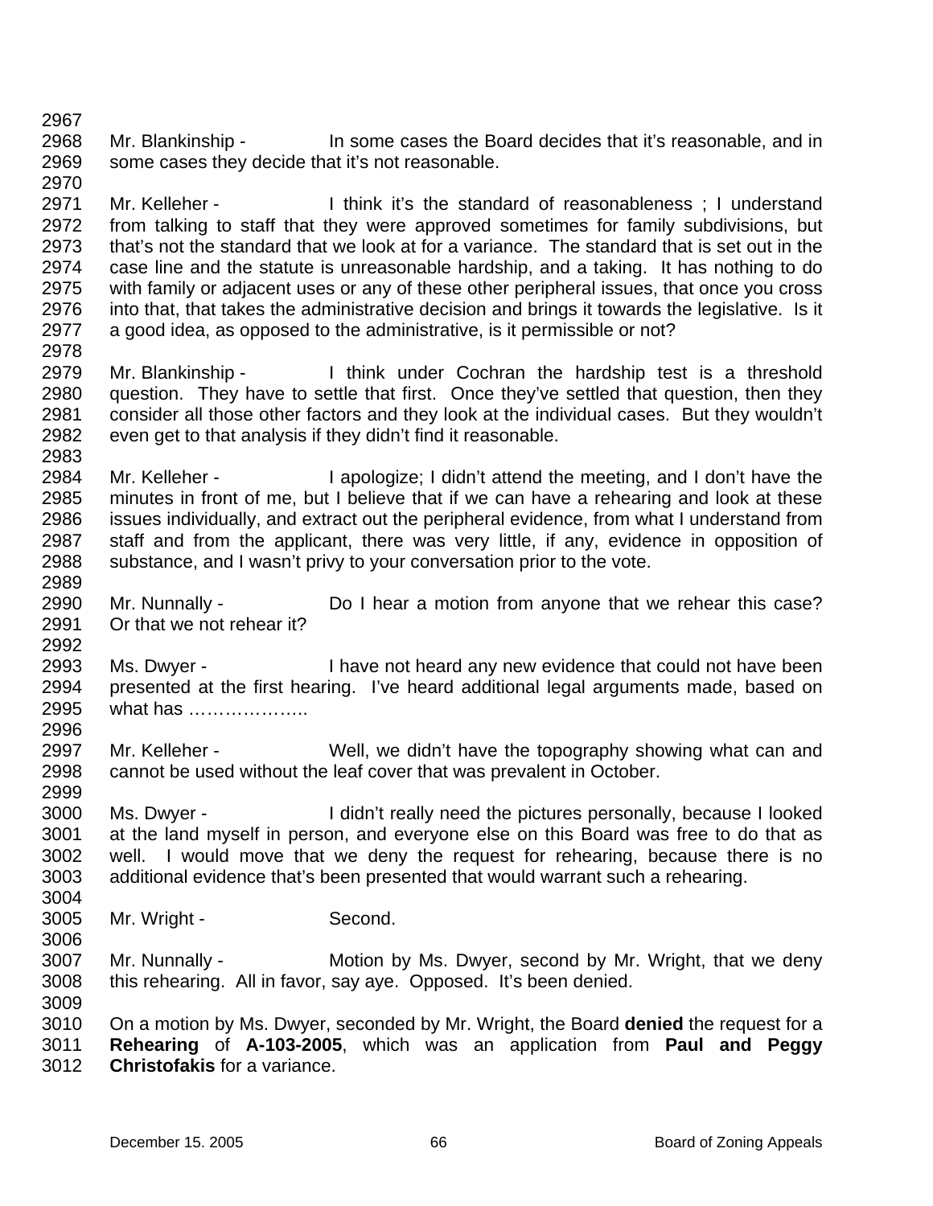Mr. Blankinship - In some cases the Board decides that it's reasonable, and in some cases they decide that it's not reasonable.

Mr. Kelleher - I think it's the standard of reasonableness ; I understand from talking to staff that they were approved sometimes for family subdivisions, but that's not the standard that we look at for a variance. The standard that is set out in the case line and the statute is unreasonable hardship, and a taking. It has nothing to do with family or adjacent uses or any of these other peripheral issues, that once you cross into that, that takes the administrative decision and brings it towards the legislative. Is it a good idea, as opposed to the administrative, is it permissible or not?

Mr. Blankinship - I think under Cochran the hardship test is a threshold question. They have to settle that first. Once they've settled that question, then they consider all those other factors and they look at the individual cases. But they wouldn't even get to that analysis if they didn't find it reasonable.

Mr. Kelleher - I apologize; I didn't attend the meeting, and I don't have the minutes in front of me, but I believe that if we can have a rehearing and look at these issues individually, and extract out the peripheral evidence, from what I understand from staff and from the applicant, there was very little, if any, evidence in opposition of substance, and I wasn't privy to your conversation prior to the vote.

Mr. Nunnally - Do I hear a motion from anyone that we rehear this case? Or that we not rehear it?

Ms. Dwyer - I have not heard any new evidence that could not have been presented at the first hearing. I've heard additional legal arguments made, based on what has ………………..

Mr. Kelleher - Well, we didn't have the topography showing what can and cannot be used without the leaf cover that was prevalent in October.

Ms. Dwyer - I didn't really need the pictures personally, because I looked at the land myself in person, and everyone else on this Board was free to do that as well. I would move that we deny the request for rehearing, because there is no additional evidence that's been presented that would warrant such a rehearing.

Mr. Wright - Second.

Mr. Nunnally - Motion by Ms. Dwyer, second by Mr. Wright, that we deny this rehearing. All in favor, say aye. Opposed. It's been denied.

On a motion by Ms. Dwyer, seconded by Mr. Wright, the Board **denied** the request for a **Rehearing** of **A-103-2005**, which was an application from **Paul and Peggy Christofakis** for a variance.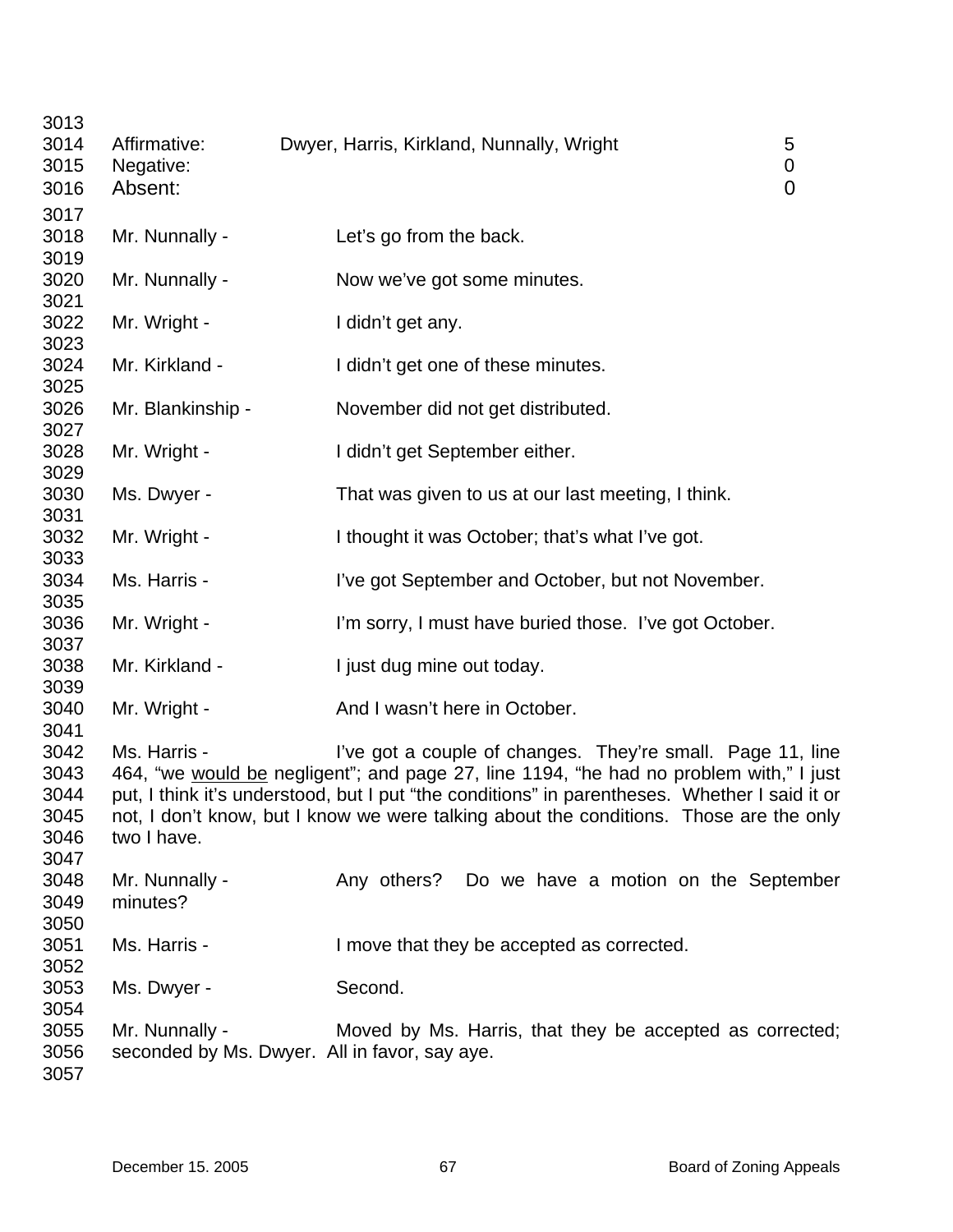| Affirmative: | Dwyer, Harris, Kirkland, Nunnally, Wright | 5 |
|---|---|---|
| Negative: | | 0 |
| Absent: | | 0 |

Mr. Nunnally - Let's go from the back.

Mr. Nunnally - Now we've got some minutes.

Mr. Wright - I didn't get any.

Mr. Kirkland - I didn't get one of these minutes.

Mr. Blankinship - November did not get distributed.

Mr. Wright - I didn't get September either.

Ms. Dwyer - That was given to us at our last meeting, I think.

Mr. Wright - I thought it was October; that's what I've got.

Ms. Harris - I've got September and October, but not November.

Mr. Wright - I'm sorry, I must have buried those. I've got October.

Mr. Kirkland - I just dug mine out today.

Mr. Wright - And I wasn't here in October.

Ms. Harris - I've got a couple of changes. They're small. Page 11, line 464, "we would be negligent"; and page 27, line 1194, "he had no problem with," I just put, I think it's understood, but I put "the conditions" in parentheses. Whether I said it or not, I don't know, but I know we were talking about the conditions. Those are the only two I have.

Mr. Nunnally - Any others? Do we have a motion on the September minutes?

Ms. Harris - I move that they be accepted as corrected.

Ms. Dwyer - Second.

Mr. Nunnally - Moved by Ms. Harris, that they be accepted as corrected; seconded by Ms. Dwyer. All in favor, say aye.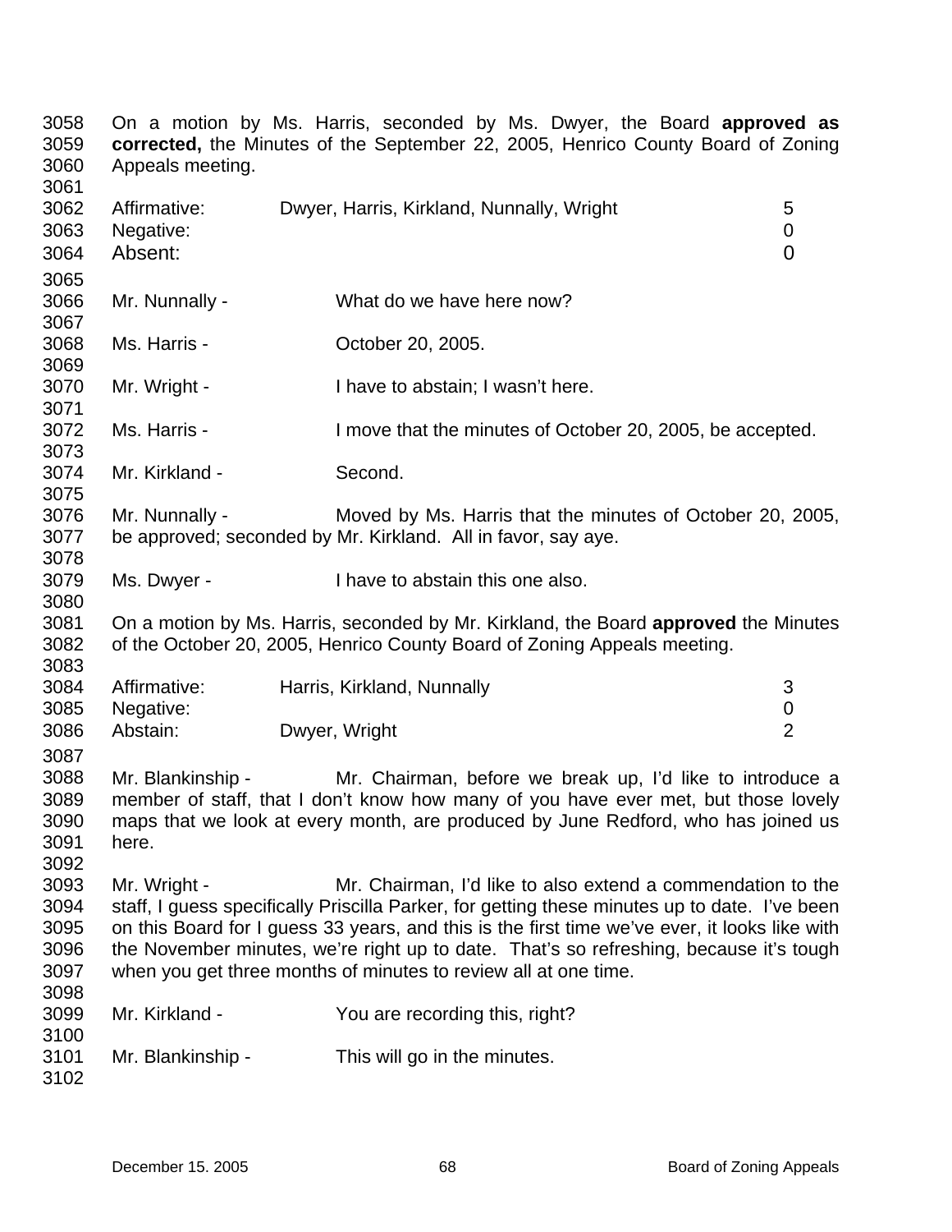On a motion by Ms. Harris, seconded by Ms. Dwyer, the Board **approved as corrected,** the Minutes of the September 22, 2005, Henrico County Board of Zoning Appeals meeting.

| | | |
|---|---|---|
| Affirmative: | Dwyer, Harris, Kirkland, Nunnally, Wright | 5 |
| Negative: | | 0 |
| Absent: | | 0 |

Mr. Nunnally - What do we have here now?

Ms. Harris - October 20, 2005.

Mr. Wright - I have to abstain; I wasn't here.

Ms. Harris - I move that the minutes of October 20, 2005, be accepted.

Mr. Kirkland - Second.

Mr. Nunnally - Moved by Ms. Harris that the minutes of October 20, 2005, be approved; seconded by Mr. Kirkland. All in favor, say aye.

Ms. Dwyer - I have to abstain this one also.

On a motion by Ms. Harris, seconded by Mr. Kirkland, the Board **approved** the Minutes of the October 20, 2005, Henrico County Board of Zoning Appeals meeting.

| | | |
|---|---|---|
| Affirmative: | Harris, Kirkland, Nunnally | 3 |
| Negative: | | 0 |
| Abstain: | Dwyer, Wright | 2 |

Mr. Blankinship - Mr. Chairman, before we break up, I'd like to introduce a member of staff, that I don't know how many of you have ever met, but those lovely maps that we look at every month, are produced by June Redford, who has joined us here.

Mr. Wright - Mr. Chairman, I'd like to also extend a commendation to the staff, I guess specifically Priscilla Parker, for getting these minutes up to date. I've been on this Board for I guess 33 years, and this is the first time we've ever, it looks like with the November minutes, we're right up to date. That's so refreshing, because it's tough when you get three months of minutes to review all at one time.

Mr. Kirkland - You are recording this, right?

Mr. Blankinship - This will go in the minutes.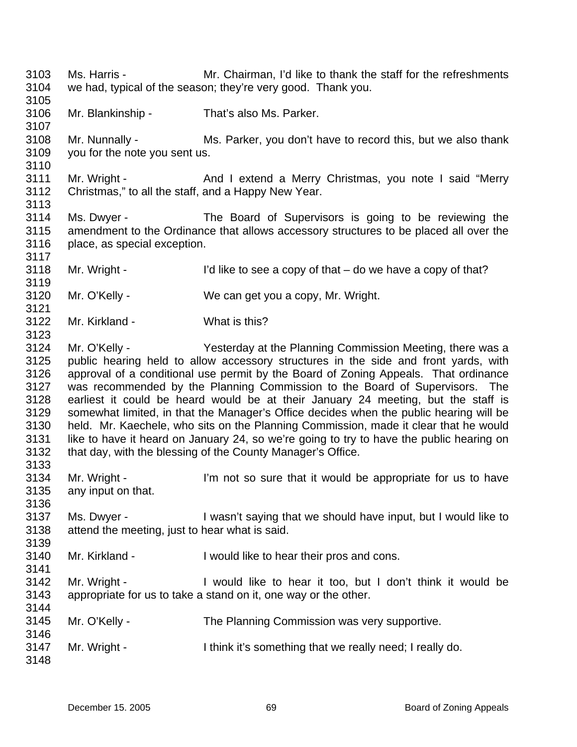3103 Ms. Harris - Mr. Chairman, I'd like to thank the staff for the refreshments
3104 we had, typical of the season; they're very good. Thank you.
3105
3106 Mr. Blankinship - That's also Ms. Parker.
3107
3108 Mr. Nunnally - Ms. Parker, you don't have to record this, but we also thank
3109 you for the note you sent us.
3110
3111 Mr. Wright - And I extend a Merry Christmas, you note I said "Merry
3112 Christmas," to all the staff, and a Happy New Year.
3113
3114 Ms. Dwyer - The Board of Supervisors is going to be reviewing the
3115 amendment to the Ordinance that allows accessory structures to be placed all over the
3116 place, as special exception.
3117
3118 Mr. Wright - I'd like to see a copy of that – do we have a copy of that?
3119
3120 Mr. O'Kelly - We can get you a copy, Mr. Wright.
3121
3122 Mr. Kirkland - What is this?
3123
3124 Mr. O'Kelly - Yesterday at the Planning Commission Meeting, there was a
3125 public hearing held to allow accessory structures in the side and front yards, with
3126 approval of a conditional use permit by the Board of Zoning Appeals. That ordinance
3127 was recommended by the Planning Commission to the Board of Supervisors. The
3128 earliest it could be heard would be at their January 24 meeting, but the staff is
3129 somewhat limited, in that the Manager's Office decides when the public hearing will be
3130 held. Mr. Kaechele, who sits on the Planning Commission, made it clear that he would
3131 like to have it heard on January 24, so we're going to try to have the public hearing on
3132 that day, with the blessing of the County Manager's Office.
3133
3134 Mr. Wright - I'm not so sure that it would be appropriate for us to have
3135 any input on that.
3136
3137 Ms. Dwyer - I wasn't saying that we should have input, but I would like to
3138 attend the meeting, just to hear what is said.
3139
3140 Mr. Kirkland - I would like to hear their pros and cons.
3141
3142 Mr. Wright - I would like to hear it too, but I don't think it would be
3143 appropriate for us to take a stand on it, one way or the other.
3144
3145 Mr. O'Kelly - The Planning Commission was very supportive.
3146
3147 Mr. Wright - I think it's something that we really need; I really do.
3148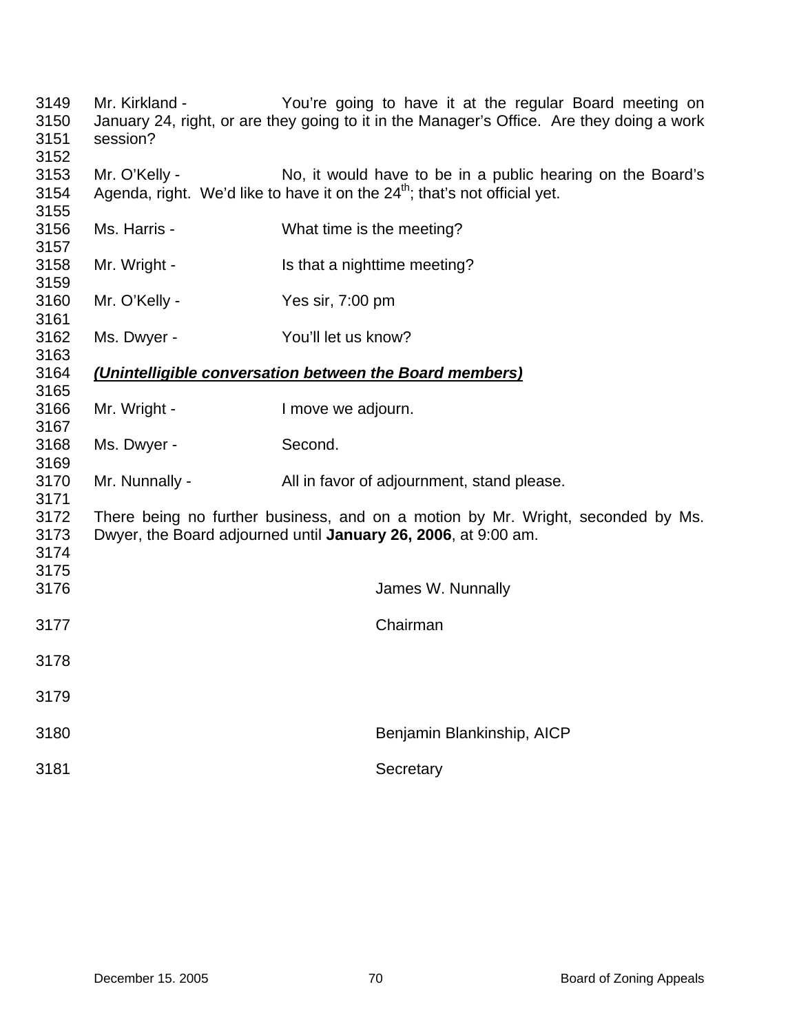Mr. Kirkland - You're going to have it at the regular Board meeting on January 24, right, or are they going to it in the Manager's Office. Are they doing a work session?

Mr. O'Kelly - No, it would have to be in a public hearing on the Board's Agenda, right. We'd like to have it on the 24th; that's not official yet.

Ms. Harris - What time is the meeting?

Mr. Wright - Is that a nighttime meeting?

Mr. O'Kelly - Yes sir, 7:00 pm

Ms. Dwyer - You'll let us know?

***(Unintelligible conversation between the Board members)***

Mr. Wright - I move we adjourn.

Ms. Dwyer - Second.

Mr. Nunnally - All in favor of adjournment, stand please.

There being no further business, and on a motion by Mr. Wright, seconded by Ms. Dwyer, the Board adjourned until **January 26, 2006**, at 9:00 am.

James W. Nunnally

Chairman

Benjamin Blankinship, AICP

Secretary